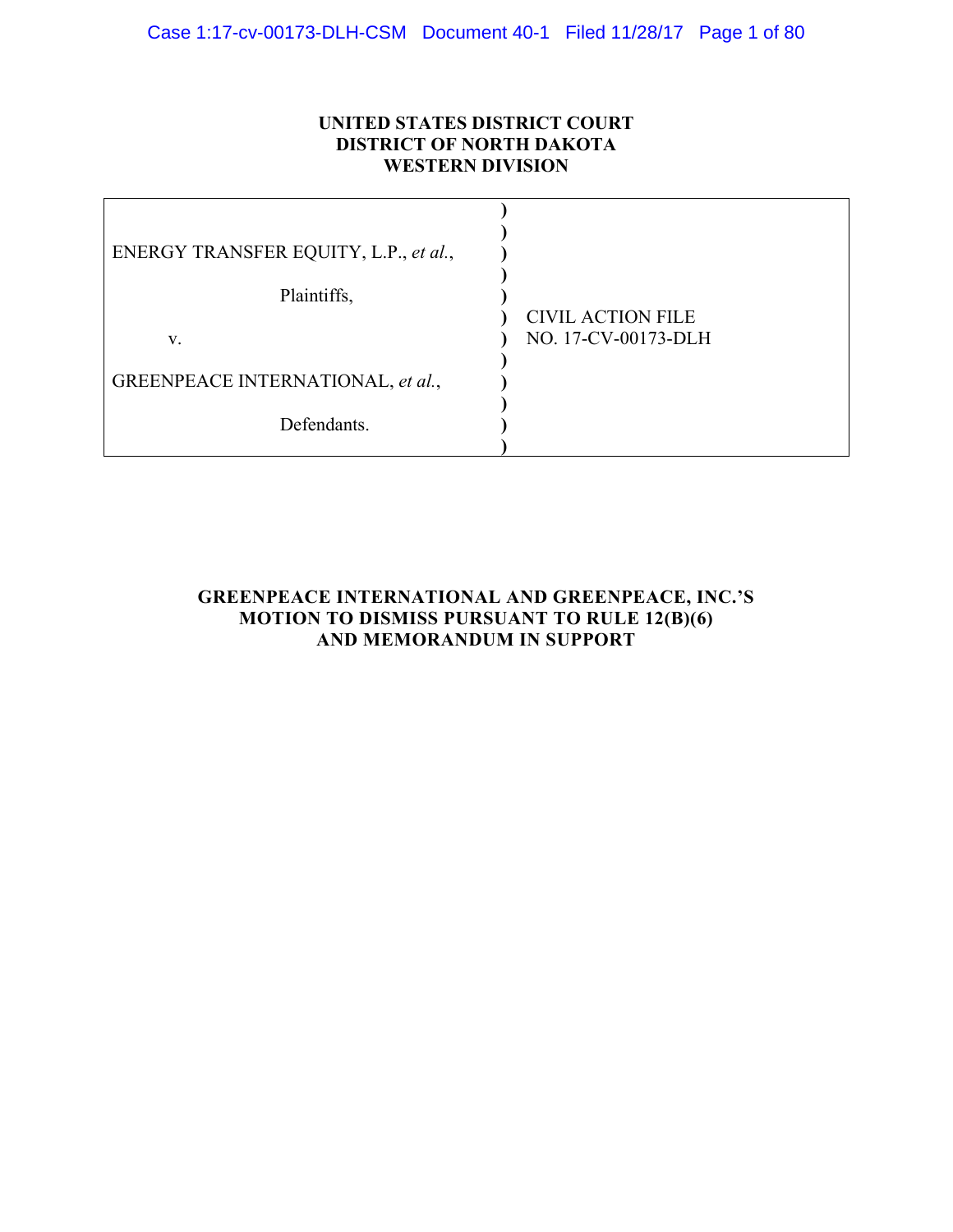**UNITED STATES DISTRICT COURT**
**DISTRICT OF NORTH DAKOTA**
**WESTERN DIVISION**

| | | |
|---|---|---|
| ENERGY TRANSFER EQUITY, L.P., *et al.*, | ) | |
| Plaintiffs, | ) | CIVIL ACTION FILE |
| v. | ) | NO. 17-CV-00173-DLH |
| GREENPEACE INTERNATIONAL, *et al.*, | ) | |
| Defendants. | ) | |

**GREENPEACE INTERNATIONAL AND GREENPEACE, INC.'S MOTION TO DISMISS PURSUANT TO RULE 12(B)(6) AND MEMORANDUM IN SUPPORT**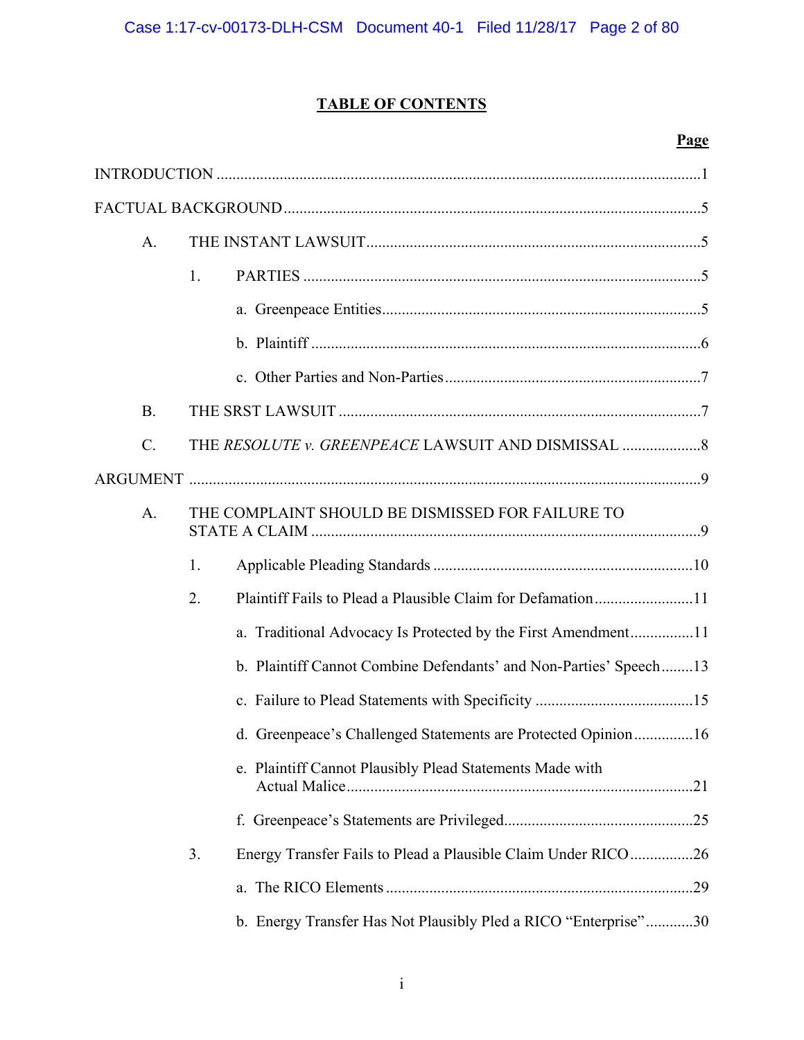## TABLE OF CONTENTS

**Page**

INTRODUCTION ..........1

FACTUAL BACKGROUND..........5

- A. THE INSTANT LAWSUIT..........5
  - 1. PARTIES ..........5
    - a. Greenpeace Entities..........5
    - b. Plaintiff ..........6
    - c. Other Parties and Non-Parties..........7
- B. THE SRST LAWSUIT ..........7
- C. THE *RESOLUTE v. GREENPEACE* LAWSUIT AND DISMISSAL ..........8

ARGUMENT ..........9

- A. THE COMPLAINT SHOULD BE DISMISSED FOR FAILURE TO STATE A CLAIM ..........9
  - 1. Applicable Pleading Standards ..........10
  - 2. Plaintiff Fails to Plead a Plausible Claim for Defamation..........11
    - a. Traditional Advocacy Is Protected by the First Amendment..........11
    - b. Plaintiff Cannot Combine Defendants' and Non-Parties' Speech..........13
    - c. Failure to Plead Statements with Specificity ..........15
    - d. Greenpeace's Challenged Statements are Protected Opinion..........16
    - e. Plaintiff Cannot Plausibly Plead Statements Made with Actual Malice..........21
    - f. Greenpeace's Statements are Privileged..........25
  - 3. Energy Transfer Fails to Plead a Plausible Claim Under RICO..........26
    - a. The RICO Elements ..........29
    - b. Energy Transfer Has Not Plausibly Pled a RICO "Enterprise"..........30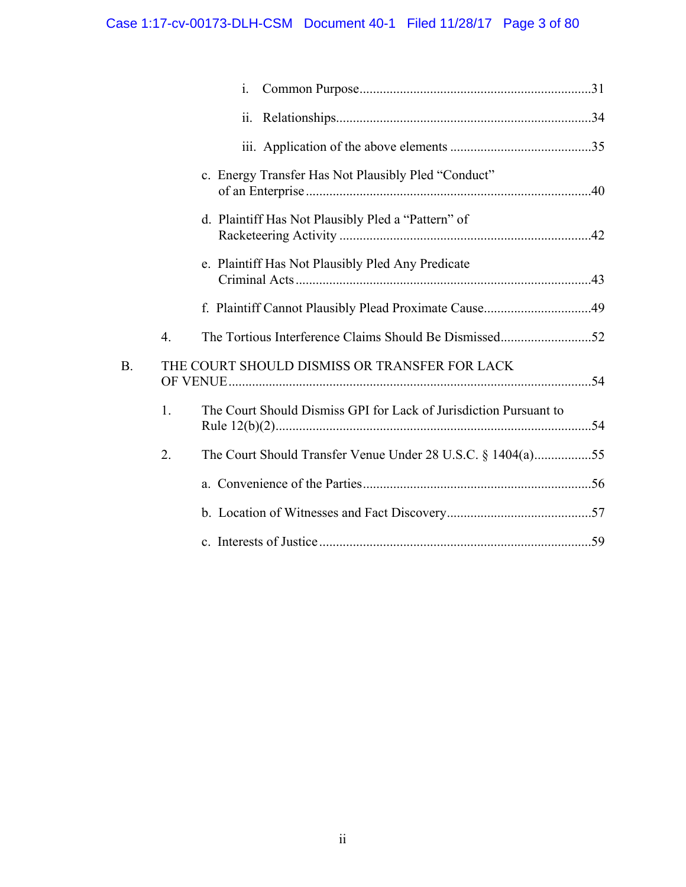i. Common Purpose....................................................................31

ii. Relationships...........................................................................34

iii. Application of the above elements ..........................................35

c. Energy Transfer Has Not Plausibly Pled "Conduct" of an Enterprise....................................................................................40

d. Plaintiff Has Not Plausibly Pled a "Pattern" of Racketeering Activity ..........................................................................42

e. Plaintiff Has Not Plausibly Pled Any Predicate Criminal Acts.......................................................................................43

f. Plaintiff Cannot Plausibly Plead Proximate Cause................................49

4. The Tortious Interference Claims Should Be Dismissed...........................52

B. THE COURT SHOULD DISMISS OR TRANSFER FOR LACK OF VENUE...........................................................................................................54

1. The Court Should Dismiss GPI for Lack of Jurisdiction Pursuant to Rule 12(b)(2).............................................................................................54

2. The Court Should Transfer Venue Under 28 U.S.C. § 1404(a).................55

a. Convenience of the Parties....................................................................56

b. Location of Witnesses and Fact Discovery...........................................57

c. Interests of Justice.................................................................................59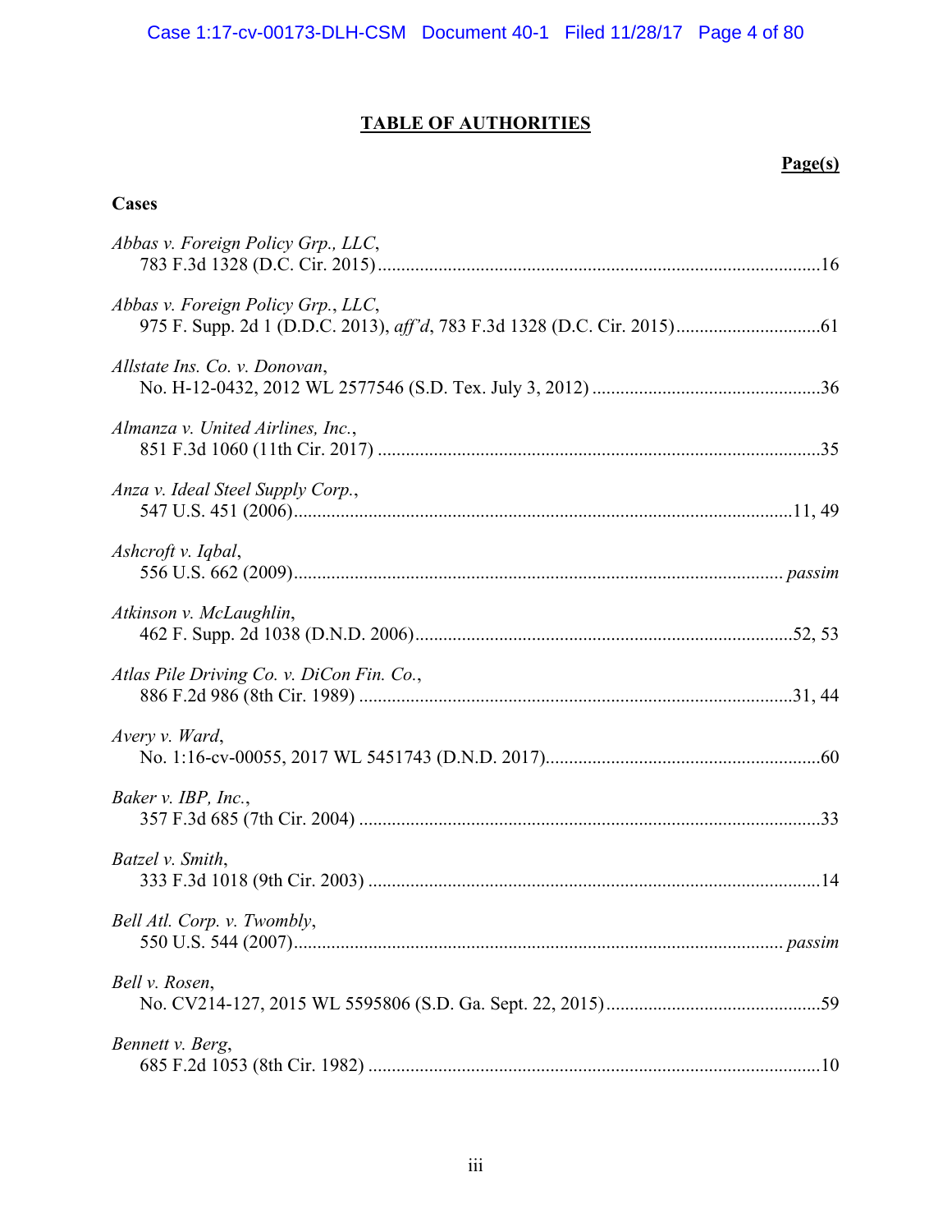# TABLE OF AUTHORITIES

**Page(s)**

### Cases

*Abbas v. Foreign Policy Grp., LLC*,
783 F.3d 1328 (D.C. Cir. 2015) .....16

*Abbas v. Foreign Policy Grp., LLC*,
975 F. Supp. 2d 1 (D.D.C. 2013), *aff'd*, 783 F.3d 1328 (D.C. Cir. 2015) .....61

*Allstate Ins. Co. v. Donovan*,
No. H-12-0432, 2012 WL 2577546 (S.D. Tex. July 3, 2012) .....36

*Almanza v. United Airlines, Inc.*,
851 F.3d 1060 (11th Cir. 2017) .....35

*Anza v. Ideal Steel Supply Corp.*,
547 U.S. 451 (2006) .....11, 49

*Ashcroft v. Iqbal*,
556 U.S. 662 (2009) ..... *passim*

*Atkinson v. McLaughlin*,
462 F. Supp. 2d 1038 (D.N.D. 2006) .....52, 53

*Atlas Pile Driving Co. v. DiCon Fin. Co.*,
886 F.2d 986 (8th Cir. 1989) .....31, 44

*Avery v. Ward*,
No. 1:16-cv-00055, 2017 WL 5451743 (D.N.D. 2017) .....60

*Baker v. IBP, Inc.*,
357 F.3d 685 (7th Cir. 2004) .....33

*Batzel v. Smith*,
333 F.3d 1018 (9th Cir. 2003) .....14

*Bell Atl. Corp. v. Twombly*,
550 U.S. 544 (2007) ..... *passim*

*Bell v. Rosen*,
No. CV214-127, 2015 WL 5595806 (S.D. Ga. Sept. 22, 2015) .....59

*Bennett v. Berg*,
685 F.2d 1053 (8th Cir. 1982) .....10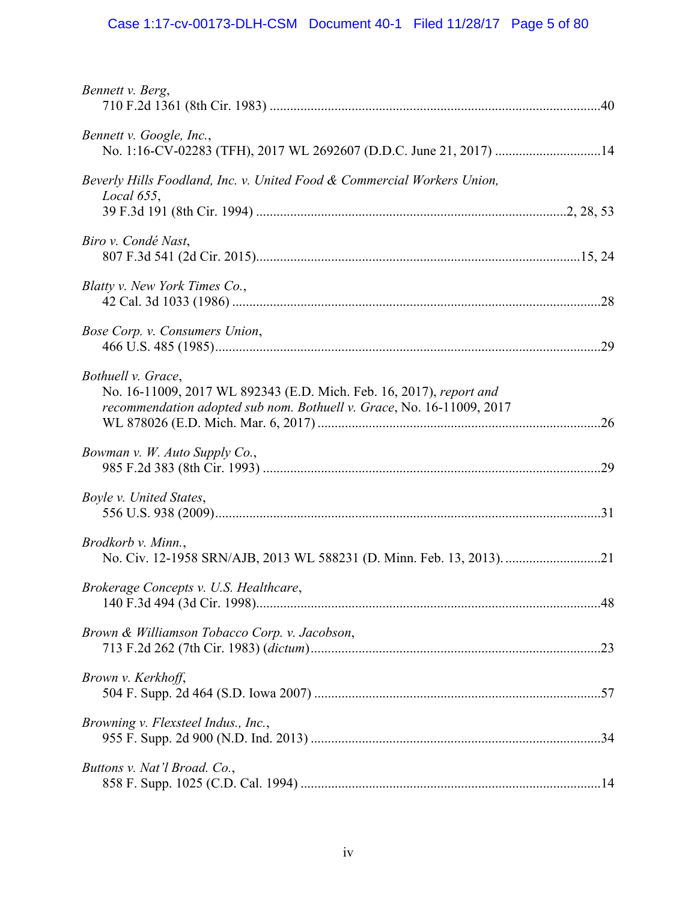*Bennett v. Berg*,
710 F.2d 1361 (8th Cir. 1983) ....................................................................................................40

*Bennett v. Google, Inc.*,
No. 1:16-CV-02283 (TFH), 2017 WL 2692607 (D.D.C. June 21, 2017) ..............................14

*Beverly Hills Foodland, Inc. v. United Food & Commercial Workers Union, Local 655*,
39 F.3d 191 (8th Cir. 1994) .........................................................................................2, 28, 53

*Biro v. Condé Nast*,
807 F.3d 541 (2d Cir. 2015)...........................................................................................15, 24

*Blatty v. New York Times Co.*,
42 Cal. 3d 1033 (1986) ..........................................................................................................28

*Bose Corp. v. Consumers Union*,
466 U.S. 485 (1985)...............................................................................................................29

*Bothuell v. Grace*,
No. 16-11009, 2017 WL 892343 (E.D. Mich. Feb. 16, 2017), *report and recommendation adopted sub nom. Bothuell v. Grace*, No. 16-11009, 2017 WL 878026 (E.D. Mich. Mar. 6, 2017) .................................................................................26

*Bowman v. W. Auto Supply Co.*,
985 F.2d 383 (8th Cir. 1993) .................................................................................................29

*Boyle v. United States*,
556 U.S. 938 (2009)...............................................................................................................31

*Brodkorb v. Minn.*,
No. Civ. 12-1958 SRN/AJB, 2013 WL 588231 (D. Minn. Feb. 13, 2013). ...........................21

*Brokerage Concepts v. U.S. Healthcare*,
140 F.3d 494 (3d Cir. 1998)...................................................................................................48

*Brown & Williamson Tobacco Corp. v. Jacobson*,
713 F.2d 262 (7th Cir. 1983) (*dictum*)...................................................................................23

*Brown v. Kerkhoff*,
504 F. Supp. 2d 464 (S.D. Iowa 2007) ..................................................................................57

*Browning v. Flexsteel Indus., Inc.*,
955 F. Supp. 2d 900 (N.D. Ind. 2013) ...................................................................................34

*Buttons v. Nat'l Broad. Co.*,
858 F. Supp. 1025 (C.D. Cal. 1994) ......................................................................................14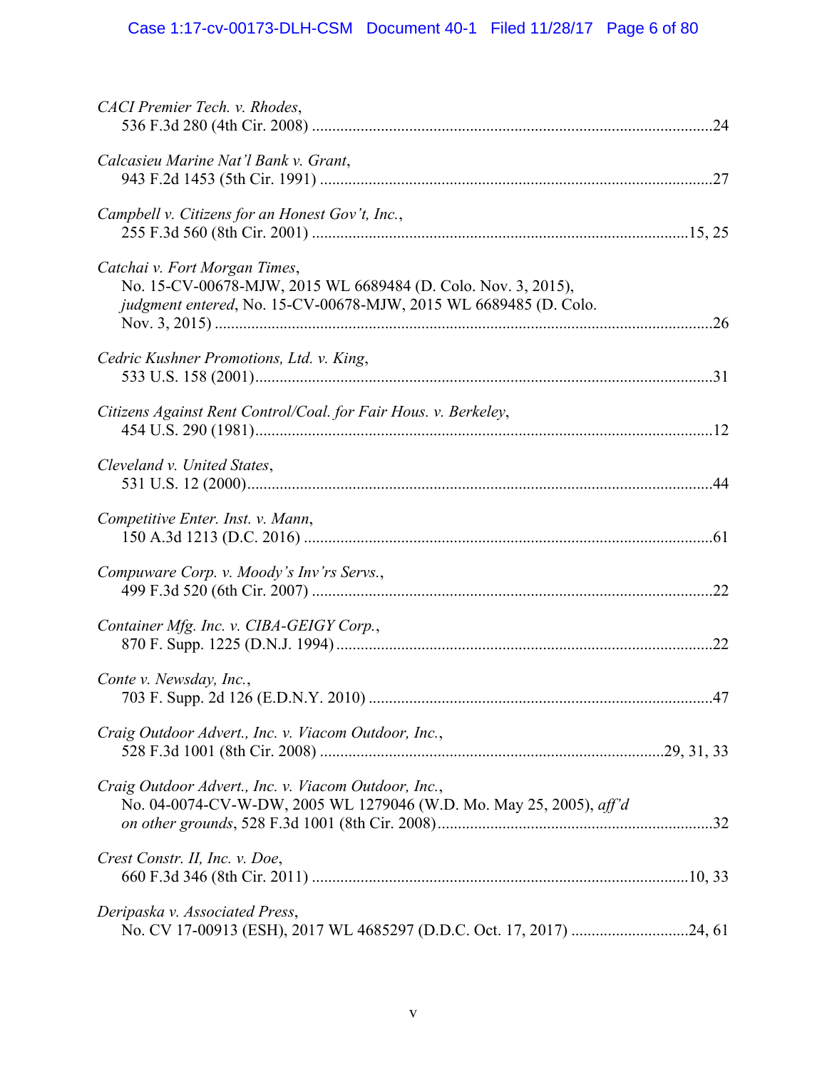*CACI Premier Tech. v. Rhodes*,
536 F.3d 280 (4th Cir. 2008) ....................................................................................................24

*Calcasieu Marine Nat'l Bank v. Grant*,
943 F.2d 1453 (5th Cir. 1991) ..................................................................................................27

*Campbell v. Citizens for an Honest Gov't, Inc.*,
255 F.3d 560 (8th Cir. 2001) ...............................................................................................15, 25

*Catchai v. Fort Morgan Times*,
No. 15-CV-00678-MJW, 2015 WL 6689484 (D. Colo. Nov. 3, 2015), *judgment entered*, No. 15-CV-00678-MJW, 2015 WL 6689485 (D. Colo. Nov. 3, 2015) ............................................................................................................26

*Cedric Kushner Promotions, Ltd. v. King*,
533 U.S. 158 (2001)...................................................................................................................31

*Citizens Against Rent Control/Coal. for Fair Hous. v. Berkeley*,
454 U.S. 290 (1981)...................................................................................................................12

*Cleveland v. United States*,
531 U.S. 12 (2000).....................................................................................................................44

*Competitive Enter. Inst. v. Mann*,
150 A.3d 1213 (D.C. 2016) .......................................................................................................61

*Compuware Corp. v. Moody's Inv'rs Servs.*,
499 F.3d 520 (6th Cir. 2007) .....................................................................................................22

*Container Mfg. Inc. v. CIBA-GEIGY Corp.*,
870 F. Supp. 1225 (D.N.J. 1994) ..............................................................................................22

*Conte v. Newsday, Inc.*,
703 F. Supp. 2d 126 (E.D.N.Y. 2010) .......................................................................................47

*Craig Outdoor Advert., Inc. v. Viacom Outdoor, Inc.*,
528 F.3d 1001 (8th Cir. 2008) .......................................................................................29, 31, 33

*Craig Outdoor Advert., Inc. v. Viacom Outdoor, Inc.*,
No. 04-0074-CV-W-DW, 2005 WL 1279046 (W.D. Mo. May 25, 2005), *aff'd on other grounds*, 528 F.3d 1001 (8th Cir. 2008)......................................................................32

*Crest Constr. II, Inc. v. Doe*,
660 F.3d 346 (8th Cir. 2011) ...............................................................................................10, 33

*Deripaska v. Associated Press*,
No. CV 17-00913 (ESH), 2017 WL 4685297 (D.D.C. Oct. 17, 2017) ...............................24, 61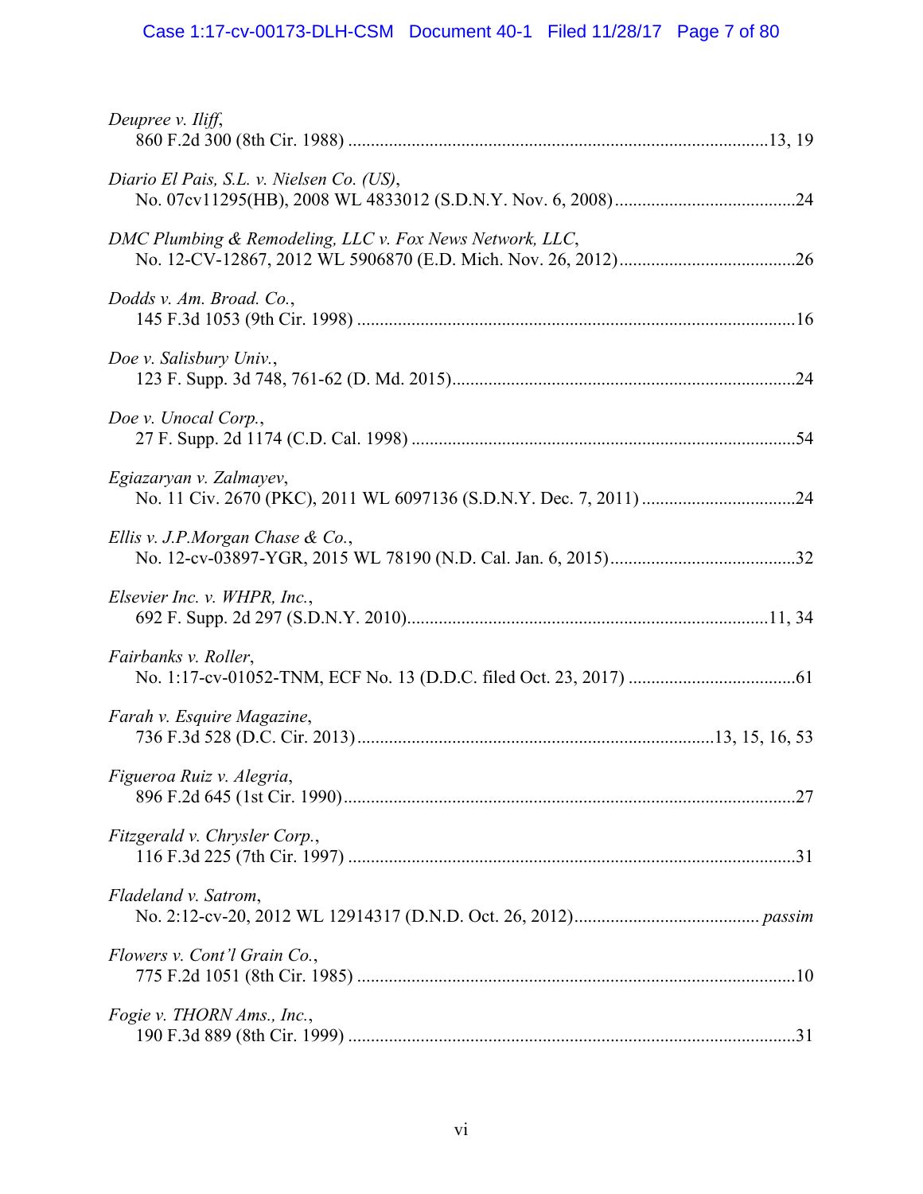*Deupree v. Iliff*,
860 F.2d 300 (8th Cir. 1988) ............................................................................................13, 19

*Diario El Pais, S.L. v. Nielsen Co. (US)*,
No. 07cv11295(HB), 2008 WL 4833012 (S.D.N.Y. Nov. 6, 2008)........................................24

*DMC Plumbing & Remodeling, LLC v. Fox News Network, LLC*,
No. 12-CV-12867, 2012 WL 5906870 (E.D. Mich. Nov. 26, 2012).......................................26

*Dodds v. Am. Broad. Co.*,
145 F.3d 1053 (9th Cir. 1998) ................................................................................................16

*Doe v. Salisbury Univ.*,
123 F. Supp. 3d 748, 761-62 (D. Md. 2015)...........................................................................24

*Doe v. Unocal Corp.*,
27 F. Supp. 2d 1174 (C.D. Cal. 1998) ....................................................................................54

*Egiazaryan v. Zalmayev*,
No. 11 Civ. 2670 (PKC), 2011 WL 6097136 (S.D.N.Y. Dec. 7, 2011) .................................24

*Ellis v. J.P.Morgan Chase & Co.*,
No. 12-cv-03897-YGR, 2015 WL 78190 (N.D. Cal. Jan. 6, 2015).........................................32

*Elsevier Inc. v. WHPR, Inc.*,
692 F. Supp. 2d 297 (S.D.N.Y. 2010)...............................................................................11, 34

*Fairbanks v. Roller*,
No. 1:17-cv-01052-TNM, ECF No. 13 (D.D.C. filed Oct. 23, 2017) ....................................61

*Farah v. Esquire Magazine*,
736 F.3d 528 (D.C. Cir. 2013)..............................................................................13, 15, 16, 53

*Figueroa Ruiz v. Alegria*,
896 F.2d 645 (1st Cir. 1990)...................................................................................................27

*Fitzgerald v. Chrysler Corp.*,
116 F.3d 225 (7th Cir. 1997) ..................................................................................................31

*Fladeland v. Satrom*,
No. 2:12-cv-20, 2012 WL 12914317 (D.N.D. Oct. 26, 2012)......................................... *passim*

*Flowers v. Cont'l Grain Co.*,
775 F.2d 1051 (8th Cir. 1985) ................................................................................................10

*Fogie v. THORN Ams., Inc.*,
190 F.3d 889 (8th Cir. 1999) ..................................................................................................31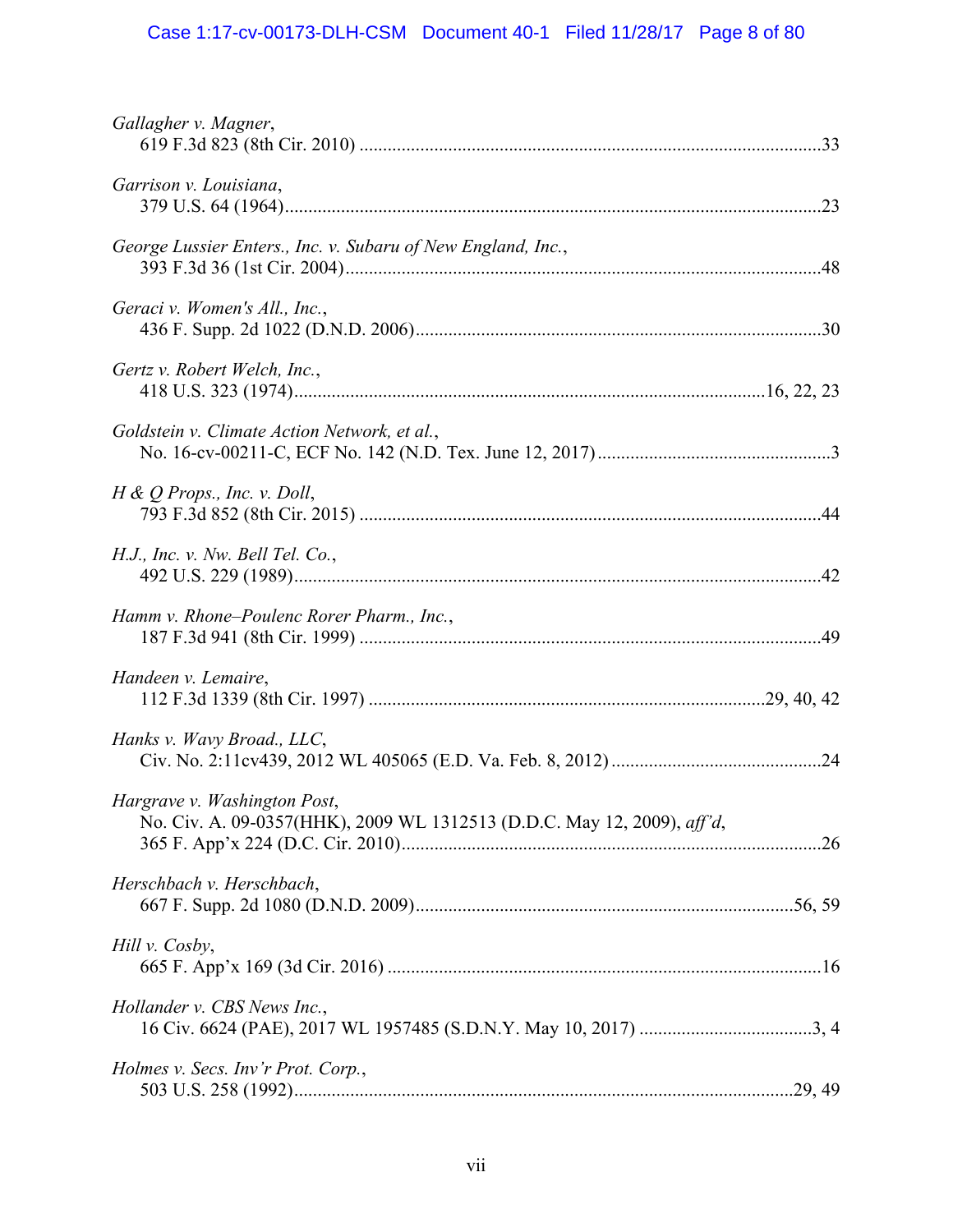*Gallagher v. Magner*,
619 F.3d 823 (8th Cir. 2010) ....................................................................................................33

*Garrison v. Louisiana*,
379 U.S. 64 (1964)....................................................................................................................23

*George Lussier Enters., Inc. v. Subaru of New England, Inc.*,
393 F.3d 36 (1st Cir. 2004).......................................................................................................48

*Geraci v. Women's All., Inc.*,
436 F. Supp. 2d 1022 (D.N.D. 2006).......................................................................................30

*Gertz v. Robert Welch, Inc.*,
418 U.S. 323 (1974)....................................................................................................16, 22, 23

*Goldstein v. Climate Action Network, et al.*,
No. 16-cv-00211-C, ECF No. 142 (N.D. Tex. June 12, 2017) ..................................................3

*H & Q Props., Inc. v. Doll*,
793 F.3d 852 (8th Cir. 2015) ....................................................................................................44

*H.J., Inc. v. Nw. Bell Tel. Co.*,
492 U.S. 229 (1989)..................................................................................................................42

*Hamm v. Rhone–Poulenc Rorer Pharm., Inc.*,
187 F.3d 941 (8th Cir. 1999) ....................................................................................................49

*Handeen v. Lemaire*,
112 F.3d 1339 (8th Cir. 1997) ...................................................................................29, 40, 42

*Hanks v. Wavy Broad., LLC*,
Civ. No. 2:11cv439, 2012 WL 405065 (E.D. Va. Feb. 8, 2012) .............................................24

*Hargrave v. Washington Post*,
No. Civ. A. 09-0357(HHK), 2009 WL 1312513 (D.D.C. May 12, 2009), *aff'd*,
365 F. App'x 224 (D.C. Cir. 2010)...........................................................................................26

*Herschbach v. Herschbach*,
667 F. Supp. 2d 1080 (D.N.D. 2009)..................................................................................56, 59

*Hill v. Cosby*,
665 F. App'x 169 (3d Cir. 2016) ..............................................................................................16

*Hollander v. CBS News Inc.*,
16 Civ. 6624 (PAE), 2017 WL 1957485 (S.D.N.Y. May 10, 2017) .....................................3, 4

*Holmes v. Secs. Inv'r Prot. Corp.*,
503 U.S. 258 (1992)..............................................................................................................29, 49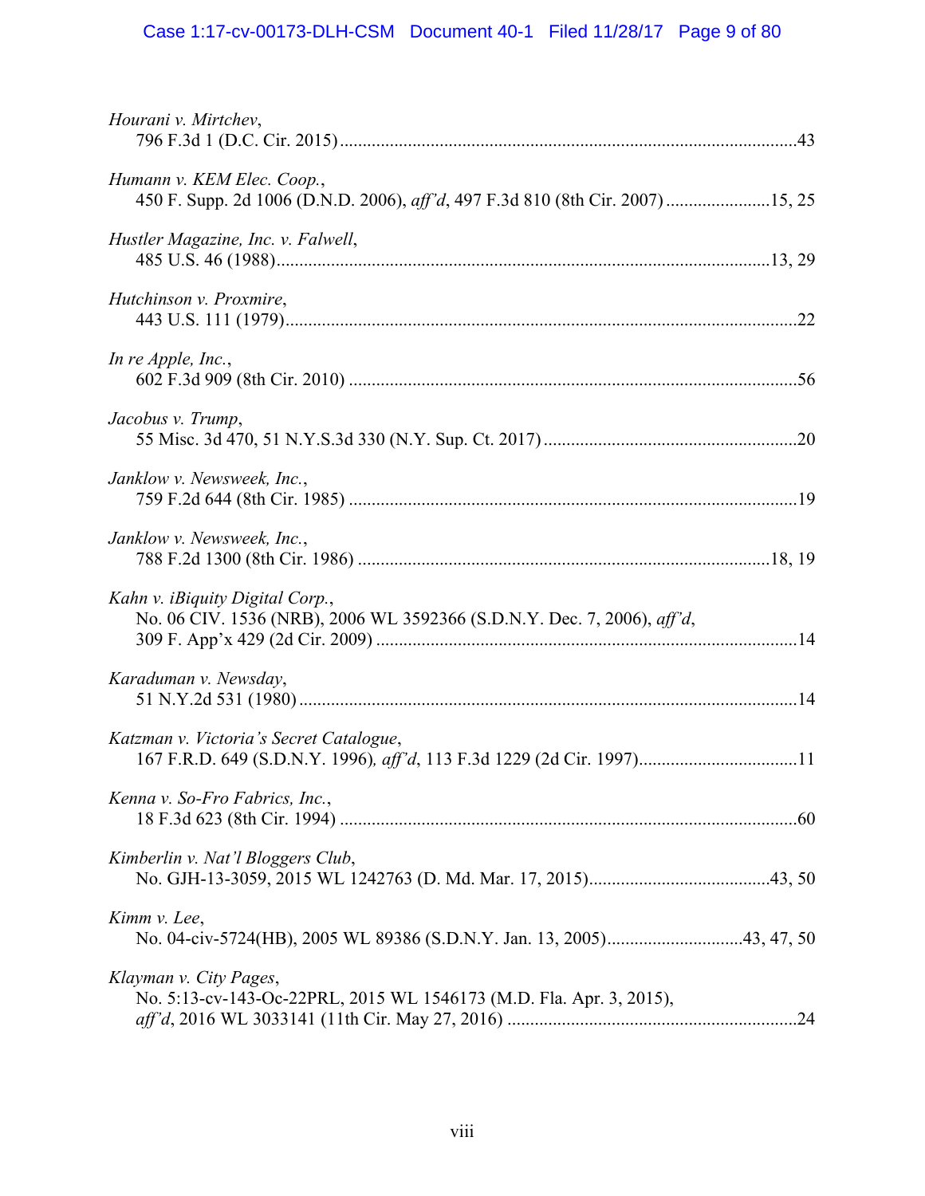*Hourani v. Mirtchev*,
796 F.3d 1 (D.C. Cir. 2015) .....................................................................................................43

*Humann v. KEM Elec. Coop.*,
450 F. Supp. 2d 1006 (D.N.D. 2006), *aff'd*, 497 F.3d 810 (8th Cir. 2007) .......................15, 25

*Hustler Magazine, Inc. v. Falwell*,
485 U.S. 46 (1988).............................................................................................................13, 29

*Hutchinson v. Proxmire*,
443 U.S. 111 (1979)................................................................................................................22

*In re Apple, Inc.*,
602 F.3d 909 (8th Cir. 2010) ..................................................................................................56

*Jacobus v. Trump*,
55 Misc. 3d 470, 51 N.Y.S.3d 330 (N.Y. Sup. Ct. 2017) ........................................................20

*Janklow v. Newsweek, Inc.*,
759 F.2d 644 (8th Cir. 1985) ..................................................................................................19

*Janklow v. Newsweek, Inc.*,
788 F.2d 1300 (8th Cir. 1986) ..........................................................................................18, 19

*Kahn v. iBiquity Digital Corp.*,
No. 06 CIV. 1536 (NRB), 2006 WL 3592366 (S.D.N.Y. Dec. 7, 2006), *aff'd*,
309 F. App'x 429 (2d Cir. 2009) ............................................................................................14

*Karaduman v. Newsday*,
51 N.Y.2d 531 (1980).............................................................................................................14

*Katzman v. Victoria's Secret Catalogue*,
167 F.R.D. 649 (S.D.N.Y. 1996), *aff'd*, 113 F.3d 1229 (2d Cir. 1997)..................................11

*Kenna v. So-Fro Fabrics, Inc.*,
18 F.3d 623 (8th Cir. 1994) ....................................................................................................60

*Kimberlin v. Nat'l Bloggers Club*,
No. GJH-13-3059, 2015 WL 1242763 (D. Md. Mar. 17, 2015).......................................43, 50

*Kimm v. Lee*,
No. 04-civ-5724(HB), 2005 WL 89386 (S.D.N.Y. Jan. 13, 2005).............................43, 47, 50

*Klayman v. City Pages*,
No. 5:13-cv-143-Oc-22PRL, 2015 WL 1546173 (M.D. Fla. Apr. 3, 2015),
*aff'd*, 2016 WL 3033141 (11th Cir. May 27, 2016) ...............................................................24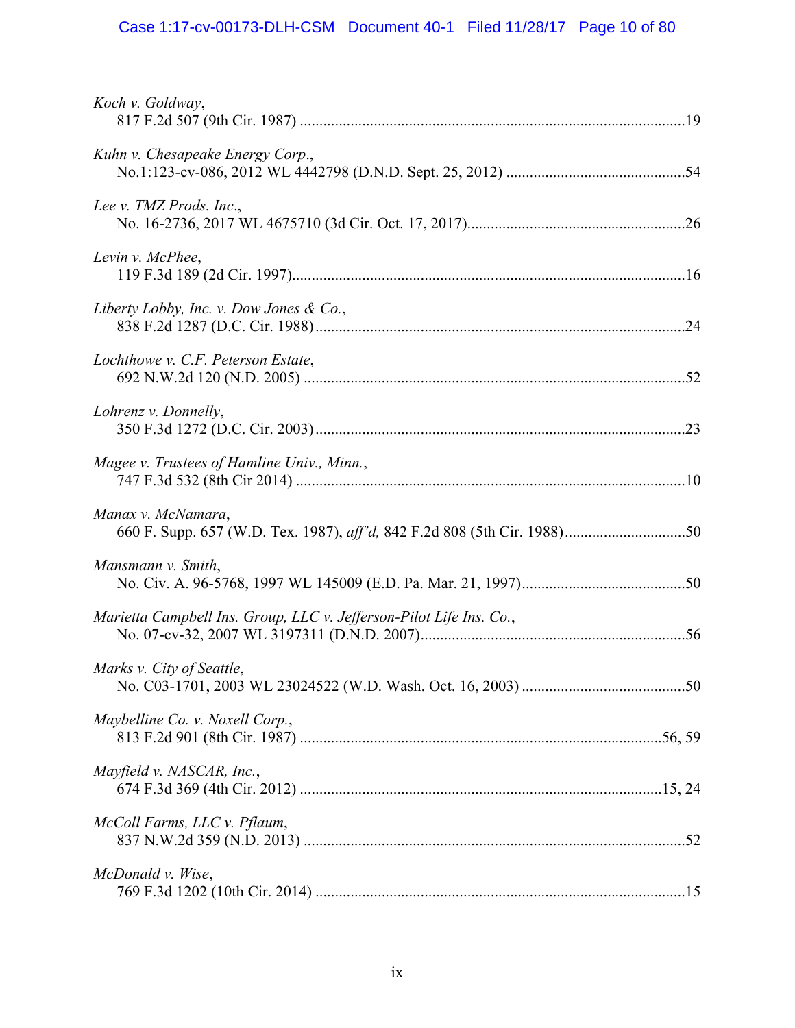*Koch v. Goldway*,
817 F.2d 507 (9th Cir. 1987) ....................................................................................................19

*Kuhn v. Chesapeake Energy Corp*.,
No.1:123-cv-086, 2012 WL 4442798 (D.N.D. Sept. 25, 2012) ..............................................54

*Lee v. TMZ Prods. Inc*.,
No. 16-2736, 2017 WL 4675710 (3d Cir. Oct. 17, 2017)........................................................26

*Levin v. McPhee*,
119 F.3d 189 (2d Cir. 1997)......................................................................................................16

*Liberty Lobby, Inc. v. Dow Jones & Co.*,
838 F.2d 1287 (D.C. Cir. 1988)................................................................................................24

*Lochthowe v. C.F. Peterson Estate*,
692 N.W.2d 120 (N.D. 2005) ...................................................................................................52

*Lohrenz v. Donnelly*,
350 F.3d 1272 (D.C. Cir. 2003)................................................................................................23

*Magee v. Trustees of Hamline Univ., Minn.*,
747 F.3d 532 (8th Cir 2014) .....................................................................................................10

*Manax v. McNamara*,
660 F. Supp. 657 (W.D. Tex. 1987), *aff'd,* 842 F.2d 808 (5th Cir. 1988)...............................50

*Mansmann v. Smith*,
No. Civ. A. 96-5768, 1997 WL 145009 (E.D. Pa. Mar. 21, 1997)..........................................50

*Marietta Campbell Ins. Group, LLC v. Jefferson-Pilot Life Ins. Co.*,
No. 07-cv-32, 2007 WL 3197311 (D.N.D. 2007)....................................................................56

*Marks v. City of Seattle*,
No. C03-1701, 2003 WL 23024522 (W.D. Wash. Oct. 16, 2003) ..........................................50

*Maybelline Co. v. Noxell Corp.*,
813 F.2d 901 (8th Cir. 1987) ............................................................................................56, 59

*Mayfield v. NASCAR, Inc.*,
674 F.3d 369 (4th Cir. 2012) ............................................................................................15, 24

*McColl Farms, LLC v. Pflaum*,
837 N.W.2d 359 (N.D. 2013) ...................................................................................................52

*McDonald v. Wise*,
769 F.3d 1202 (10th Cir. 2014) ...............................................................................................15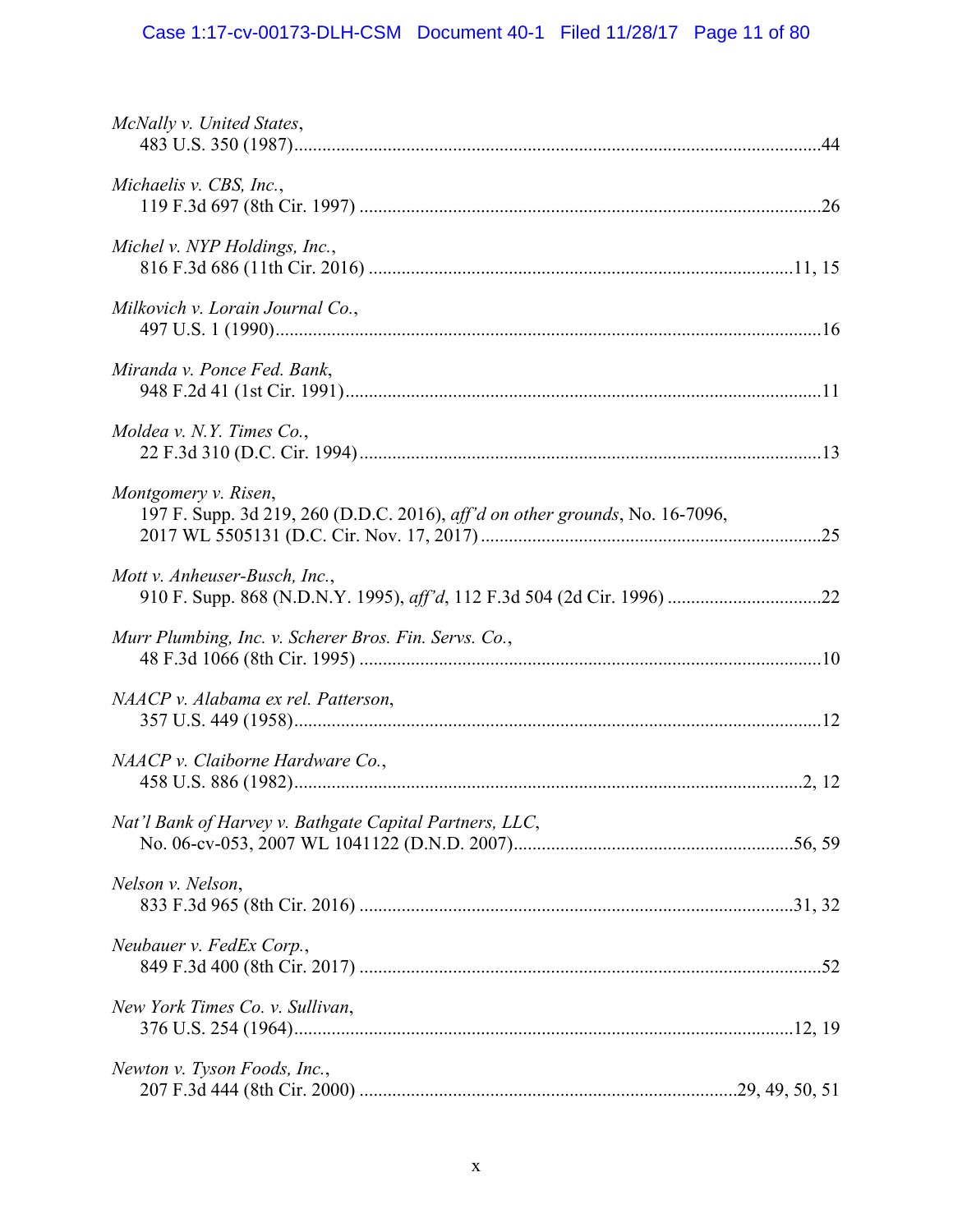*McNally v. United States*,
483 U.S. 350 (1987)....................................................................................................44

*Michaelis v. CBS, Inc.*,
119 F.3d 697 (8th Cir. 1997) ....................................................................................26

*Michel v. NYP Holdings, Inc.*,
816 F.3d 686 (11th Cir. 2016) ............................................................................11, 15

*Milkovich v. Lorain Journal Co.*,
497 U.S. 1 (1990)......................................................................................................16

*Miranda v. Ponce Fed. Bank*,
948 F.2d 41 (1st Cir. 1991).......................................................................................11

*Moldea v. N.Y. Times Co.*,
22 F.3d 310 (D.C. Cir. 1994).....................................................................................13

*Montgomery v. Risen*,
197 F. Supp. 3d 219, 260 (D.D.C. 2016), *aff'd on other grounds*, No. 16-7096, 2017 WL 5505131 (D.C. Cir. Nov. 17, 2017) ...........................................................25

*Mott v. Anheuser-Busch, Inc.*,
910 F. Supp. 868 (N.D.N.Y. 1995), *aff'd*, 112 F.3d 504 (2d Cir. 1996) ..................................22

*Murr Plumbing, Inc. v. Scherer Bros. Fin. Servs. Co.*,
48 F.3d 1066 (8th Cir. 1995) ....................................................................................10

*NAACP v. Alabama ex rel. Patterson*,
357 U.S. 449 (1958)..................................................................................................12

*NAACP v. Claiborne Hardware Co.*,
458 U.S. 886 (1982)...............................................................................................2, 12

*Nat'l Bank of Harvey v. Bathgate Capital Partners, LLC*,
No. 06-cv-053, 2007 WL 1041122 (D.N.D. 2007).............................................................56, 59

*Nelson v. Nelson*,
833 F.3d 965 (8th Cir. 2016) ..............................................................................31, 32

*Neubauer v. FedEx Corp.*,
849 F.3d 400 (8th Cir. 2017) ....................................................................................52

*New York Times Co. v. Sullivan*,
376 U.S. 254 (1964)............................................................................................12, 19

*Newton v. Tyson Foods, Inc.*,
207 F.3d 444 (8th Cir. 2000) ..................................................................29, 49, 50, 51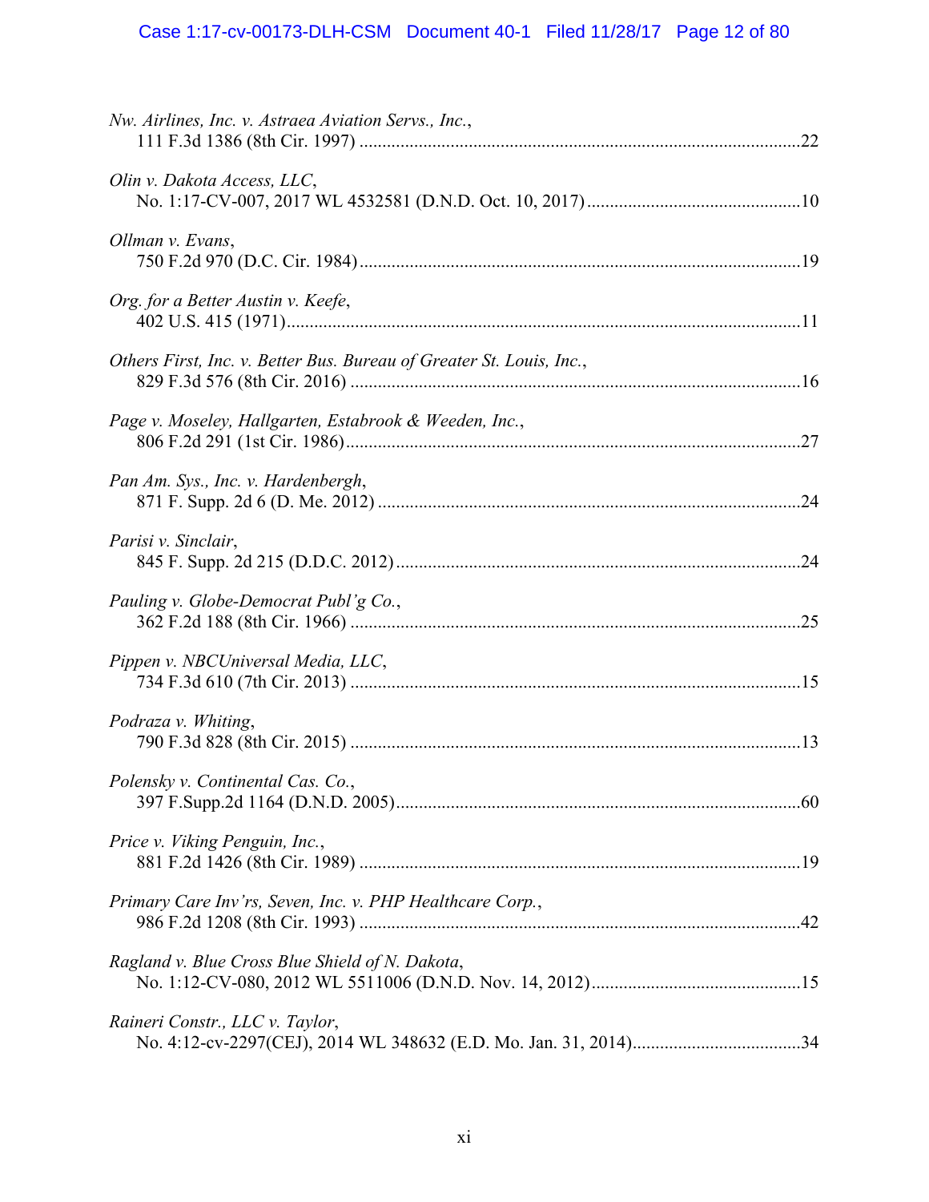*Nw. Airlines, Inc. v. Astraea Aviation Servs., Inc.*,
111 F.3d 1386 (8th Cir. 1997) ....................................................................................................22

*Olin v. Dakota Access, LLC*,
No. 1:17-CV-007, 2017 WL 4532581 (D.N.D. Oct. 10, 2017)...............................................10

*Ollman v. Evans*,
750 F.2d 970 (D.C. Cir. 1984)..................................................................................................19

*Org. for a Better Austin v. Keefe*,
402 U.S. 415 (1971)..................................................................................................................11

*Others First, Inc. v. Better Bus. Bureau of Greater St. Louis, Inc.*,
829 F.3d 576 (8th Cir. 2016) ....................................................................................................16

*Page v. Moseley, Hallgarten, Estabrook & Weeden, Inc.*,
806 F.2d 291 (1st Cir. 1986)......................................................................................................27

*Pan Am. Sys., Inc. v. Hardenbergh*,
871 F. Supp. 2d 6 (D. Me. 2012) ..............................................................................................24

*Parisi v. Sinclair*,
845 F. Supp. 2d 215 (D.D.C. 2012)..........................................................................................24

*Pauling v. Globe-Democrat Publ'g Co.*,
362 F.2d 188 (8th Cir. 1966) ....................................................................................................25

*Pippen v. NBCUniversal Media, LLC*,
734 F.3d 610 (7th Cir. 2013) ....................................................................................................15

*Podraza v. Whiting*,
790 F.3d 828 (8th Cir. 2015) ....................................................................................................13

*Polensky v. Continental Cas. Co.*,
397 F.Supp.2d 1164 (D.N.D. 2005)..........................................................................................60

*Price v. Viking Penguin, Inc.*,
881 F.2d 1426 (8th Cir. 1989) ..................................................................................................19

*Primary Care Inv'rs, Seven, Inc. v. PHP Healthcare Corp.*,
986 F.2d 1208 (8th Cir. 1993) ..................................................................................................42

*Ragland v. Blue Cross Blue Shield of N. Dakota*,
No. 1:12-CV-080, 2012 WL 5511006 (D.N.D. Nov. 14, 2012)..............................................15

*Raineri Constr., LLC v. Taylor*,
No. 4:12-cv-2297(CEJ), 2014 WL 348632 (E.D. Mo. Jan. 31, 2014)......................................34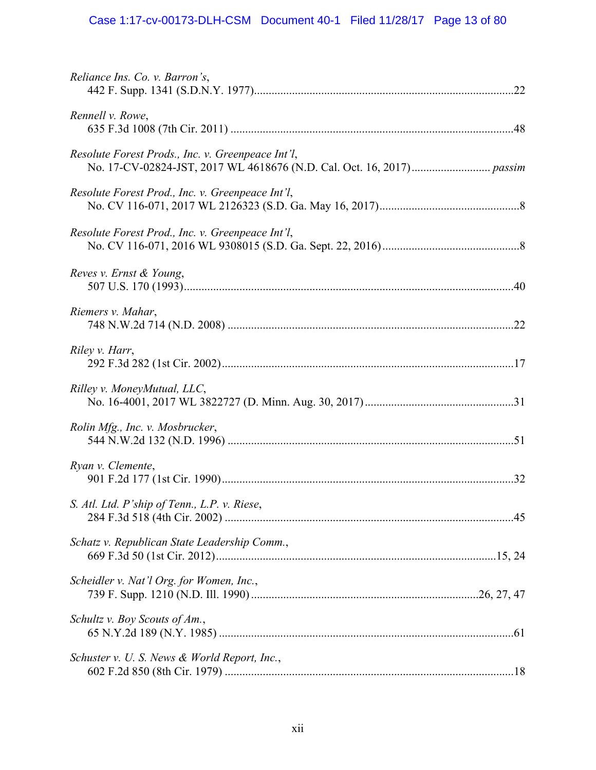*Reliance Ins. Co. v. Barron's*,
442 F. Supp. 1341 (S.D.N.Y. 1977)........................................................................................22

*Rennell v. Rowe*,
635 F.3d 1008 (7th Cir. 2011) ................................................................................................48

*Resolute Forest Prods., Inc. v. Greenpeace Int'l*,
No. 17-CV-02824-JST, 2017 WL 4618676 (N.D. Cal. Oct. 16, 2017).......................... *passim*

*Resolute Forest Prod., Inc. v. Greenpeace Int'l*,
No. CV 116-071, 2017 WL 2126323 (S.D. Ga. May 16, 2017)................................................8

*Resolute Forest Prod., Inc. v. Greenpeace Int'l*,
No. CV 116-071, 2016 WL 9308015 (S.D. Ga. Sept. 22, 2016)...............................................8

*Reves v. Ernst & Young*,
507 U.S. 170 (1993)................................................................................................................40

*Riemers v. Mahar*,
748 N.W.2d 714 (N.D. 2008) .................................................................................................22

*Riley v. Harr*,
292 F.3d 282 (1st Cir. 2002)...................................................................................................17

*Rilley v. MoneyMutual, LLC*,
No. 16-4001, 2017 WL 3822727 (D. Minn. Aug. 30, 2017)...................................................31

*Rolin Mfg., Inc. v. Mosbrucker*,
544 N.W.2d 132 (N.D. 1996) .................................................................................................51

*Ryan v. Clemente*,
901 F.2d 177 (1st Cir. 1990)...................................................................................................32

*S. Atl. Ltd. P'ship of Tenn., L.P. v. Riese*,
284 F.3d 518 (4th Cir. 2002) ..................................................................................................45

*Schatz v. Republican State Leadership Comm.*,
669 F.3d 50 (1st Cir. 2012)...............................................................................................15, 24

*Scheidler v. Nat'l Org. for Women, Inc.*,
739 F. Supp. 1210 (N.D. Ill. 1990)............................................................................26, 27, 47

*Schultz v. Boy Scouts of Am.*,
65 N.Y.2d 189 (N.Y. 1985) ....................................................................................................61

*Schuster v. U. S. News & World Report, Inc.*,
602 F.2d 850 (8th Cir. 1979) ..................................................................................................18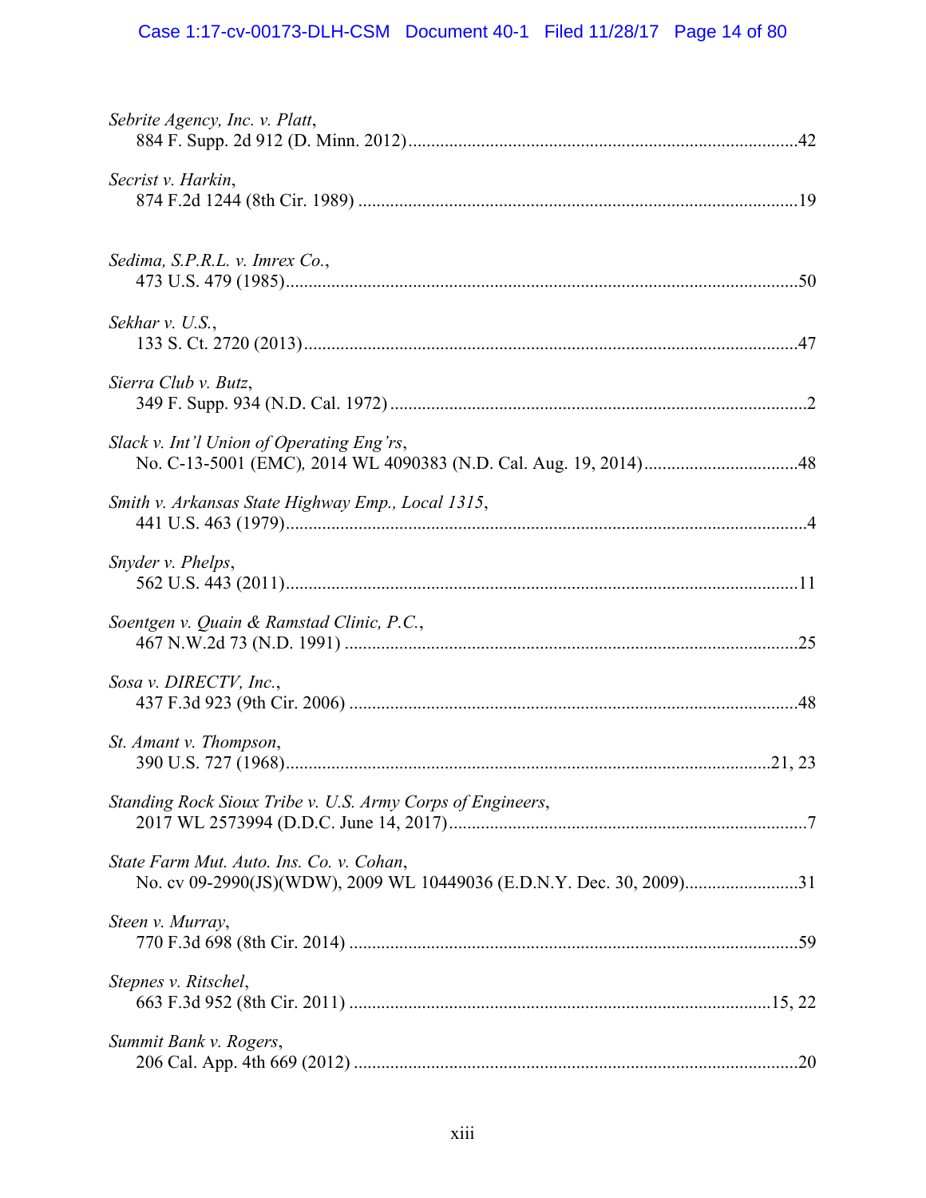*Sebrite Agency, Inc. v. Platt*,
884 F. Supp. 2d 912 (D. Minn. 2012) ........................................................................................42

*Secrist v. Harkin*,
874 F.2d 1244 (8th Cir. 1989) ..................................................................................................19

*Sedima, S.P.R.L. v. Imrex Co.*,
473 U.S. 479 (1985) ..................................................................................................................50

*Sekhar v. U.S.*,
133 S. Ct. 2720 (2013) ..............................................................................................................47

*Sierra Club v. Butz*,
349 F. Supp. 934 (N.D. Cal. 1972) ..............................................................................................2

*Slack v. Int'l Union of Operating Eng'rs*,
No. C-13-5001 (EMC), 2014 WL 4090383 (N.D. Cal. Aug. 19, 2014) ...................................48

*Smith v. Arkansas State Highway Emp., Local 1315*,
441 U.S. 463 (1979) ....................................................................................................................4

*Snyder v. Phelps*,
562 U.S. 443 (2011) ..................................................................................................................11

*Soentgen v. Quain & Ramstad Clinic, P.C.*,
467 N.W.2d 73 (N.D. 1991) .....................................................................................................25

*Sosa v. DIRECTV, Inc.*,
437 F.3d 923 (9th Cir. 2006) .....................................................................................................48

*St. Amant v. Thompson*,
390 U.S. 727 (1968) ..........................................................................................................21, 23

*Standing Rock Sioux Tribe v. U.S. Army Corps of Engineers*,
2017 WL 2573994 (D.D.C. June 14, 2017) .................................................................................7

*State Farm Mut. Auto. Ins. Co. v. Cohan*,
No. cv 09-2990(JS)(WDW), 2009 WL 10449036 (E.D.N.Y. Dec. 30, 2009) ..........................31

*Steen v. Murray*,
770 F.3d 698 (8th Cir. 2014) .....................................................................................................59

*Stepnes v. Ritschel*,
663 F.3d 952 (8th Cir. 2011) ..............................................................................................15, 22

*Summit Bank v. Rogers*,
206 Cal. App. 4th 669 (2012) ....................................................................................................20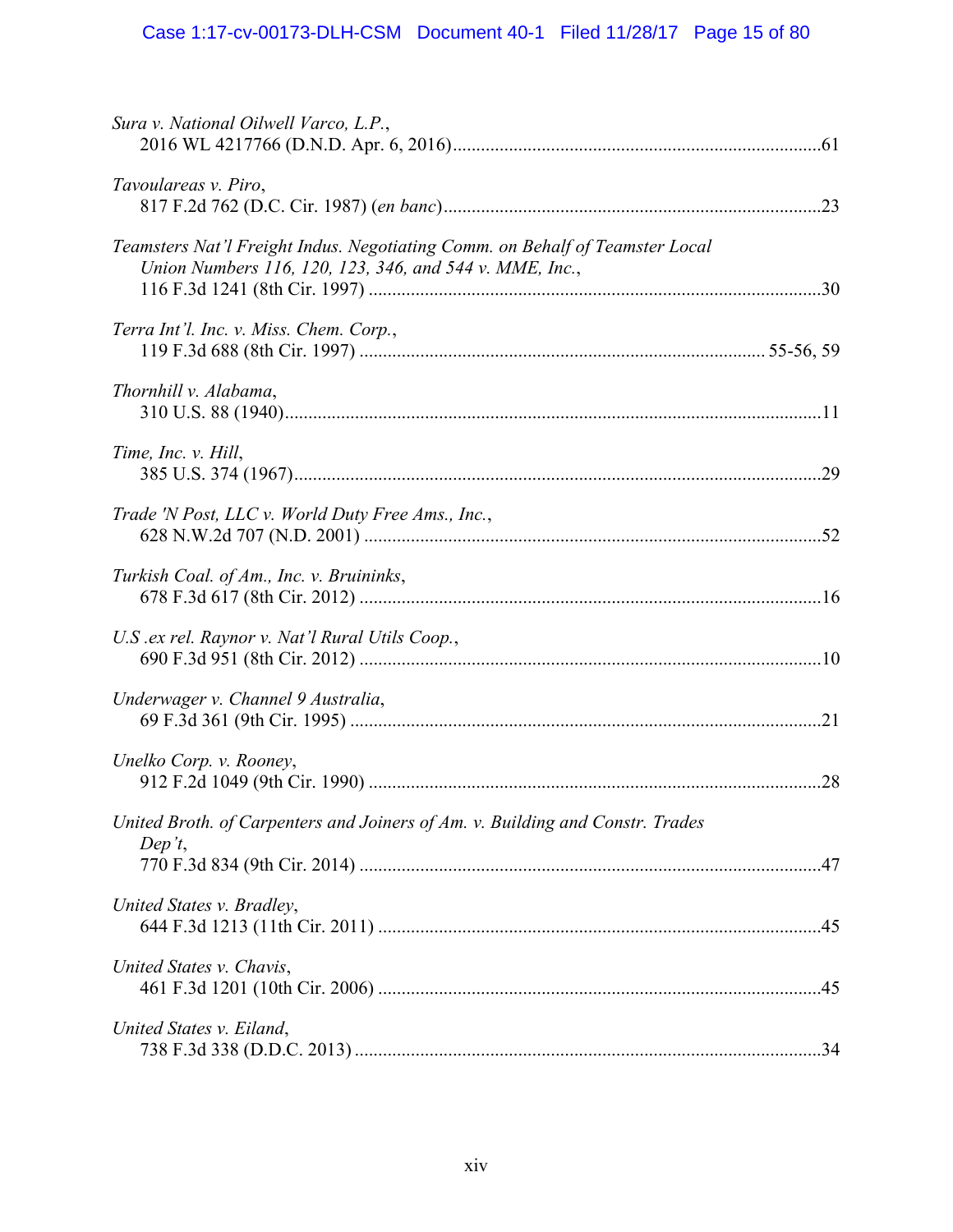*Sura v. National Oilwell Varco, L.P.*,
2016 WL 4217766 (D.N.D. Apr. 6, 2016)......61

*Tavoulareas v. Piro*,
817 F.2d 762 (D.C. Cir. 1987) (*en banc*)......23

*Teamsters Nat'l Freight Indus. Negotiating Comm. on Behalf of Teamster Local Union Numbers 116, 120, 123, 346, and 544 v. MME, Inc.*,
116 F.3d 1241 (8th Cir. 1997)......30

*Terra Int'l. Inc. v. Miss. Chem. Corp.*,
119 F.3d 688 (8th Cir. 1997)......55-56, 59

*Thornhill v. Alabama*,
310 U.S. 88 (1940)......11

*Time, Inc. v. Hill*,
385 U.S. 374 (1967)......29

*Trade 'N Post, LLC v. World Duty Free Ams., Inc.*,
628 N.W.2d 707 (N.D. 2001)......52

*Turkish Coal. of Am., Inc. v. Bruininks*,
678 F.3d 617 (8th Cir. 2012)......16

*U.S .ex rel. Raynor v. Nat'l Rural Utils Coop.*,
690 F.3d 951 (8th Cir. 2012)......10

*Underwager v. Channel 9 Australia*,
69 F.3d 361 (9th Cir. 1995)......21

*Unelko Corp. v. Rooney*,
912 F.2d 1049 (9th Cir. 1990)......28

*United Broth. of Carpenters and Joiners of Am. v. Building and Constr. Trades Dep't*,
770 F.3d 834 (9th Cir. 2014)......47

*United States v. Bradley*,
644 F.3d 1213 (11th Cir. 2011)......45

*United States v. Chavis*,
461 F.3d 1201 (10th Cir. 2006)......45

*United States v. Eiland*,
738 F.3d 338 (D.D.C. 2013)......34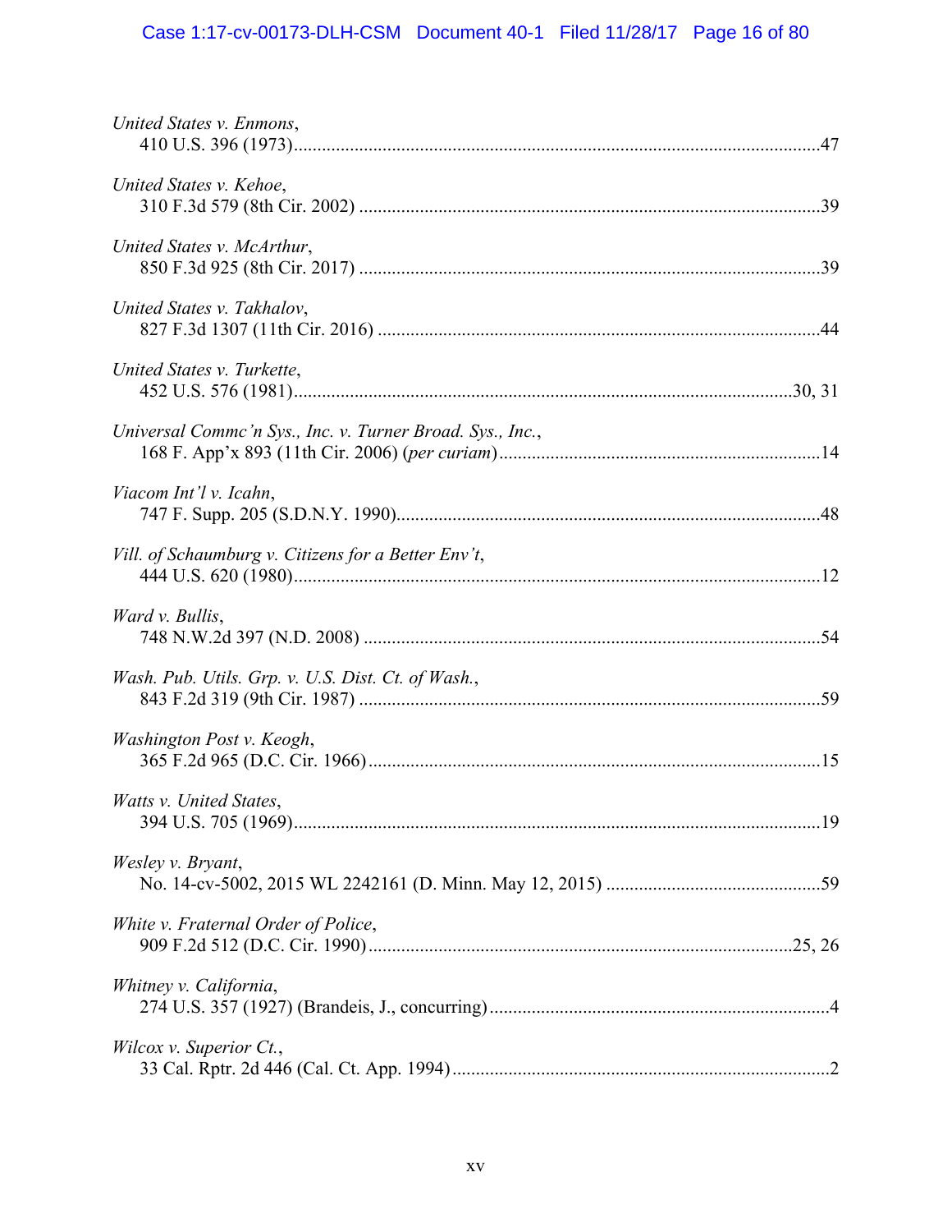*United States v. Enmons*,
410 U.S. 396 (1973)....................................................................................................47

*United States v. Kehoe*,
310 F.3d 579 (8th Cir. 2002) ....................................................................................39

*United States v. McArthur*,
850 F.3d 925 (8th Cir. 2017) ....................................................................................39

*United States v. Takhalov*,
827 F.3d 1307 (11th Cir. 2016) ................................................................................44

*United States v. Turkette*,
452 U.S. 576 (1981)..............................................................................................30, 31

*Universal Commc'n Sys., Inc. v. Turner Broad. Sys., Inc.*,
168 F. App'x 893 (11th Cir. 2006) (*per curiam*).......................................................14

*Viacom Int'l v. Icahn*,
747 F. Supp. 205 (S.D.N.Y. 1990)............................................................................48

*Vill. of Schaumburg v. Citizens for a Better Env't*,
444 U.S. 620 (1980)..................................................................................................12

*Ward v. Bullis*,
748 N.W.2d 397 (N.D. 2008) ...................................................................................54

*Wash. Pub. Utils. Grp. v. U.S. Dist. Ct. of Wash.*,
843 F.2d 319 (9th Cir. 1987) ....................................................................................59

*Washington Post v. Keogh*,
365 F.2d 965 (D.C. Cir. 1966)...................................................................................15

*Watts v. United States*,
394 U.S. 705 (1969)..................................................................................................19

*Wesley v. Bryant*,
No. 14-cv-5002, 2015 WL 2242161 (D. Minn. May 12, 2015) ...............................59

*White v. Fraternal Order of Police*,
909 F.2d 512 (D.C. Cir. 1990)..............................................................................25, 26

*Whitney v. California*,
274 U.S. 357 (1927) (Brandeis, J., concurring)...........................................................4

*Wilcox v. Superior Ct.*,
33 Cal. Rptr. 2d 446 (Cal. Ct. App. 1994)...................................................................2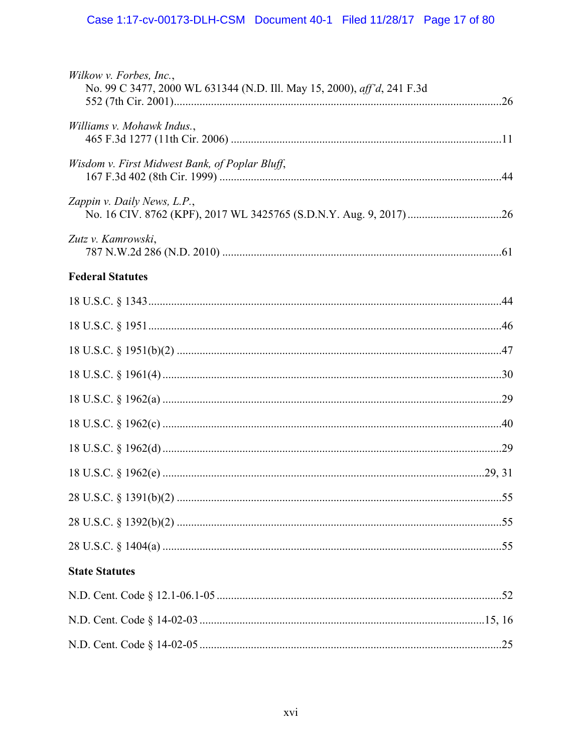*Wilkow v. Forbes, Inc.*,
No. 99 C 3477, 2000 WL 631344 (N.D. Ill. May 15, 2000), *aff'd*, 241 F.3d 552 (7th Cir. 2001)....................26

*Williams v. Mohawk Indus.*,
465 F.3d 1277 (11th Cir. 2006)....................11

*Wisdom v. First Midwest Bank, of Poplar Bluff*,
167 F.3d 402 (8th Cir. 1999)....................44

*Zappin v. Daily News, L.P.*,
No. 16 CIV. 8762 (KPF), 2017 WL 3425765 (S.D.N.Y. Aug. 9, 2017)....................26

*Zutz v. Kamrowski*,
787 N.W.2d 286 (N.D. 2010)....................61

**Federal Statutes**

18 U.S.C. § 1343....................44

18 U.S.C. § 1951....................46

18 U.S.C. § 1951(b)(2)....................47

18 U.S.C. § 1961(4)....................30

18 U.S.C. § 1962(a)....................29

18 U.S.C. § 1962(c)....................40

18 U.S.C. § 1962(d)....................29

18 U.S.C. § 1962(e)....................29, 31

28 U.S.C. § 1391(b)(2)....................55

28 U.S.C. § 1392(b)(2)....................55

28 U.S.C. § 1404(a)....................55

**State Statutes**

N.D. Cent. Code § 12.1-06.1-05....................52

N.D. Cent. Code § 14-02-03....................15, 16

N.D. Cent. Code § 14-02-05....................25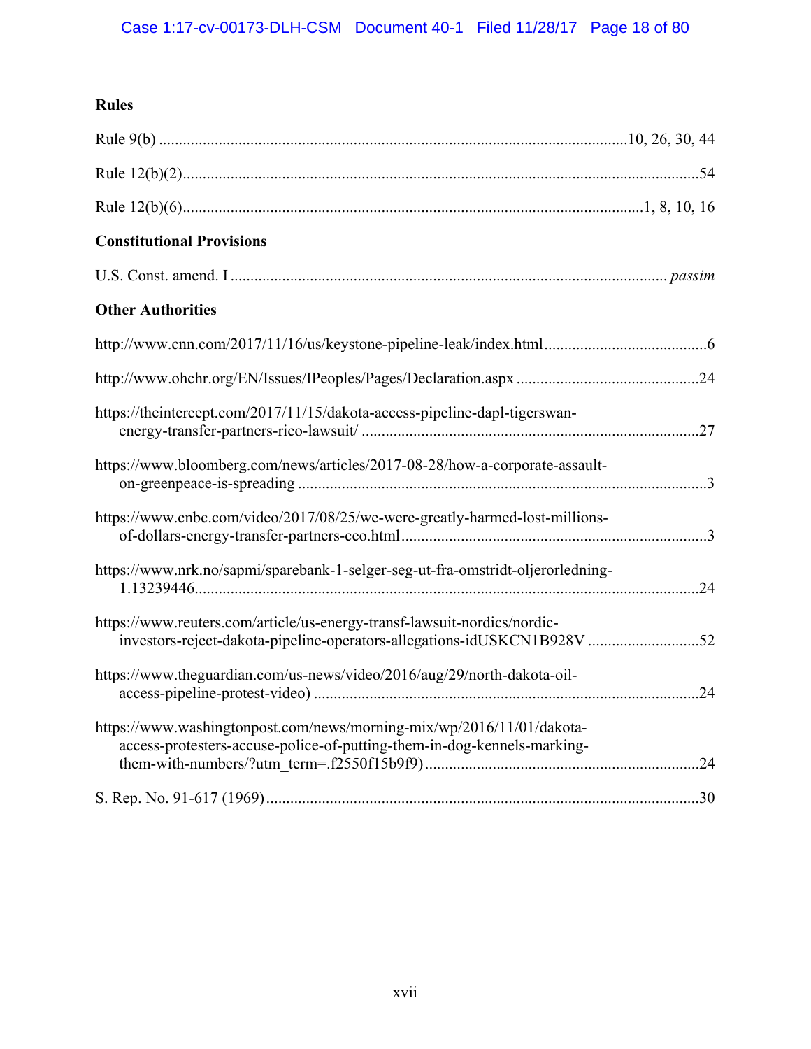### Rules

Rule 9(b) ....................................................................................................................10, 26, 30, 44

Rule 12(b)(2)................................................................................................................................54

Rule 12(b)(6)..................................................................................................................1, 8, 10, 16

### Constitutional Provisions

U.S. Const. amend. I ........................................................................................................... *passim*

### Other Authorities

http://www.cnn.com/2017/11/16/us/keystone-pipeline-leak/index.html.........................................6

http://www.ohchr.org/EN/Issues/IPeoples/Pages/Declaration.aspx .............................................24

https://theintercept.com/2017/11/15/dakota-access-pipeline-dapl-tigerswan-energy-transfer-partners-rico-lawsuit/ ....................................................................................27

https://www.bloomberg.com/news/articles/2017-08-28/how-a-corporate-assault-on-greenpeace-is-spreading .....................................................................................................3

https://www.cnbc.com/video/2017/08/25/we-were-greatly-harmed-lost-millions-of-dollars-energy-transfer-partners-ceo.html...........................................................................3

https://www.nrk.no/sapmi/sparebank-1-selger-seg-ut-fra-omstridt-oljerorledning-1.13239446..........................................................................................................................24

https://www.reuters.com/article/us-energy-transf-lawsuit-nordics/nordic-investors-reject-dakota-pipeline-operators-allegations-idUSKCN1B928V ...........................52

https://www.theguardian.com/us-news/video/2016/aug/29/north-dakota-oil-access-pipeline-protest-video) ...............................................................................................24

https://www.washingtonpost.com/news/morning-mix/wp/2016/11/01/dakota-access-protesters-accuse-police-of-putting-them-in-dog-kennels-marking-them-with-numbers/?utm_term=.f2550f15b9f9) ...................................................................24

S. Rep. No. 91-617 (1969)...........................................................................................................30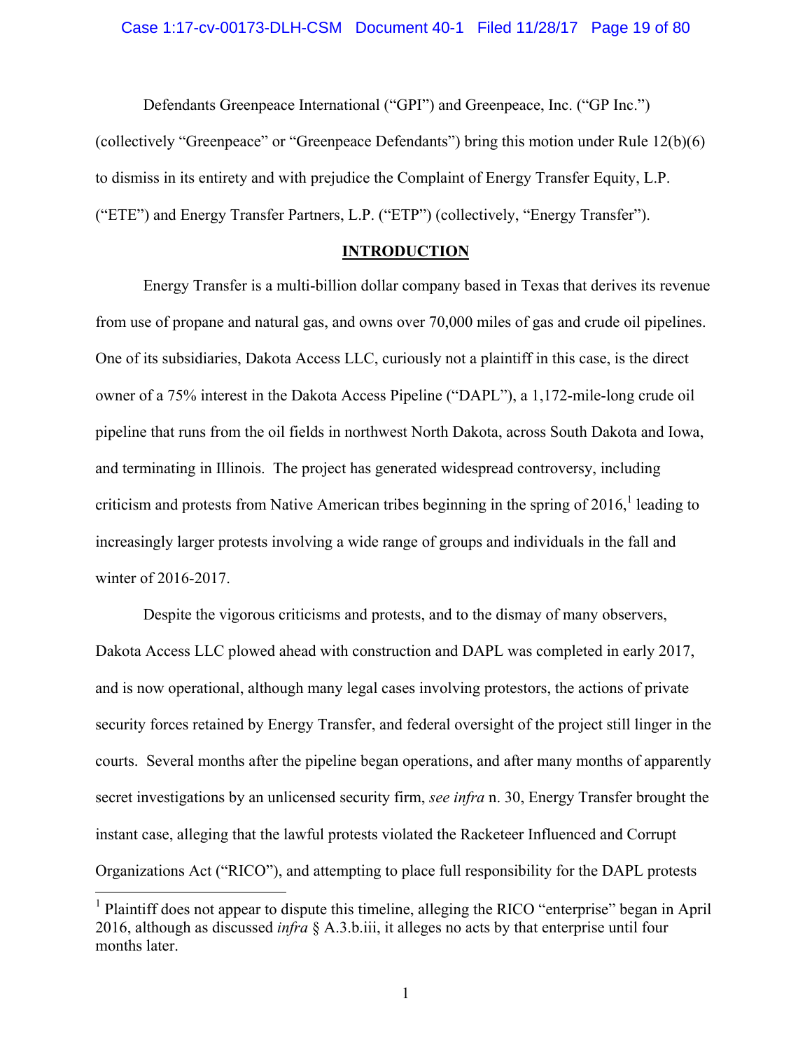Defendants Greenpeace International ("GPI") and Greenpeace, Inc. ("GP Inc.") (collectively "Greenpeace" or "Greenpeace Defendants") bring this motion under Rule 12(b)(6) to dismiss in its entirety and with prejudice the Complaint of Energy Transfer Equity, L.P. ("ETE") and Energy Transfer Partners, L.P. ("ETP") (collectively, "Energy Transfer").

## INTRODUCTION

Energy Transfer is a multi-billion dollar company based in Texas that derives its revenue from use of propane and natural gas, and owns over 70,000 miles of gas and crude oil pipelines. One of its subsidiaries, Dakota Access LLC, curiously not a plaintiff in this case, is the direct owner of a 75% interest in the Dakota Access Pipeline ("DAPL"), a 1,172-mile-long crude oil pipeline that runs from the oil fields in northwest North Dakota, across South Dakota and Iowa, and terminating in Illinois. The project has generated widespread controversy, including criticism and protests from Native American tribes beginning in the spring of 2016,[1] leading to increasingly larger protests involving a wide range of groups and individuals in the fall and winter of 2016-2017.

Despite the vigorous criticisms and protests, and to the dismay of many observers, Dakota Access LLC plowed ahead with construction and DAPL was completed in early 2017, and is now operational, although many legal cases involving protestors, the actions of private security forces retained by Energy Transfer, and federal oversight of the project still linger in the courts. Several months after the pipeline began operations, and after many months of apparently secret investigations by an unlicensed security firm, *see infra* n. 30, Energy Transfer brought the instant case, alleging that the lawful protests violated the Racketeer Influenced and Corrupt Organizations Act ("RICO"), and attempting to place full responsibility for the DAPL protests

[1] Plaintiff does not appear to dispute this timeline, alleging the RICO "enterprise" began in April 2016, although as discussed *infra* § A.3.b.iii, it alleges no acts by that enterprise until four months later.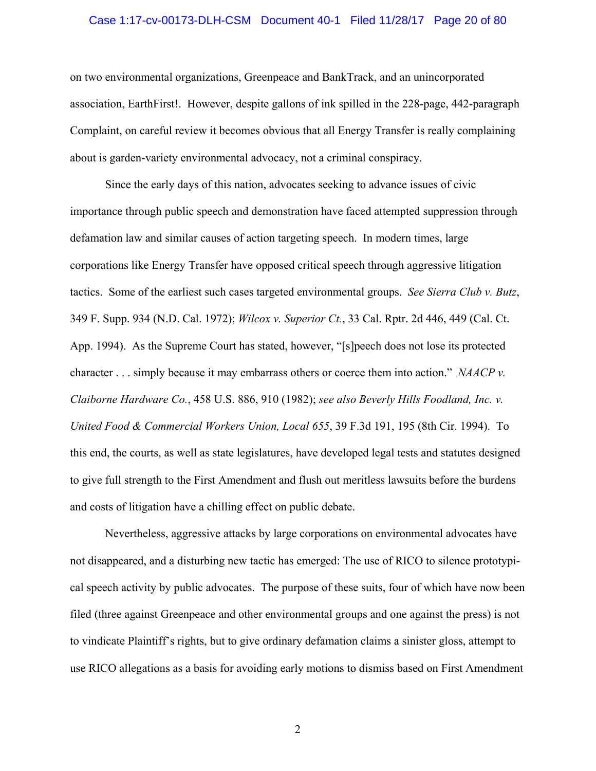on two environmental organizations, Greenpeace and BankTrack, and an unincorporated association, EarthFirst!. However, despite gallons of ink spilled in the 228-page, 442-paragraph Complaint, on careful review it becomes obvious that all Energy Transfer is really complaining about is garden-variety environmental advocacy, not a criminal conspiracy.

Since the early days of this nation, advocates seeking to advance issues of civic importance through public speech and demonstration have faced attempted suppression through defamation law and similar causes of action targeting speech. In modern times, large corporations like Energy Transfer have opposed critical speech through aggressive litigation tactics. Some of the earliest such cases targeted environmental groups. *See Sierra Club v. Butz*, 349 F. Supp. 934 (N.D. Cal. 1972); *Wilcox v. Superior Ct.*, 33 Cal. Rptr. 2d 446, 449 (Cal. Ct. App. 1994). As the Supreme Court has stated, however, "[s]peech does not lose its protected character . . . simply because it may embarrass others or coerce them into action." *NAACP v. Claiborne Hardware Co.*, 458 U.S. 886, 910 (1982); *see also Beverly Hills Foodland, Inc. v. United Food & Commercial Workers Union, Local 655*, 39 F.3d 191, 195 (8th Cir. 1994). To this end, the courts, as well as state legislatures, have developed legal tests and statutes designed to give full strength to the First Amendment and flush out meritless lawsuits before the burdens and costs of litigation have a chilling effect on public debate.

Nevertheless, aggressive attacks by large corporations on environmental advocates have not disappeared, and a disturbing new tactic has emerged: The use of RICO to silence prototypical speech activity by public advocates. The purpose of these suits, four of which have now been filed (three against Greenpeace and other environmental groups and one against the press) is not to vindicate Plaintiff's rights, but to give ordinary defamation claims a sinister gloss, attempt to use RICO allegations as a basis for avoiding early motions to dismiss based on First Amendment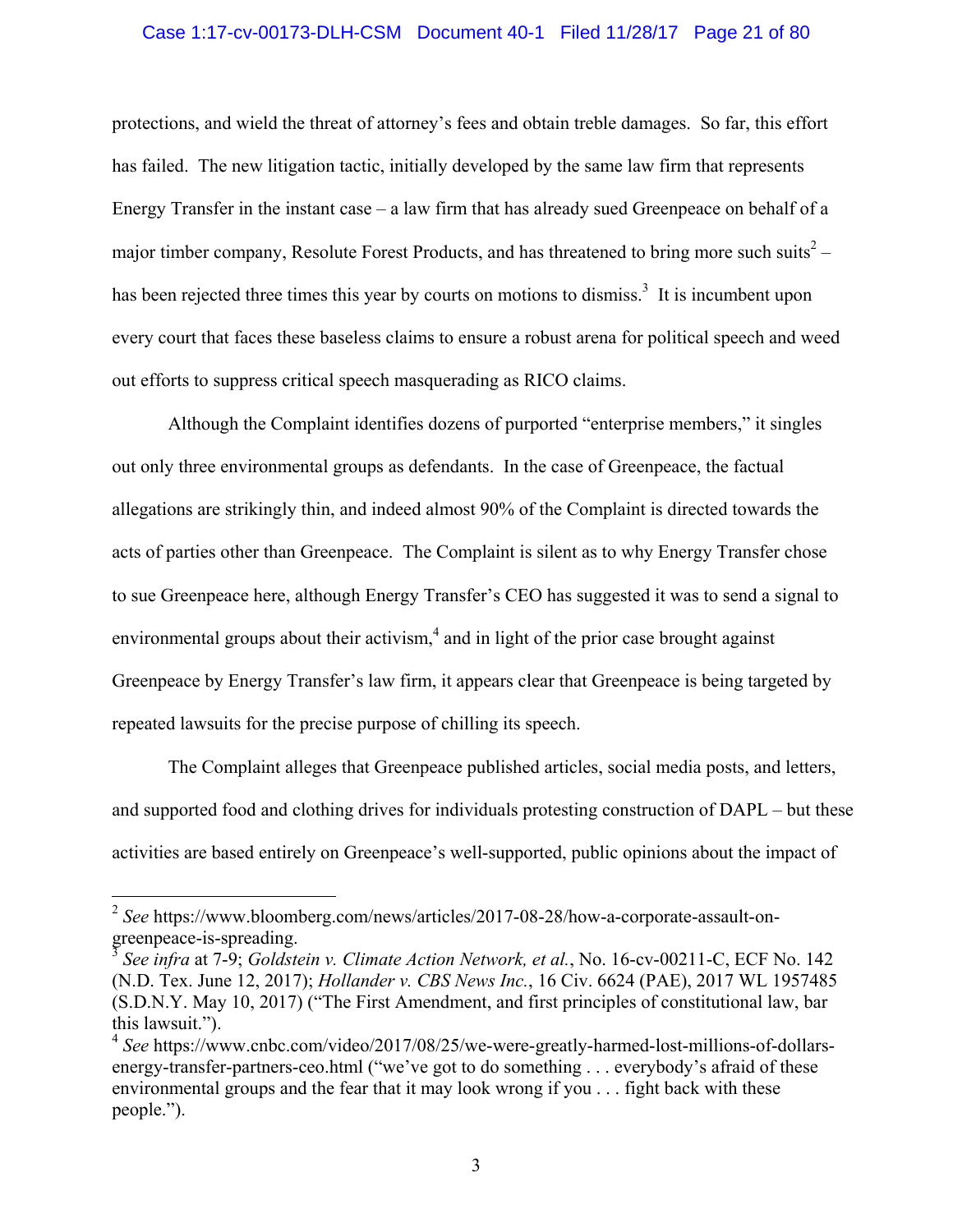protections, and wield the threat of attorney's fees and obtain treble damages. So far, this effort has failed. The new litigation tactic, initially developed by the same law firm that represents Energy Transfer in the instant case – a law firm that has already sued Greenpeace on behalf of a major timber company, Resolute Forest Products, and has threatened to bring more such suits[2] – has been rejected three times this year by courts on motions to dismiss.[3] It is incumbent upon every court that faces these baseless claims to ensure a robust arena for political speech and weed out efforts to suppress critical speech masquerading as RICO claims.

Although the Complaint identifies dozens of purported "enterprise members," it singles out only three environmental groups as defendants. In the case of Greenpeace, the factual allegations are strikingly thin, and indeed almost 90% of the Complaint is directed towards the acts of parties other than Greenpeace. The Complaint is silent as to why Energy Transfer chose to sue Greenpeace here, although Energy Transfer's CEO has suggested it was to send a signal to environmental groups about their activism,[4] and in light of the prior case brought against Greenpeace by Energy Transfer's law firm, it appears clear that Greenpeace is being targeted by repeated lawsuits for the precise purpose of chilling its speech.

The Complaint alleges that Greenpeace published articles, social media posts, and letters, and supported food and clothing drives for individuals protesting construction of DAPL – but these activities are based entirely on Greenpeace's well-supported, public opinions about the impact of

---

[2] *See* https://www.bloomberg.com/news/articles/2017-08-28/how-a-corporate-assault-on-greenpeace-is-spreading.

[3] *See infra* at 7-9; *Goldstein v. Climate Action Network, et al.*, No. 16-cv-00211-C, ECF No. 142 (N.D. Tex. June 12, 2017); *Hollander v. CBS News Inc.*, 16 Civ. 6624 (PAE), 2017 WL 1957485 (S.D.N.Y. May 10, 2017) ("The First Amendment, and first principles of constitutional law, bar this lawsuit.").

[4] *See* https://www.cnbc.com/video/2017/08/25/we-were-greatly-harmed-lost-millions-of-dollars-energy-transfer-partners-ceo.html ("we've got to do something . . . everybody's afraid of these environmental groups and the fear that it may look wrong if you . . . fight back with these people.").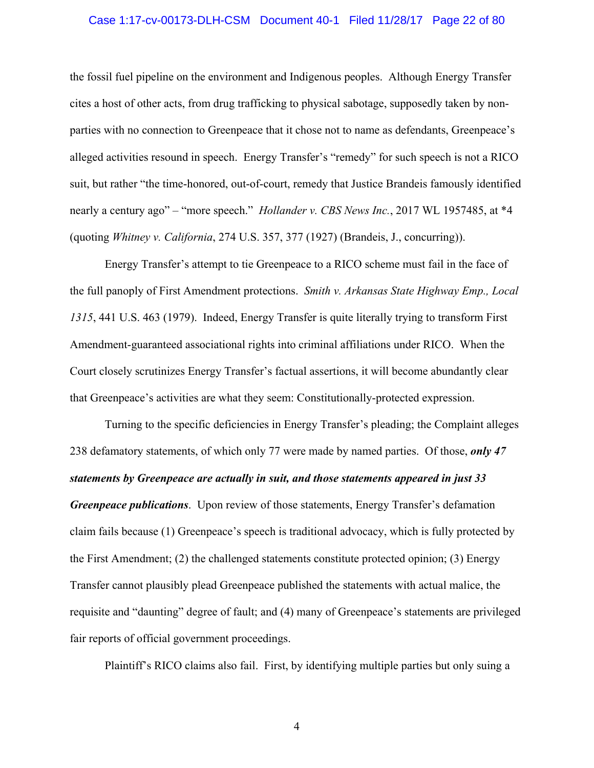the fossil fuel pipeline on the environment and Indigenous peoples. Although Energy Transfer cites a host of other acts, from drug trafficking to physical sabotage, supposedly taken by non-parties with no connection to Greenpeace that it chose not to name as defendants, Greenpeace's alleged activities resound in speech. Energy Transfer's "remedy" for such speech is not a RICO suit, but rather "the time-honored, out-of-court, remedy that Justice Brandeis famously identified nearly a century ago" – "more speech." *Hollander v. CBS News Inc.*, 2017 WL 1957485, at *4 (quoting *Whitney v. California*, 274 U.S. 357, 377 (1927) (Brandeis, J., concurring)).

Energy Transfer's attempt to tie Greenpeace to a RICO scheme must fail in the face of the full panoply of First Amendment protections. *Smith v. Arkansas State Highway Emp., Local 1315*, 441 U.S. 463 (1979). Indeed, Energy Transfer is quite literally trying to transform First Amendment-guaranteed associational rights into criminal affiliations under RICO. When the Court closely scrutinizes Energy Transfer's factual assertions, it will become abundantly clear that Greenpeace's activities are what they seem: Constitutionally-protected expression.

Turning to the specific deficiencies in Energy Transfer's pleading; the Complaint alleges 238 defamatory statements, of which only 77 were made by named parties. Of those, ***only 47 statements by Greenpeace are actually in suit, and those statements appeared in just 33 Greenpeace publications***. Upon review of those statements, Energy Transfer's defamation claim fails because (1) Greenpeace's speech is traditional advocacy, which is fully protected by the First Amendment; (2) the challenged statements constitute protected opinion; (3) Energy Transfer cannot plausibly plead Greenpeace published the statements with actual malice, the requisite and "daunting" degree of fault; and (4) many of Greenpeace's statements are privileged fair reports of official government proceedings.

Plaintiff's RICO claims also fail. First, by identifying multiple parties but only suing a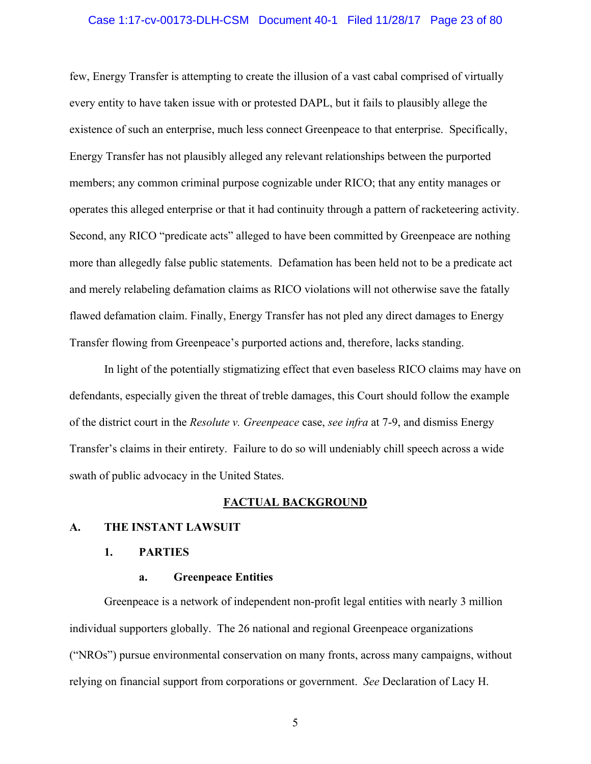few, Energy Transfer is attempting to create the illusion of a vast cabal comprised of virtually every entity to have taken issue with or protested DAPL, but it fails to plausibly allege the existence of such an enterprise, much less connect Greenpeace to that enterprise. Specifically, Energy Transfer has not plausibly alleged any relevant relationships between the purported members; any common criminal purpose cognizable under RICO; that any entity manages or operates this alleged enterprise or that it had continuity through a pattern of racketeering activity. Second, any RICO "predicate acts" alleged to have been committed by Greenpeace are nothing more than allegedly false public statements. Defamation has been held not to be a predicate act and merely relabeling defamation claims as RICO violations will not otherwise save the fatally flawed defamation claim. Finally, Energy Transfer has not pled any direct damages to Energy Transfer flowing from Greenpeace's purported actions and, therefore, lacks standing.

In light of the potentially stigmatizing effect that even baseless RICO claims may have on defendants, especially given the threat of treble damages, this Court should follow the example of the district court in the *Resolute v. Greenpeace* case, *see infra* at 7-9, and dismiss Energy Transfer's claims in their entirety. Failure to do so will undeniably chill speech across a wide swath of public advocacy in the United States.

## FACTUAL BACKGROUND

### A. THE INSTANT LAWSUIT

#### 1. PARTIES

##### a. Greenpeace Entities

Greenpeace is a network of independent non-profit legal entities with nearly 3 million individual supporters globally. The 26 national and regional Greenpeace organizations ("NROs") pursue environmental conservation on many fronts, across many campaigns, without relying on financial support from corporations or government. *See* Declaration of Lacy H.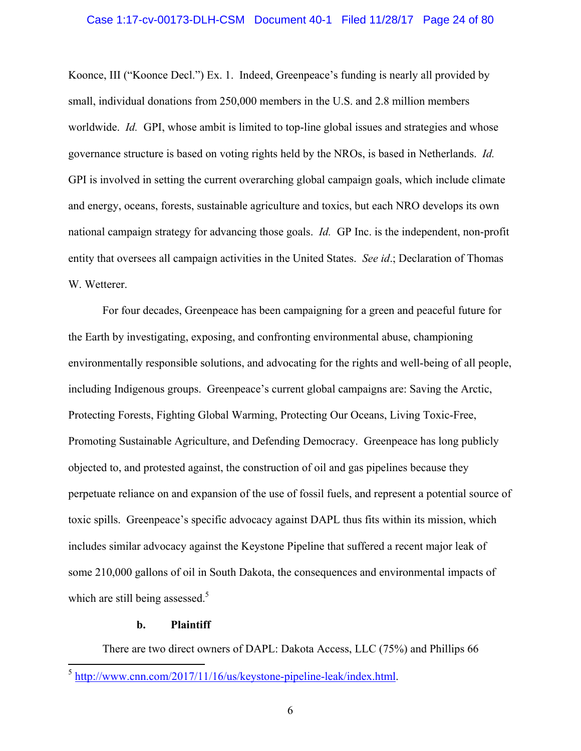Koonce, III ("Koonce Decl.") Ex. 1. Indeed, Greenpeace's funding is nearly all provided by small, individual donations from 250,000 members in the U.S. and 2.8 million members worldwide. *Id.* GPI, whose ambit is limited to top-line global issues and strategies and whose governance structure is based on voting rights held by the NROs, is based in Netherlands. *Id.* GPI is involved in setting the current overarching global campaign goals, which include climate and energy, oceans, forests, sustainable agriculture and toxics, but each NRO develops its own national campaign strategy for advancing those goals. *Id.* GP Inc. is the independent, non-profit entity that oversees all campaign activities in the United States. *See id*.; Declaration of Thomas W. Wetterer.

For four decades, Greenpeace has been campaigning for a green and peaceful future for the Earth by investigating, exposing, and confronting environmental abuse, championing environmentally responsible solutions, and advocating for the rights and well-being of all people, including Indigenous groups. Greenpeace's current global campaigns are: Saving the Arctic, Protecting Forests, Fighting Global Warming, Protecting Our Oceans, Living Toxic-Free, Promoting Sustainable Agriculture, and Defending Democracy. Greenpeace has long publicly objected to, and protested against, the construction of oil and gas pipelines because they perpetuate reliance on and expansion of the use of fossil fuels, and represent a potential source of toxic spills. Greenpeace's specific advocacy against DAPL thus fits within its mission, which includes similar advocacy against the Keystone Pipeline that suffered a recent major leak of some 210,000 gallons of oil in South Dakota, the consequences and environmental impacts of which are still being assessed.[5]

**b. Plaintiff**

There are two direct owners of DAPL: Dakota Access, LLC (75%) and Phillips 66

---

[5] http://www.cnn.com/2017/11/16/us/keystone-pipeline-leak/index.html.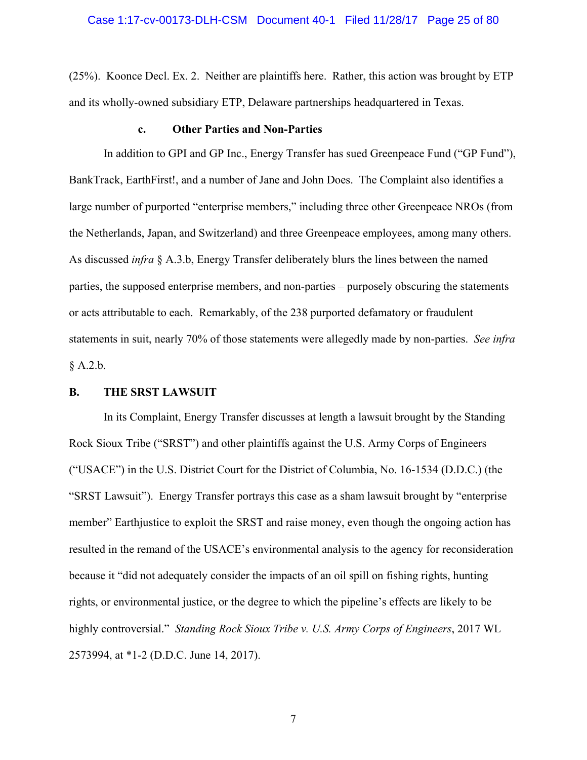(25%). Koonce Decl. Ex. 2. Neither are plaintiffs here. Rather, this action was brought by ETP and its wholly-owned subsidiary ETP, Delaware partnerships headquartered in Texas.

#### c. Other Parties and Non-Parties

In addition to GPI and GP Inc., Energy Transfer has sued Greenpeace Fund ("GP Fund"), BankTrack, EarthFirst!, and a number of Jane and John Does. The Complaint also identifies a large number of purported "enterprise members," including three other Greenpeace NROs (from the Netherlands, Japan, and Switzerland) and three Greenpeace employees, among many others. As discussed *infra* § A.3.b, Energy Transfer deliberately blurs the lines between the named parties, the supposed enterprise members, and non-parties – purposely obscuring the statements or acts attributable to each. Remarkably, of the 238 purported defamatory or fraudulent statements in suit, nearly 70% of those statements were allegedly made by non-parties. *See infra* § A.2.b.

### B. THE SRST LAWSUIT

In its Complaint, Energy Transfer discusses at length a lawsuit brought by the Standing Rock Sioux Tribe ("SRST") and other plaintiffs against the U.S. Army Corps of Engineers ("USACE") in the U.S. District Court for the District of Columbia, No. 16-1534 (D.D.C.) (the "SRST Lawsuit"). Energy Transfer portrays this case as a sham lawsuit brought by "enterprise member" Earthjustice to exploit the SRST and raise money, even though the ongoing action has resulted in the remand of the USACE's environmental analysis to the agency for reconsideration because it "did not adequately consider the impacts of an oil spill on fishing rights, hunting rights, or environmental justice, or the degree to which the pipeline's effects are likely to be highly controversial." *Standing Rock Sioux Tribe v. U.S. Army Corps of Engineers*, 2017 WL 2573994, at *1-2 (D.D.C. June 14, 2017).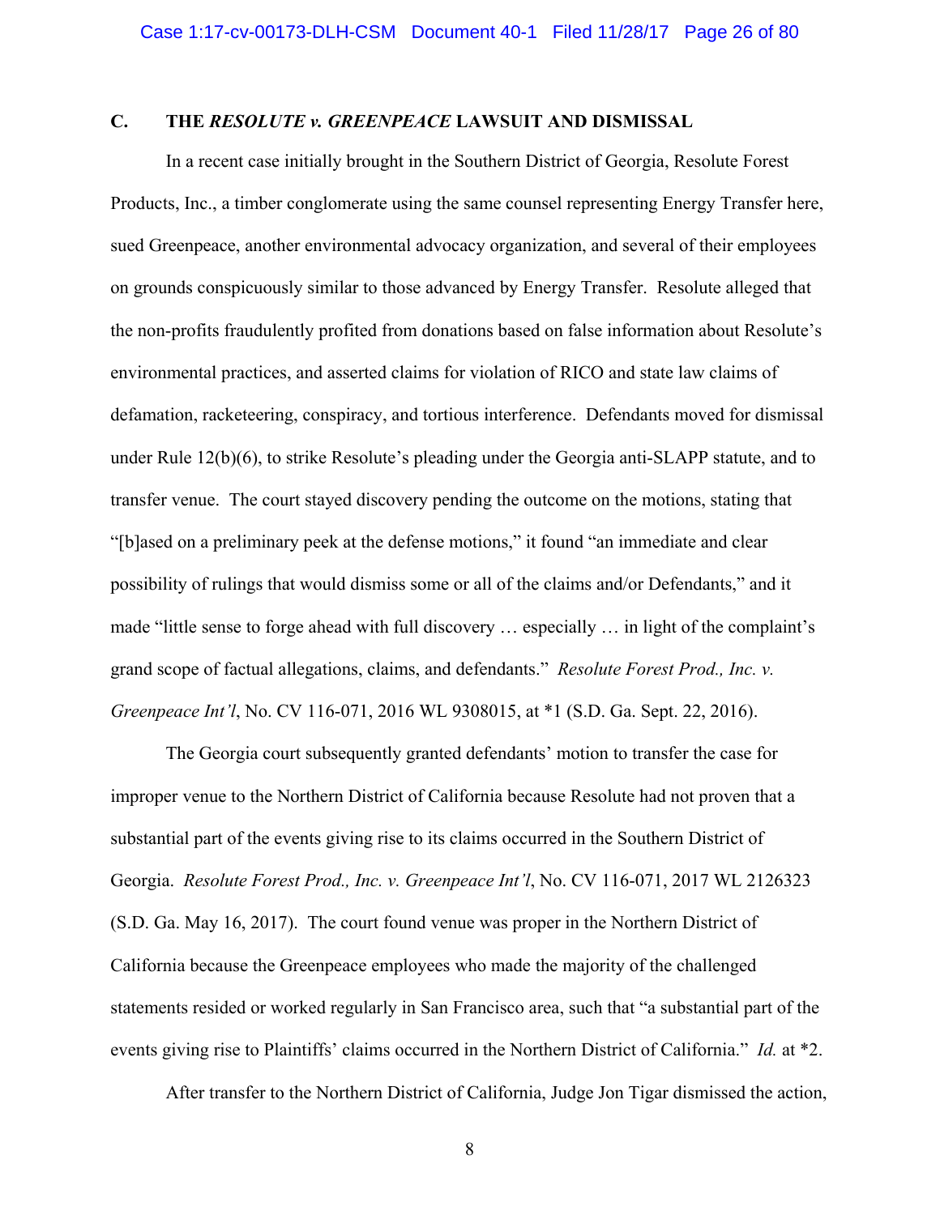### C. THE *RESOLUTE v. GREENPEACE* LAWSUIT AND DISMISSAL

In a recent case initially brought in the Southern District of Georgia, Resolute Forest Products, Inc., a timber conglomerate using the same counsel representing Energy Transfer here, sued Greenpeace, another environmental advocacy organization, and several of their employees on grounds conspicuously similar to those advanced by Energy Transfer. Resolute alleged that the non-profits fraudulently profited from donations based on false information about Resolute's environmental practices, and asserted claims for violation of RICO and state law claims of defamation, racketeering, conspiracy, and tortious interference. Defendants moved for dismissal under Rule 12(b)(6), to strike Resolute's pleading under the Georgia anti-SLAPP statute, and to transfer venue. The court stayed discovery pending the outcome on the motions, stating that "[b]ased on a preliminary peek at the defense motions," it found "an immediate and clear possibility of rulings that would dismiss some or all of the claims and/or Defendants," and it made "little sense to forge ahead with full discovery … especially … in light of the complaint's grand scope of factual allegations, claims, and defendants." *Resolute Forest Prod., Inc. v. Greenpeace Int'l*, No. CV 116-071, 2016 WL 9308015, at *1 (S.D. Ga. Sept. 22, 2016).

The Georgia court subsequently granted defendants' motion to transfer the case for improper venue to the Northern District of California because Resolute had not proven that a substantial part of the events giving rise to its claims occurred in the Southern District of Georgia. *Resolute Forest Prod., Inc. v. Greenpeace Int'l*, No. CV 116-071, 2017 WL 2126323 (S.D. Ga. May 16, 2017). The court found venue was proper in the Northern District of California because the Greenpeace employees who made the majority of the challenged statements resided or worked regularly in San Francisco area, such that "a substantial part of the events giving rise to Plaintiffs' claims occurred in the Northern District of California." *Id.* at *2.

After transfer to the Northern District of California, Judge Jon Tigar dismissed the action,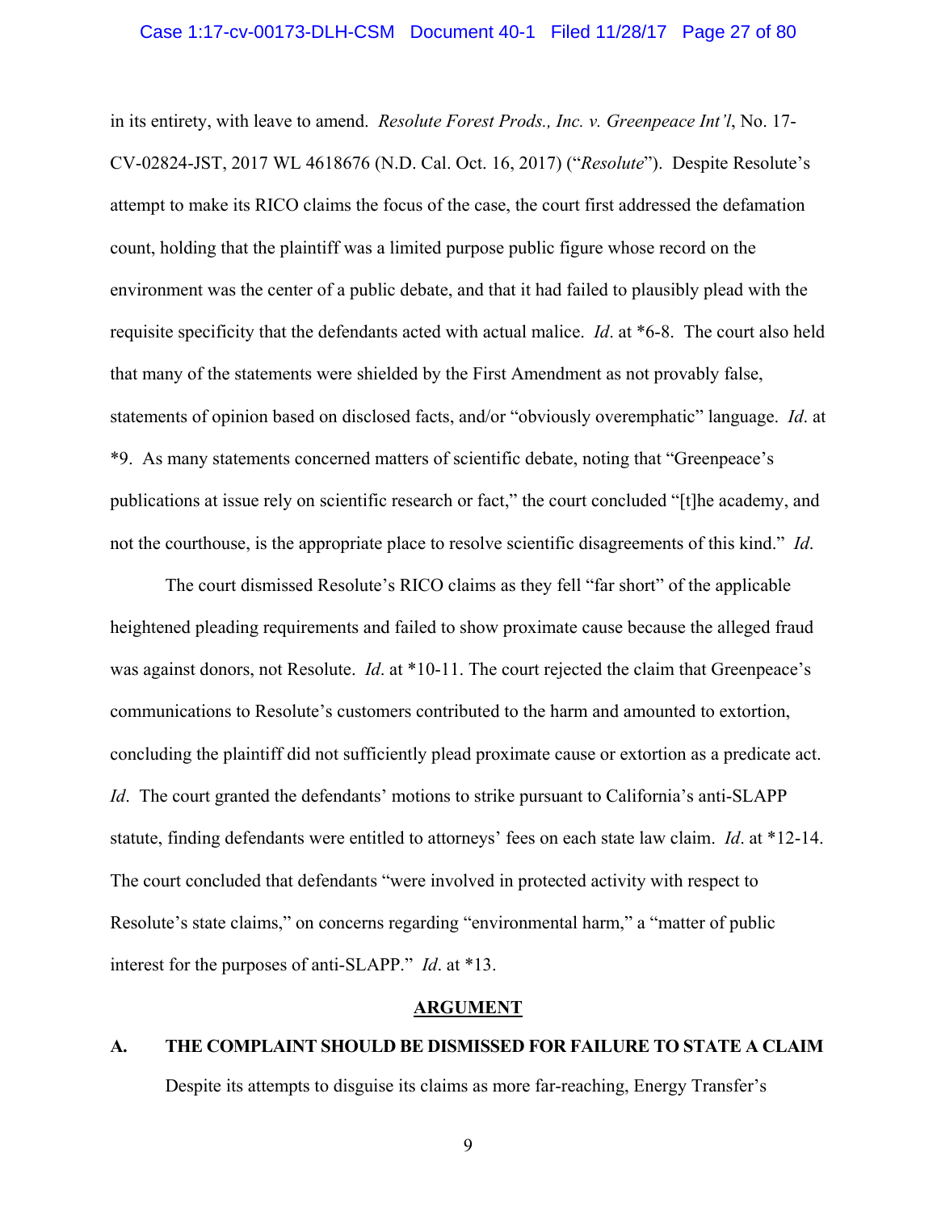in its entirety, with leave to amend. *Resolute Forest Prods., Inc. v. Greenpeace Int'l*, No. 17-CV-02824-JST, 2017 WL 4618676 (N.D. Cal. Oct. 16, 2017) ("*Resolute*"). Despite Resolute's attempt to make its RICO claims the focus of the case, the court first addressed the defamation count, holding that the plaintiff was a limited purpose public figure whose record on the environment was the center of a public debate, and that it had failed to plausibly plead with the requisite specificity that the defendants acted with actual malice. *Id*. at *6-8. The court also held that many of the statements were shielded by the First Amendment as not provably false, statements of opinion based on disclosed facts, and/or "obviously overemphatic" language. *Id*. at *9. As many statements concerned matters of scientific debate, noting that "Greenpeace's publications at issue rely on scientific research or fact," the court concluded "[t]he academy, and not the courthouse, is the appropriate place to resolve scientific disagreements of this kind." *Id*.

The court dismissed Resolute's RICO claims as they fell "far short" of the applicable heightened pleading requirements and failed to show proximate cause because the alleged fraud was against donors, not Resolute. *Id*. at *10-11. The court rejected the claim that Greenpeace's communications to Resolute's customers contributed to the harm and amounted to extortion, concluding the plaintiff did not sufficiently plead proximate cause or extortion as a predicate act. *Id*. The court granted the defendants' motions to strike pursuant to California's anti-SLAPP statute, finding defendants were entitled to attorneys' fees on each state law claim. *Id*. at *12-14. The court concluded that defendants "were involved in protected activity with respect to Resolute's state claims," on concerns regarding "environmental harm," a "matter of public interest for the purposes of anti-SLAPP." *Id*. at *13.

## ARGUMENT

### A. THE COMPLAINT SHOULD BE DISMISSED FOR FAILURE TO STATE A CLAIM

Despite its attempts to disguise its claims as more far-reaching, Energy Transfer's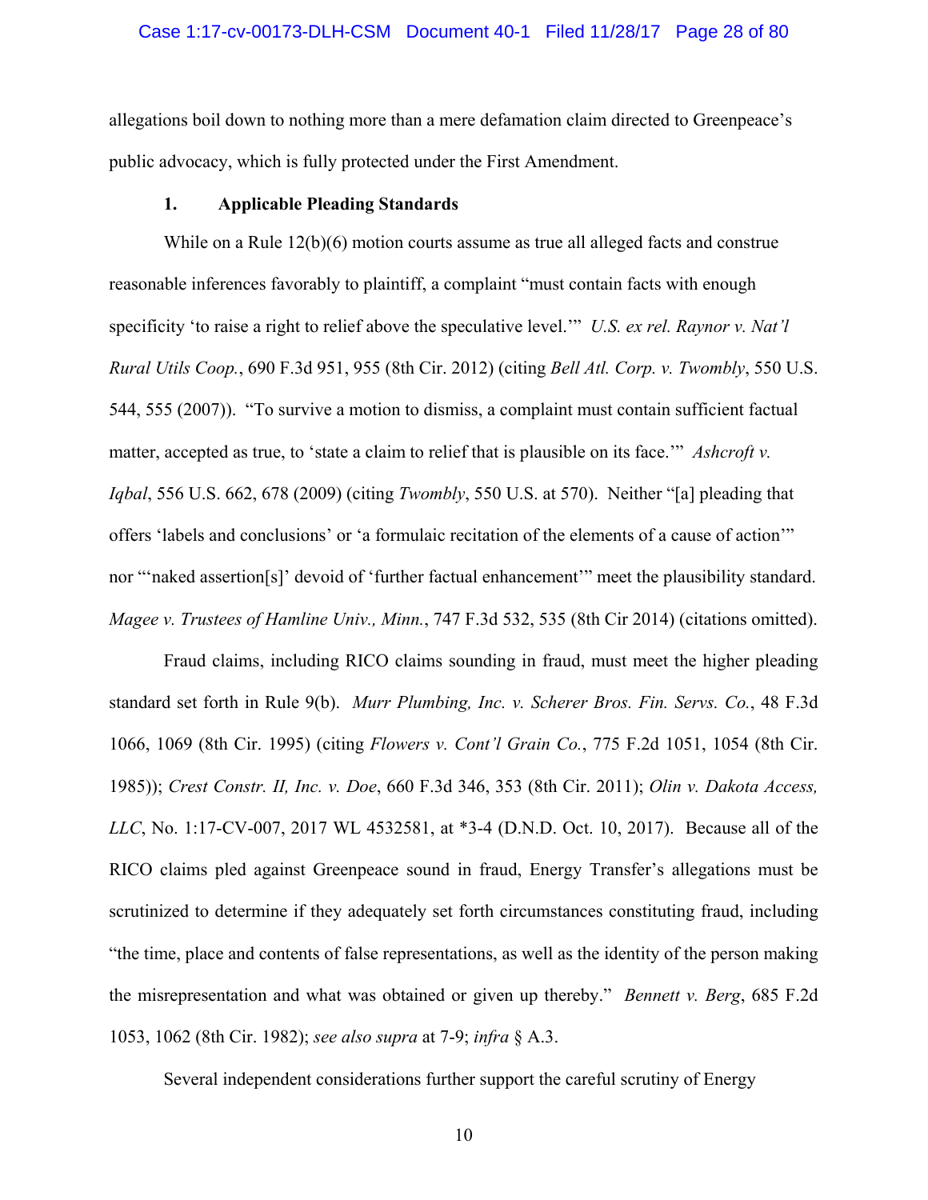allegations boil down to nothing more than a mere defamation claim directed to Greenpeace's public advocacy, which is fully protected under the First Amendment.

**1. Applicable Pleading Standards**

While on a Rule 12(b)(6) motion courts assume as true all alleged facts and construe reasonable inferences favorably to plaintiff, a complaint "must contain facts with enough specificity 'to raise a right to relief above the speculative level.'" *U.S. ex rel. Raynor v. Nat'l Rural Utils Coop.*, 690 F.3d 951, 955 (8th Cir. 2012) (citing *Bell Atl. Corp. v. Twombly*, 550 U.S. 544, 555 (2007)). "To survive a motion to dismiss, a complaint must contain sufficient factual matter, accepted as true, to 'state a claim to relief that is plausible on its face.'" *Ashcroft v. Iqbal*, 556 U.S. 662, 678 (2009) (citing *Twombly*, 550 U.S. at 570). Neither "[a] pleading that offers 'labels and conclusions' or 'a formulaic recitation of the elements of a cause of action'" nor "'naked assertion[s]' devoid of 'further factual enhancement'" meet the plausibility standard. *Magee v. Trustees of Hamline Univ., Minn.*, 747 F.3d 532, 535 (8th Cir 2014) (citations omitted).

Fraud claims, including RICO claims sounding in fraud, must meet the higher pleading standard set forth in Rule 9(b). *Murr Plumbing, Inc. v. Scherer Bros. Fin. Servs. Co.*, 48 F.3d 1066, 1069 (8th Cir. 1995) (citing *Flowers v. Cont'l Grain Co.*, 775 F.2d 1051, 1054 (8th Cir. 1985)); *Crest Constr. II, Inc. v. Doe*, 660 F.3d 346, 353 (8th Cir. 2011); *Olin v. Dakota Access, LLC*, No. 1:17-CV-007, 2017 WL 4532581, at *3-4 (D.N.D. Oct. 10, 2017). Because all of the RICO claims pled against Greenpeace sound in fraud, Energy Transfer's allegations must be scrutinized to determine if they adequately set forth circumstances constituting fraud, including "the time, place and contents of false representations, as well as the identity of the person making the misrepresentation and what was obtained or given up thereby." *Bennett v. Berg*, 685 F.2d 1053, 1062 (8th Cir. 1982); *see also supra* at 7-9; *infra* § A.3.

Several independent considerations further support the careful scrutiny of Energy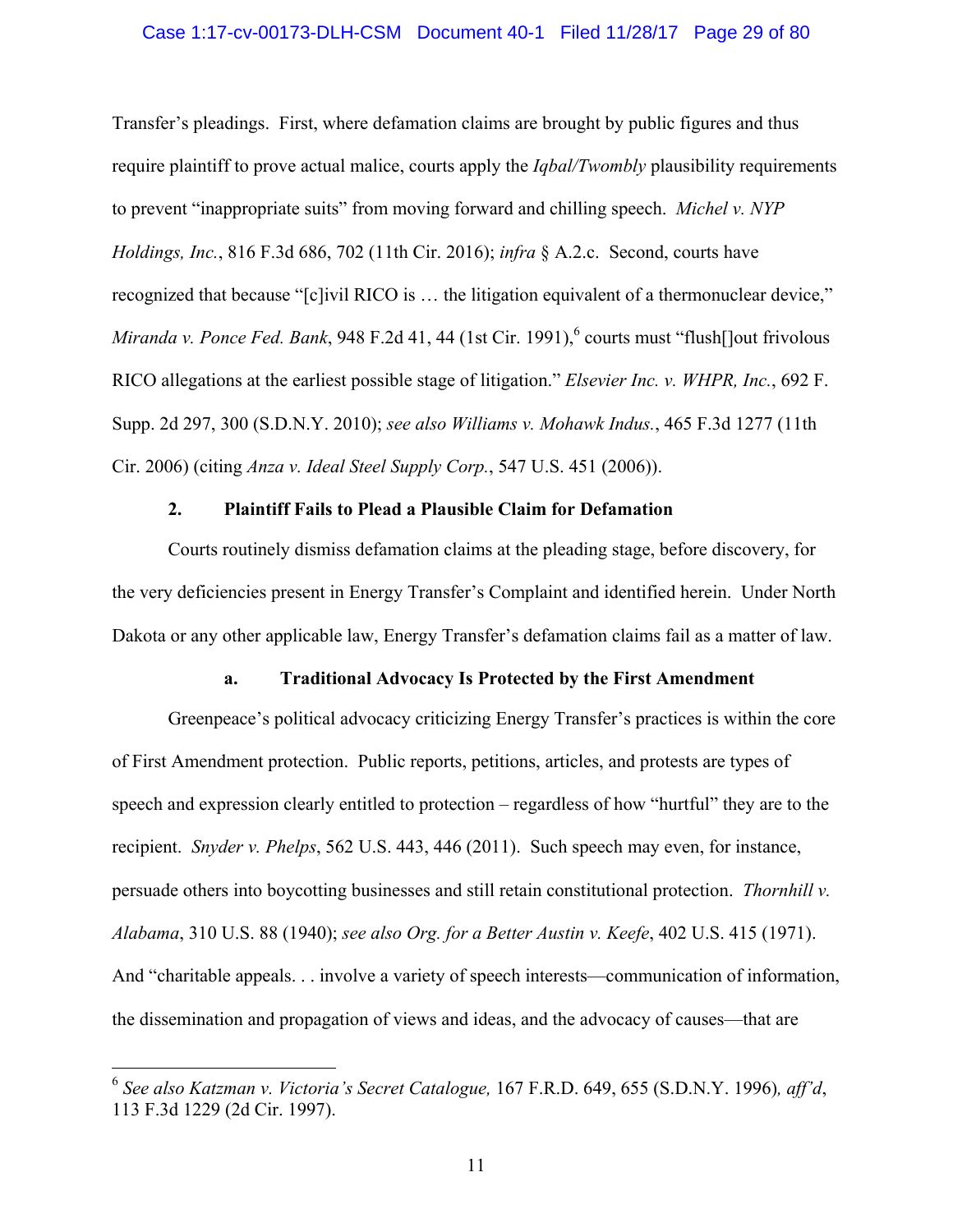Transfer's pleadings. First, where defamation claims are brought by public figures and thus require plaintiff to prove actual malice, courts apply the *Iqbal/Twombly* plausibility requirements to prevent "inappropriate suits" from moving forward and chilling speech. *Michel v. NYP Holdings, Inc.*, 816 F.3d 686, 702 (11th Cir. 2016); *infra* § A.2.c. Second, courts have recognized that because "[c]ivil RICO is … the litigation equivalent of a thermonuclear device," *Miranda v. Ponce Fed. Bank*, 948 F.2d 41, 44 (1st Cir. 1991),[6] courts must "flush[]out frivolous RICO allegations at the earliest possible stage of litigation." *Elsevier Inc. v. WHPR, Inc.*, 692 F. Supp. 2d 297, 300 (S.D.N.Y. 2010); *see also Williams v. Mohawk Indus.*, 465 F.3d 1277 (11th Cir. 2006) (citing *Anza v. Ideal Steel Supply Corp.*, 547 U.S. 451 (2006)).

**2. Plaintiff Fails to Plead a Plausible Claim for Defamation**

Courts routinely dismiss defamation claims at the pleading stage, before discovery, for the very deficiencies present in Energy Transfer's Complaint and identified herein. Under North Dakota or any other applicable law, Energy Transfer's defamation claims fail as a matter of law.

**a. Traditional Advocacy Is Protected by the First Amendment**

Greenpeace's political advocacy criticizing Energy Transfer's practices is within the core of First Amendment protection. Public reports, petitions, articles, and protests are types of speech and expression clearly entitled to protection – regardless of how "hurtful" they are to the recipient. *Snyder v. Phelps*, 562 U.S. 443, 446 (2011). Such speech may even, for instance, persuade others into boycotting businesses and still retain constitutional protection. *Thornhill v. Alabama*, 310 U.S. 88 (1940); *see also Org. for a Better Austin v. Keefe*, 402 U.S. 415 (1971). And "charitable appeals. . . involve a variety of speech interests—communication of information, the dissemination and propagation of views and ideas, and the advocacy of causes—that are

[6] *See also Katzman v. Victoria's Secret Catalogue,* 167 F.R.D. 649, 655 (S.D.N.Y. 1996)*, aff'd*, 113 F.3d 1229 (2d Cir. 1997).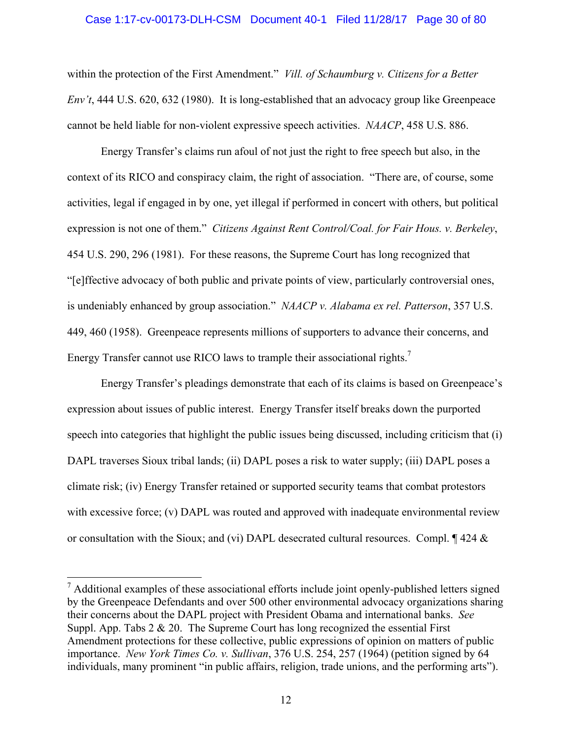within the protection of the First Amendment." *Vill. of Schaumburg v. Citizens for a Better Env't*, 444 U.S. 620, 632 (1980). It is long-established that an advocacy group like Greenpeace cannot be held liable for non-violent expressive speech activities. *NAACP*, 458 U.S. 886.

Energy Transfer's claims run afoul of not just the right to free speech but also, in the context of its RICO and conspiracy claim, the right of association. "There are, of course, some activities, legal if engaged in by one, yet illegal if performed in concert with others, but political expression is not one of them." *Citizens Against Rent Control/Coal. for Fair Hous. v. Berkeley*, 454 U.S. 290, 296 (1981). For these reasons, the Supreme Court has long recognized that "[e]ffective advocacy of both public and private points of view, particularly controversial ones, is undeniably enhanced by group association." *NAACP v. Alabama ex rel. Patterson*, 357 U.S. 449, 460 (1958). Greenpeace represents millions of supporters to advance their concerns, and Energy Transfer cannot use RICO laws to trample their associational rights.[7]

Energy Transfer's pleadings demonstrate that each of its claims is based on Greenpeace's expression about issues of public interest. Energy Transfer itself breaks down the purported speech into categories that highlight the public issues being discussed, including criticism that (i) DAPL traverses Sioux tribal lands; (ii) DAPL poses a risk to water supply; (iii) DAPL poses a climate risk; (iv) Energy Transfer retained or supported security teams that combat protestors with excessive force; (v) DAPL was routed and approved with inadequate environmental review or consultation with the Sioux; and (vi) DAPL desecrated cultural resources. Compl. ¶ 424 &

---

[7] Additional examples of these associational efforts include joint openly-published letters signed by the Greenpeace Defendants and over 500 other environmental advocacy organizations sharing their concerns about the DAPL project with President Obama and international banks. *See* Suppl. App. Tabs 2 & 20. The Supreme Court has long recognized the essential First Amendment protections for these collective, public expressions of opinion on matters of public importance. *New York Times Co. v. Sullivan*, 376 U.S. 254, 257 (1964) (petition signed by 64 individuals, many prominent "in public affairs, religion, trade unions, and the performing arts").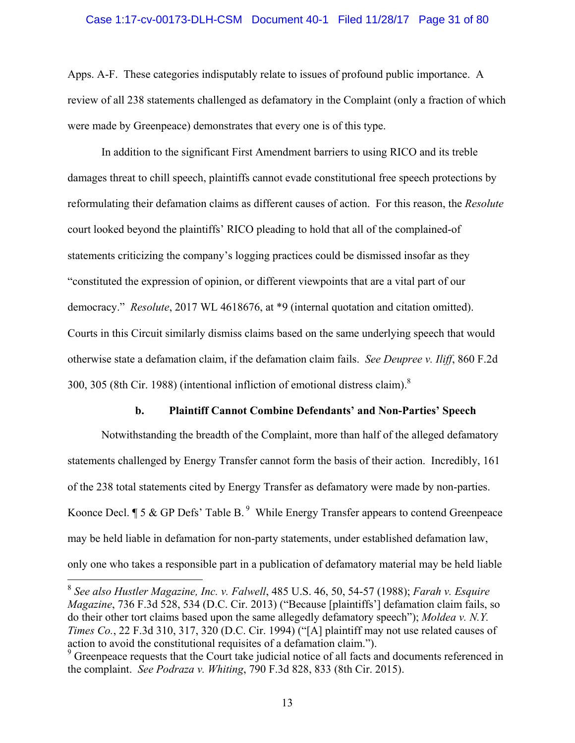Apps. A-F. These categories indisputably relate to issues of profound public importance. A review of all 238 statements challenged as defamatory in the Complaint (only a fraction of which were made by Greenpeace) demonstrates that every one is of this type.

In addition to the significant First Amendment barriers to using RICO and its treble damages threat to chill speech, plaintiffs cannot evade constitutional free speech protections by reformulating their defamation claims as different causes of action. For this reason, the *Resolute* court looked beyond the plaintiffs' RICO pleading to hold that all of the complained-of statements criticizing the company's logging practices could be dismissed insofar as they "constituted the expression of opinion, or different viewpoints that are a vital part of our democracy." *Resolute*, 2017 WL 4618676, at *9 (internal quotation and citation omitted). Courts in this Circuit similarly dismiss claims based on the same underlying speech that would otherwise state a defamation claim, if the defamation claim fails. *See Deupree v. Iliff*, 860 F.2d 300, 305 (8th Cir. 1988) (intentional infliction of emotional distress claim).[8]

#### b. Plaintiff Cannot Combine Defendants' and Non-Parties' Speech

Notwithstanding the breadth of the Complaint, more than half of the alleged defamatory statements challenged by Energy Transfer cannot form the basis of their action. Incredibly, 161 of the 238 total statements cited by Energy Transfer as defamatory were made by non-parties. Koonce Decl. ¶ 5 & GP Defs' Table B.[9] While Energy Transfer appears to contend Greenpeace may be held liable in defamation for non-party statements, under established defamation law, only one who takes a responsible part in a publication of defamatory material may be held liable

---

[8] *See also Hustler Magazine, Inc. v. Falwell*, 485 U.S. 46, 50, 54-57 (1988); *Farah v. Esquire Magazine*, 736 F.3d 528, 534 (D.C. Cir. 2013) ("Because [plaintiffs'] defamation claim fails, so do their other tort claims based upon the same allegedly defamatory speech"); *Moldea v. N.Y. Times Co.*, 22 F.3d 310, 317, 320 (D.C. Cir. 1994) ("[A] plaintiff may not use related causes of action to avoid the constitutional requisites of a defamation claim.").

[9] Greenpeace requests that the Court take judicial notice of all facts and documents referenced in the complaint. *See Podraza v. Whiting*, 790 F.3d 828, 833 (8th Cir. 2015).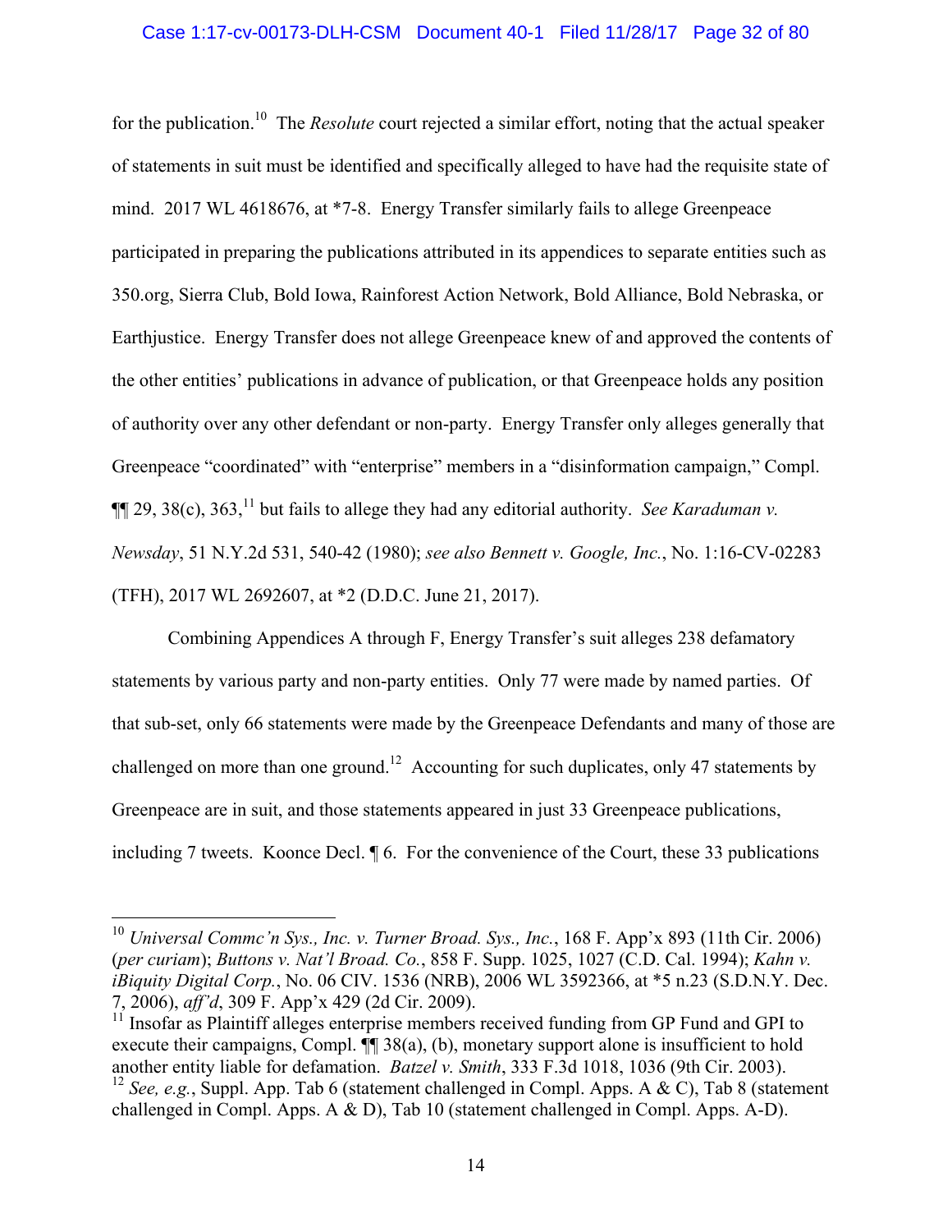for the publication.[10] The *Resolute* court rejected a similar effort, noting that the actual speaker of statements in suit must be identified and specifically alleged to have had the requisite state of mind. 2017 WL 4618676, at *7-8. Energy Transfer similarly fails to allege Greenpeace participated in preparing the publications attributed in its appendices to separate entities such as 350.org, Sierra Club, Bold Iowa, Rainforest Action Network, Bold Alliance, Bold Nebraska, or Earthjustice. Energy Transfer does not allege Greenpeace knew of and approved the contents of the other entities' publications in advance of publication, or that Greenpeace holds any position of authority over any other defendant or non-party. Energy Transfer only alleges generally that Greenpeace "coordinated" with "enterprise" members in a "disinformation campaign," Compl. ¶¶ 29, 38(c), 363,[11] but fails to allege they had any editorial authority. *See Karaduman v. Newsday*, 51 N.Y.2d 531, 540-42 (1980); *see also Bennett v. Google, Inc.*, No. 1:16-CV-02283 (TFH), 2017 WL 2692607, at *2 (D.D.C. June 21, 2017).

Combining Appendices A through F, Energy Transfer's suit alleges 238 defamatory statements by various party and non-party entities. Only 77 were made by named parties. Of that sub-set, only 66 statements were made by the Greenpeace Defendants and many of those are challenged on more than one ground.[12] Accounting for such duplicates, only 47 statements by Greenpeace are in suit, and those statements appeared in just 33 Greenpeace publications, including 7 tweets. Koonce Decl. ¶ 6. For the convenience of the Court, these 33 publications

---

[10] *Universal Commc'n Sys., Inc. v. Turner Broad. Sys., Inc.*, 168 F. App'x 893 (11th Cir. 2006) (*per curiam*); *Buttons v. Nat'l Broad. Co.*, 858 F. Supp. 1025, 1027 (C.D. Cal. 1994); *Kahn v. iBiquity Digital Corp.*, No. 06 CIV. 1536 (NRB), 2006 WL 3592366, at *5 n.23 (S.D.N.Y. Dec. 7, 2006), *aff'd*, 309 F. App'x 429 (2d Cir. 2009).

[11] Insofar as Plaintiff alleges enterprise members received funding from GP Fund and GPI to execute their campaigns, Compl. ¶¶ 38(a), (b), monetary support alone is insufficient to hold another entity liable for defamation. *Batzel v. Smith*, 333 F.3d 1018, 1036 (9th Cir. 2003).

[12] *See, e.g.*, Suppl. App. Tab 6 (statement challenged in Compl. Apps. A & C), Tab 8 (statement challenged in Compl. Apps. A & D), Tab 10 (statement challenged in Compl. Apps. A-D).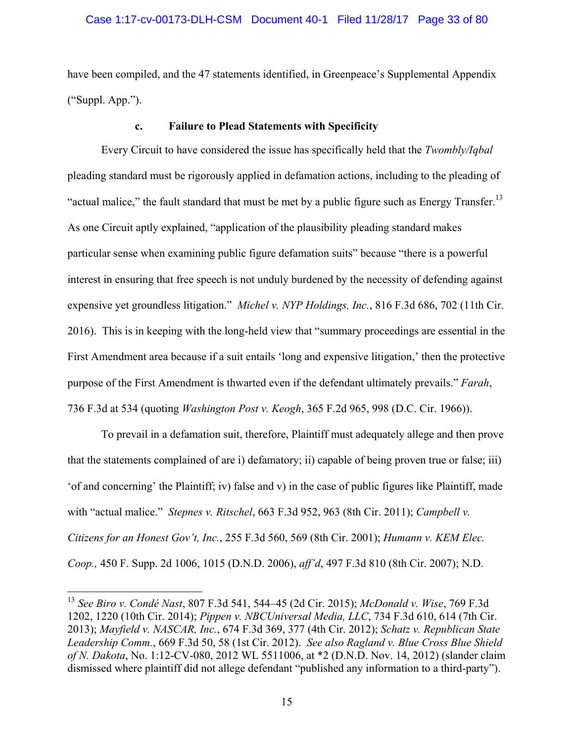have been compiled, and the 47 statements identified, in Greenpeace's Supplemental Appendix ("Suppl. App.").

### c. Failure to Plead Statements with Specificity

Every Circuit to have considered the issue has specifically held that the *Twombly/Iqbal* pleading standard must be rigorously applied in defamation actions, including to the pleading of "actual malice," the fault standard that must be met by a public figure such as Energy Transfer.[13] As one Circuit aptly explained, "application of the plausibility pleading standard makes particular sense when examining public figure defamation suits" because "there is a powerful interest in ensuring that free speech is not unduly burdened by the necessity of defending against expensive yet groundless litigation." *Michel v. NYP Holdings, Inc.*, 816 F.3d 686, 702 (11th Cir. 2016). This is in keeping with the long-held view that "summary proceedings are essential in the First Amendment area because if a suit entails 'long and expensive litigation,' then the protective purpose of the First Amendment is thwarted even if the defendant ultimately prevails." *Farah*, 736 F.3d at 534 (quoting *Washington Post v. Keogh*, 365 F.2d 965, 998 (D.C. Cir. 1966)).

To prevail in a defamation suit, therefore, Plaintiff must adequately allege and then prove that the statements complained of are i) defamatory; ii) capable of being proven true or false; iii) 'of and concerning' the Plaintiff; iv) false and v) in the case of public figures like Plaintiff, made with "actual malice." *Stepnes v. Ritschel*, 663 F.3d 952, 963 (8th Cir. 2011); *Campbell v. Citizens for an Honest Gov't, Inc.*, 255 F.3d 560, 569 (8th Cir. 2001); *Humann v. KEM Elec. Coop.,* 450 F. Supp. 2d 1006, 1015 (D.N.D. 2006), *aff'd*, 497 F.3d 810 (8th Cir. 2007); N.D.

---

[13] *See Biro v. Condé Nast*, 807 F.3d 541, 544–45 (2d Cir. 2015); *McDonald v. Wise*, 769 F.3d 1202, 1220 (10th Cir. 2014); *Pippen v. NBCUniversal Media, LLC*, 734 F.3d 610, 614 (7th Cir. 2013); *Mayfield v. NASCAR, Inc.*, 674 F.3d 369, 377 (4th Cir. 2012); *Schatz v. Republican State Leadership Comm.*, 669 F.3d 50, 58 (1st Cir. 2012). *See also Ragland v. Blue Cross Blue Shield of N. Dakota*, No. 1:12-CV-080, 2012 WL 5511006, at *2 (D.N.D. Nov. 14, 2012) (slander claim dismissed where plaintiff did not allege defendant "published any information to a third-party").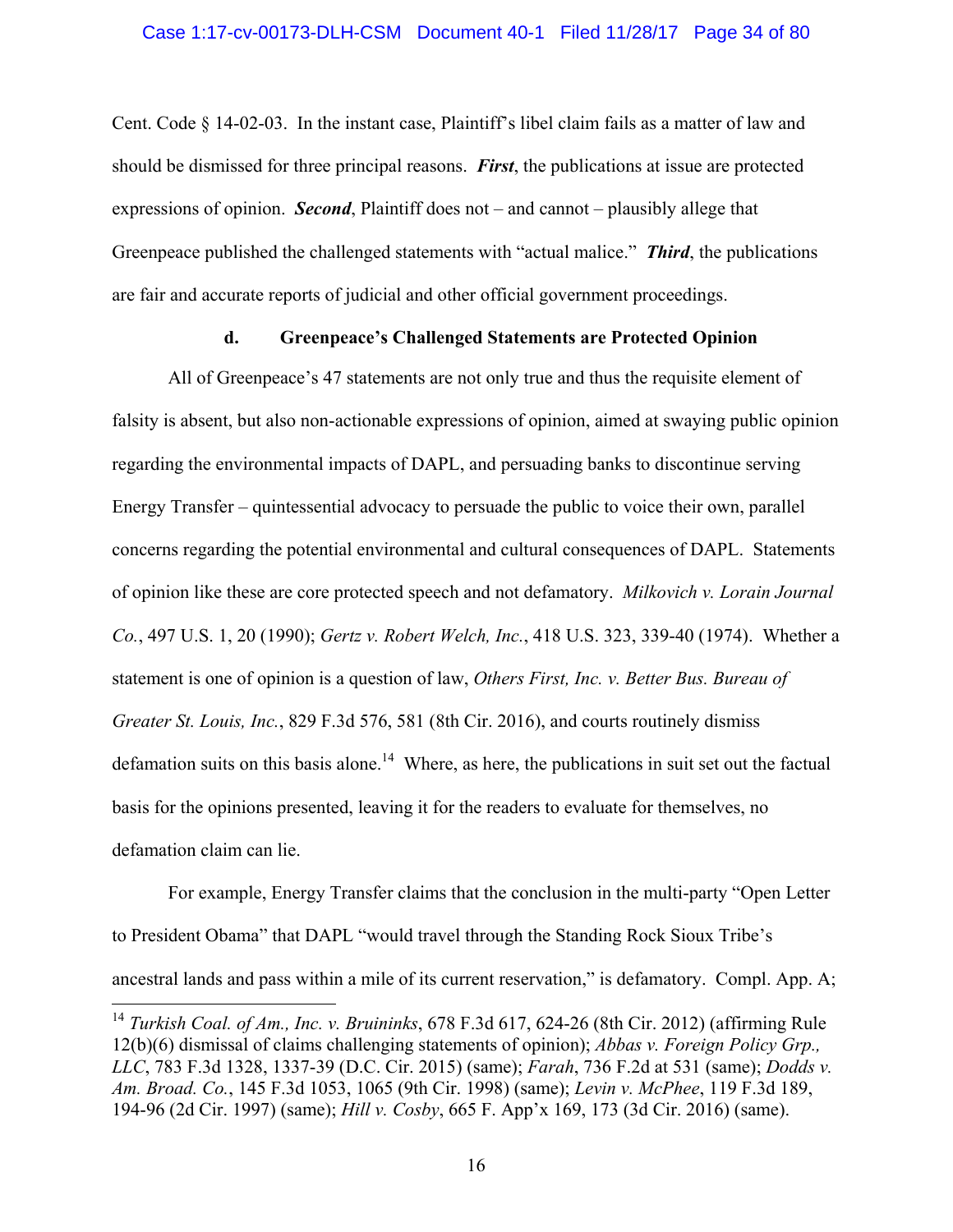Cent. Code § 14-02-03. In the instant case, Plaintiff's libel claim fails as a matter of law and should be dismissed for three principal reasons. ***First***, the publications at issue are protected expressions of opinion. ***Second***, Plaintiff does not – and cannot – plausibly allege that Greenpeace published the challenged statements with "actual malice." ***Third***, the publications are fair and accurate reports of judicial and other official government proceedings.

### d. Greenpeace's Challenged Statements are Protected Opinion

All of Greenpeace's 47 statements are not only true and thus the requisite element of falsity is absent, but also non-actionable expressions of opinion, aimed at swaying public opinion regarding the environmental impacts of DAPL, and persuading banks to discontinue serving Energy Transfer – quintessential advocacy to persuade the public to voice their own, parallel concerns regarding the potential environmental and cultural consequences of DAPL. Statements of opinion like these are core protected speech and not defamatory. *Milkovich v. Lorain Journal Co.*, 497 U.S. 1, 20 (1990); *Gertz v. Robert Welch, Inc.*, 418 U.S. 323, 339-40 (1974). Whether a statement is one of opinion is a question of law, *Others First, Inc. v. Better Bus. Bureau of Greater St. Louis, Inc.*, 829 F.3d 576, 581 (8th Cir. 2016), and courts routinely dismiss defamation suits on this basis alone.[14] Where, as here, the publications in suit set out the factual basis for the opinions presented, leaving it for the readers to evaluate for themselves, no defamation claim can lie.

For example, Energy Transfer claims that the conclusion in the multi-party "Open Letter to President Obama" that DAPL "would travel through the Standing Rock Sioux Tribe's ancestral lands and pass within a mile of its current reservation," is defamatory. Compl. App. A;

---

[14] *Turkish Coal. of Am., Inc. v. Bruininks*, 678 F.3d 617, 624-26 (8th Cir. 2012) (affirming Rule 12(b)(6) dismissal of claims challenging statements of opinion); *Abbas v. Foreign Policy Grp., LLC*, 783 F.3d 1328, 1337-39 (D.C. Cir. 2015) (same); *Farah*, 736 F.2d at 531 (same); *Dodds v. Am. Broad. Co.*, 145 F.3d 1053, 1065 (9th Cir. 1998) (same); *Levin v. McPhee*, 119 F.3d 189, 194-96 (2d Cir. 1997) (same); *Hill v. Cosby*, 665 F. App'x 169, 173 (3d Cir. 2016) (same).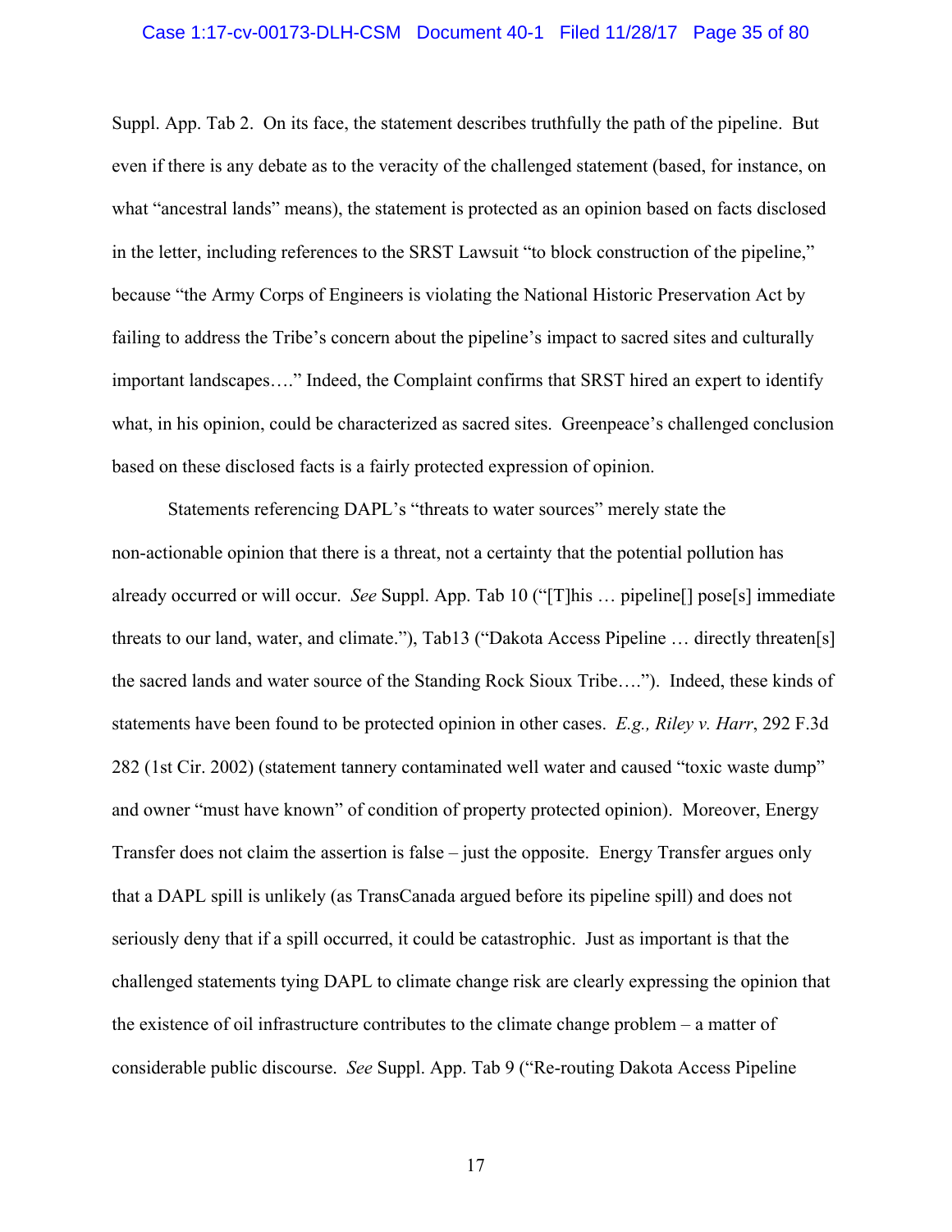Suppl. App. Tab 2. On its face, the statement describes truthfully the path of the pipeline. But even if there is any debate as to the veracity of the challenged statement (based, for instance, on what "ancestral lands" means), the statement is protected as an opinion based on facts disclosed in the letter, including references to the SRST Lawsuit "to block construction of the pipeline," because "the Army Corps of Engineers is violating the National Historic Preservation Act by failing to address the Tribe's concern about the pipeline's impact to sacred sites and culturally important landscapes…." Indeed, the Complaint confirms that SRST hired an expert to identify what, in his opinion, could be characterized as sacred sites. Greenpeace's challenged conclusion based on these disclosed facts is a fairly protected expression of opinion.

Statements referencing DAPL's "threats to water sources" merely state the non-actionable opinion that there is a threat, not a certainty that the potential pollution has already occurred or will occur. *See* Suppl. App. Tab 10 ("[T]his … pipeline[] pose[s] immediate threats to our land, water, and climate."), Tab13 ("Dakota Access Pipeline … directly threaten[s] the sacred lands and water source of the Standing Rock Sioux Tribe…."). Indeed, these kinds of statements have been found to be protected opinion in other cases. *E.g., Riley v. Harr*, 292 F.3d 282 (1st Cir. 2002) (statement tannery contaminated well water and caused "toxic waste dump" and owner "must have known" of condition of property protected opinion). Moreover, Energy Transfer does not claim the assertion is false – just the opposite. Energy Transfer argues only that a DAPL spill is unlikely (as TransCanada argued before its pipeline spill) and does not seriously deny that if a spill occurred, it could be catastrophic. Just as important is that the challenged statements tying DAPL to climate change risk are clearly expressing the opinion that the existence of oil infrastructure contributes to the climate change problem – a matter of considerable public discourse. *See* Suppl. App. Tab 9 ("Re-routing Dakota Access Pipeline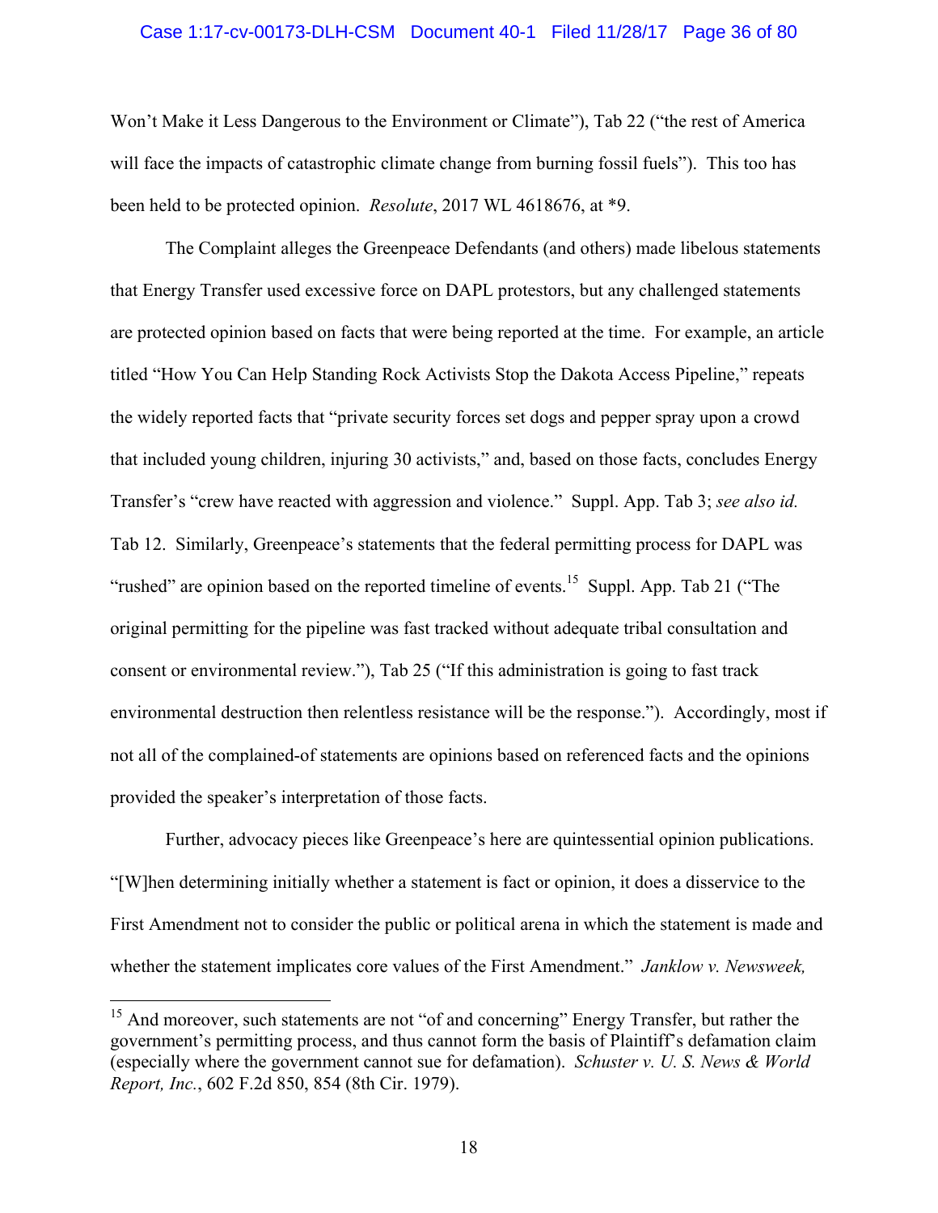Won't Make it Less Dangerous to the Environment or Climate"), Tab 22 ("the rest of America will face the impacts of catastrophic climate change from burning fossil fuels"). This too has been held to be protected opinion. *Resolute*, 2017 WL 4618676, at *9.

The Complaint alleges the Greenpeace Defendants (and others) made libelous statements that Energy Transfer used excessive force on DAPL protestors, but any challenged statements are protected opinion based on facts that were being reported at the time. For example, an article titled "How You Can Help Standing Rock Activists Stop the Dakota Access Pipeline," repeats the widely reported facts that "private security forces set dogs and pepper spray upon a crowd that included young children, injuring 30 activists," and, based on those facts, concludes Energy Transfer's "crew have reacted with aggression and violence." Suppl. App. Tab 3; *see also id.* Tab 12. Similarly, Greenpeace's statements that the federal permitting process for DAPL was "rushed" are opinion based on the reported timeline of events.[15] Suppl. App. Tab 21 ("The original permitting for the pipeline was fast tracked without adequate tribal consultation and consent or environmental review."), Tab 25 ("If this administration is going to fast track environmental destruction then relentless resistance will be the response."). Accordingly, most if not all of the complained-of statements are opinions based on referenced facts and the opinions provided the speaker's interpretation of those facts.

Further, advocacy pieces like Greenpeace's here are quintessential opinion publications. "[W]hen determining initially whether a statement is fact or opinion, it does a disservice to the First Amendment not to consider the public or political arena in which the statement is made and whether the statement implicates core values of the First Amendment." *Janklow v. Newsweek,*

---

[15] And moreover, such statements are not "of and concerning" Energy Transfer, but rather the government's permitting process, and thus cannot form the basis of Plaintiff's defamation claim (especially where the government cannot sue for defamation). *Schuster v. U. S. News & World Report, Inc.*, 602 F.2d 850, 854 (8th Cir. 1979).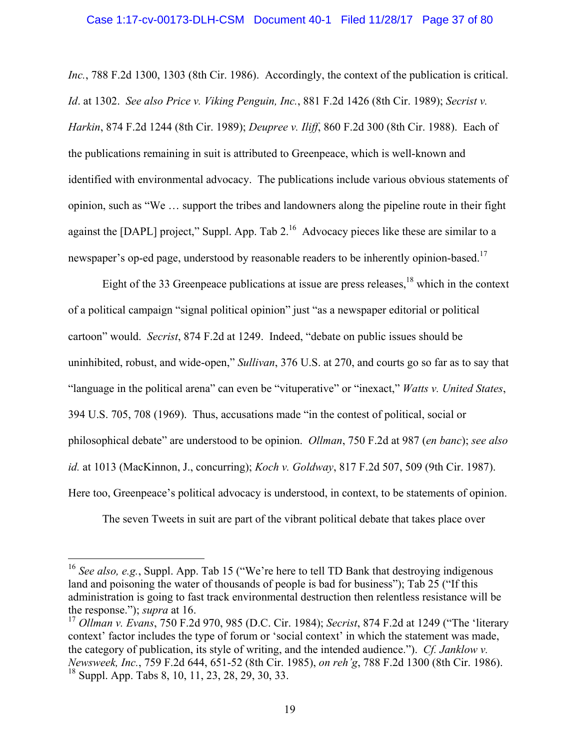*Inc.*, 788 F.2d 1300, 1303 (8th Cir. 1986). Accordingly, the context of the publication is critical. *Id*. at 1302. *See also Price v. Viking Penguin, Inc.*, 881 F.2d 1426 (8th Cir. 1989); *Secrist v. Harkin*, 874 F.2d 1244 (8th Cir. 1989); *Deupree v. Iliff*, 860 F.2d 300 (8th Cir. 1988). Each of the publications remaining in suit is attributed to Greenpeace, which is well-known and identified with environmental advocacy. The publications include various obvious statements of opinion, such as "We … support the tribes and landowners along the pipeline route in their fight against the [DAPL] project," Suppl. App. Tab 2.[16] Advocacy pieces like these are similar to a newspaper's op-ed page, understood by reasonable readers to be inherently opinion-based.[17]

Eight of the 33 Greenpeace publications at issue are press releases,[18] which in the context of a political campaign "signal political opinion" just "as a newspaper editorial or political cartoon" would. *Secrist*, 874 F.2d at 1249. Indeed, "debate on public issues should be uninhibited, robust, and wide-open," *Sullivan*, 376 U.S. at 270, and courts go so far as to say that "language in the political arena" can even be "vituperative" or "inexact," *Watts v. United States*, 394 U.S. 705, 708 (1969). Thus, accusations made "in the contest of political, social or philosophical debate" are understood to be opinion. *Ollman*, 750 F.2d at 987 (*en banc*); *see also id.* at 1013 (MacKinnon, J., concurring); *Koch v. Goldway*, 817 F.2d 507, 509 (9th Cir. 1987). Here too, Greenpeace's political advocacy is understood, in context, to be statements of opinion.

The seven Tweets in suit are part of the vibrant political debate that takes place over

---

[16] *See also, e.g.*, Suppl. App. Tab 15 ("We're here to tell TD Bank that destroying indigenous land and poisoning the water of thousands of people is bad for business"); Tab 25 ("If this administration is going to fast track environmental destruction then relentless resistance will be the response."); *supra* at 16.

[17] *Ollman v. Evans*, 750 F.2d 970, 985 (D.C. Cir. 1984); *Secrist*, 874 F.2d at 1249 ("The 'literary context' factor includes the type of forum or 'social context' in which the statement was made, the category of publication, its style of writing, and the intended audience."). *Cf. Janklow v. Newsweek, Inc.*, 759 F.2d 644, 651-52 (8th Cir. 1985), *on reh'g*, 788 F.2d 1300 (8th Cir. 1986).

[18] Suppl. App. Tabs 8, 10, 11, 23, 28, 29, 30, 33.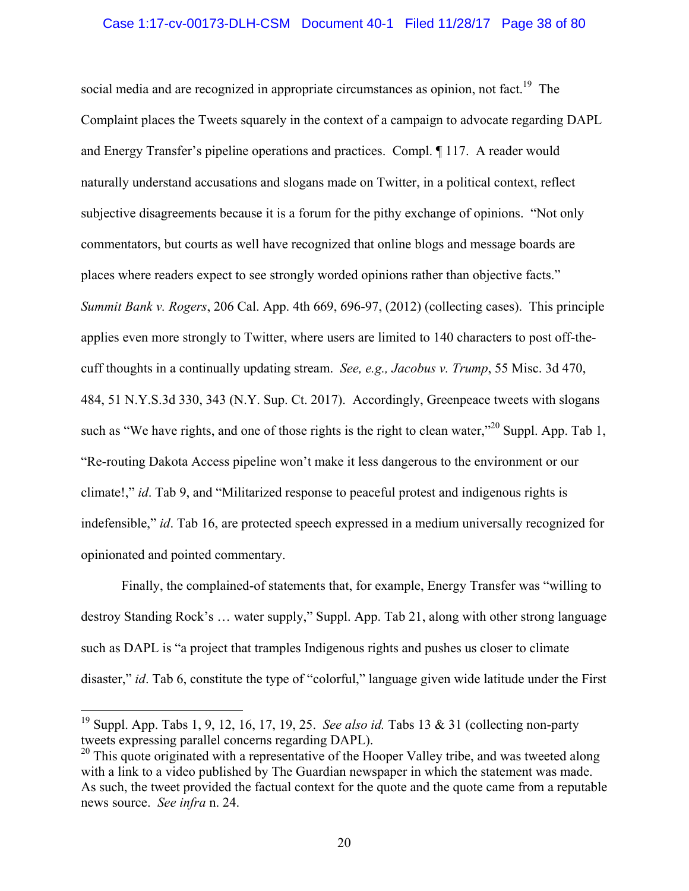social media and are recognized in appropriate circumstances as opinion, not fact.[19] The Complaint places the Tweets squarely in the context of a campaign to advocate regarding DAPL and Energy Transfer's pipeline operations and practices. Compl. ¶ 117. A reader would naturally understand accusations and slogans made on Twitter, in a political context, reflect subjective disagreements because it is a forum for the pithy exchange of opinions. "Not only commentators, but courts as well have recognized that online blogs and message boards are places where readers expect to see strongly worded opinions rather than objective facts." *Summit Bank v. Rogers*, 206 Cal. App. 4th 669, 696-97, (2012) (collecting cases). This principle applies even more strongly to Twitter, where users are limited to 140 characters to post off-the-cuff thoughts in a continually updating stream. *See, e.g., Jacobus v. Trump*, 55 Misc. 3d 470, 484, 51 N.Y.S.3d 330, 343 (N.Y. Sup. Ct. 2017). Accordingly, Greenpeace tweets with slogans such as "We have rights, and one of those rights is the right to clean water,"[20] Suppl. App. Tab 1, "Re-routing Dakota Access pipeline won't make it less dangerous to the environment or our climate!," *id*. Tab 9, and "Militarized response to peaceful protest and indigenous rights is indefensible," *id*. Tab 16, are protected speech expressed in a medium universally recognized for opinionated and pointed commentary.

Finally, the complained-of statements that, for example, Energy Transfer was "willing to destroy Standing Rock's … water supply," Suppl. App. Tab 21, along with other strong language such as DAPL is "a project that tramples Indigenous rights and pushes us closer to climate disaster," *id*. Tab 6, constitute the type of "colorful," language given wide latitude under the First

---

[19] Suppl. App. Tabs 1, 9, 12, 16, 17, 19, 25. *See also id.* Tabs 13 & 31 (collecting non-party tweets expressing parallel concerns regarding DAPL).

[20] This quote originated with a representative of the Hooper Valley tribe, and was tweeted along with a link to a video published by The Guardian newspaper in which the statement was made. As such, the tweet provided the factual context for the quote and the quote came from a reputable news source. *See infra* n. 24.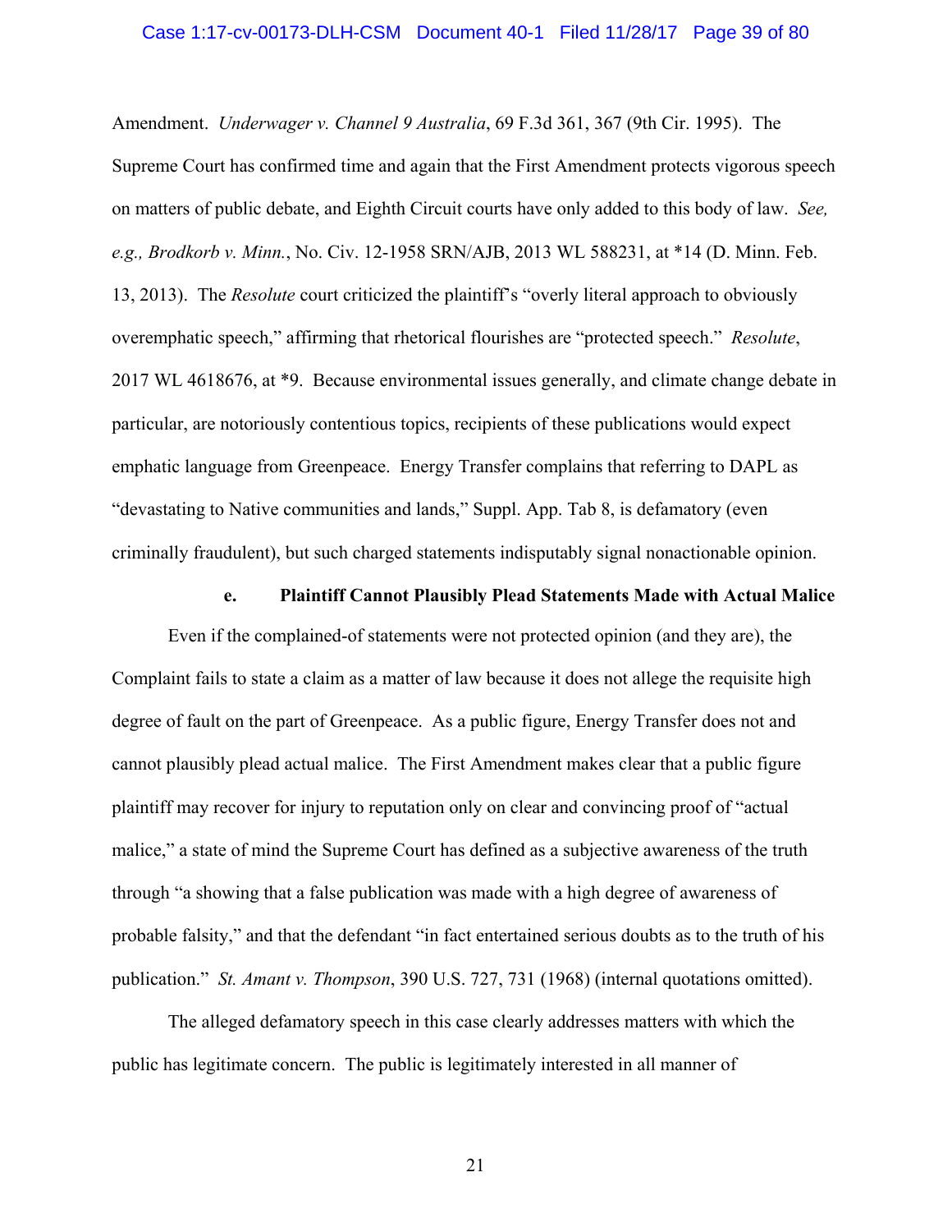Amendment. *Underwager v. Channel 9 Australia*, 69 F.3d 361, 367 (9th Cir. 1995). The Supreme Court has confirmed time and again that the First Amendment protects vigorous speech on matters of public debate, and Eighth Circuit courts have only added to this body of law. *See, e.g., Brodkorb v. Minn.*, No. Civ. 12-1958 SRN/AJB, 2013 WL 588231, at *14 (D. Minn. Feb. 13, 2013). The *Resolute* court criticized the plaintiff's "overly literal approach to obviously overemphatic speech," affirming that rhetorical flourishes are "protected speech." *Resolute*, 2017 WL 4618676, at *9. Because environmental issues generally, and climate change debate in particular, are notoriously contentious topics, recipients of these publications would expect emphatic language from Greenpeace. Energy Transfer complains that referring to DAPL as "devastating to Native communities and lands," Suppl. App. Tab 8, is defamatory (even criminally fraudulent), but such charged statements indisputably signal nonactionable opinion.

**e. Plaintiff Cannot Plausibly Plead Statements Made with Actual Malice**

Even if the complained-of statements were not protected opinion (and they are), the Complaint fails to state a claim as a matter of law because it does not allege the requisite high degree of fault on the part of Greenpeace. As a public figure, Energy Transfer does not and cannot plausibly plead actual malice. The First Amendment makes clear that a public figure plaintiff may recover for injury to reputation only on clear and convincing proof of "actual malice," a state of mind the Supreme Court has defined as a subjective awareness of the truth through "a showing that a false publication was made with a high degree of awareness of probable falsity," and that the defendant "in fact entertained serious doubts as to the truth of his publication." *St. Amant v. Thompson*, 390 U.S. 727, 731 (1968) (internal quotations omitted).

The alleged defamatory speech in this case clearly addresses matters with which the public has legitimate concern. The public is legitimately interested in all manner of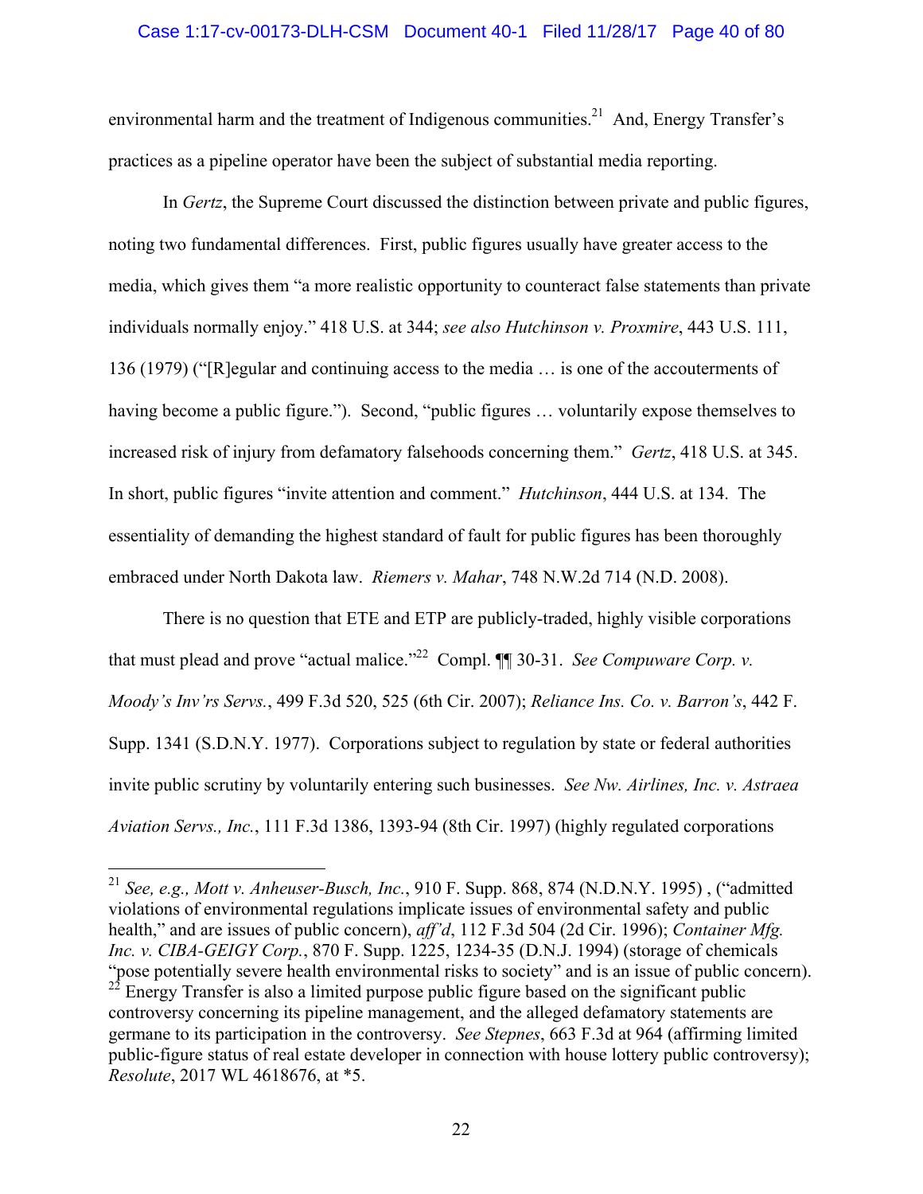environmental harm and the treatment of Indigenous communities.[21] And, Energy Transfer's practices as a pipeline operator have been the subject of substantial media reporting.

In *Gertz*, the Supreme Court discussed the distinction between private and public figures, noting two fundamental differences. First, public figures usually have greater access to the media, which gives them "a more realistic opportunity to counteract false statements than private individuals normally enjoy." 418 U.S. at 344; *see also Hutchinson v. Proxmire*, 443 U.S. 111, 136 (1979) ("[R]egular and continuing access to the media … is one of the accouterments of having become a public figure."). Second, "public figures … voluntarily expose themselves to increased risk of injury from defamatory falsehoods concerning them." *Gertz*, 418 U.S. at 345. In short, public figures "invite attention and comment." *Hutchinson*, 444 U.S. at 134. The essentiality of demanding the highest standard of fault for public figures has been thoroughly embraced under North Dakota law. *Riemers v. Mahar*, 748 N.W.2d 714 (N.D. 2008).

There is no question that ETE and ETP are publicly-traded, highly visible corporations that must plead and prove "actual malice."[22] Compl. ¶¶ 30-31. *See Compuware Corp. v. Moody's Inv'rs Servs.*, 499 F.3d 520, 525 (6th Cir. 2007); *Reliance Ins. Co. v. Barron's*, 442 F. Supp. 1341 (S.D.N.Y. 1977). Corporations subject to regulation by state or federal authorities invite public scrutiny by voluntarily entering such businesses. *See Nw. Airlines, Inc. v. Astraea Aviation Servs., Inc.*, 111 F.3d 1386, 1393-94 (8th Cir. 1997) (highly regulated corporations

---

[21] *See, e.g., Mott v. Anheuser-Busch, Inc.*, 910 F. Supp. 868, 874 (N.D.N.Y. 1995) , ("admitted violations of environmental regulations implicate issues of environmental safety and public health," and are issues of public concern), *aff'd*, 112 F.3d 504 (2d Cir. 1996); *Container Mfg. Inc. v. CIBA-GEIGY Corp.*, 870 F. Supp. 1225, 1234-35 (D.N.J. 1994) (storage of chemicals "pose potentially severe health environmental risks to society" and is an issue of public concern).

[22] Energy Transfer is also a limited purpose public figure based on the significant public controversy concerning its pipeline management, and the alleged defamatory statements are germane to its participation in the controversy. *See Stepnes*, 663 F.3d at 964 (affirming limited public-figure status of real estate developer in connection with house lottery public controversy); *Resolute*, 2017 WL 4618676, at *5.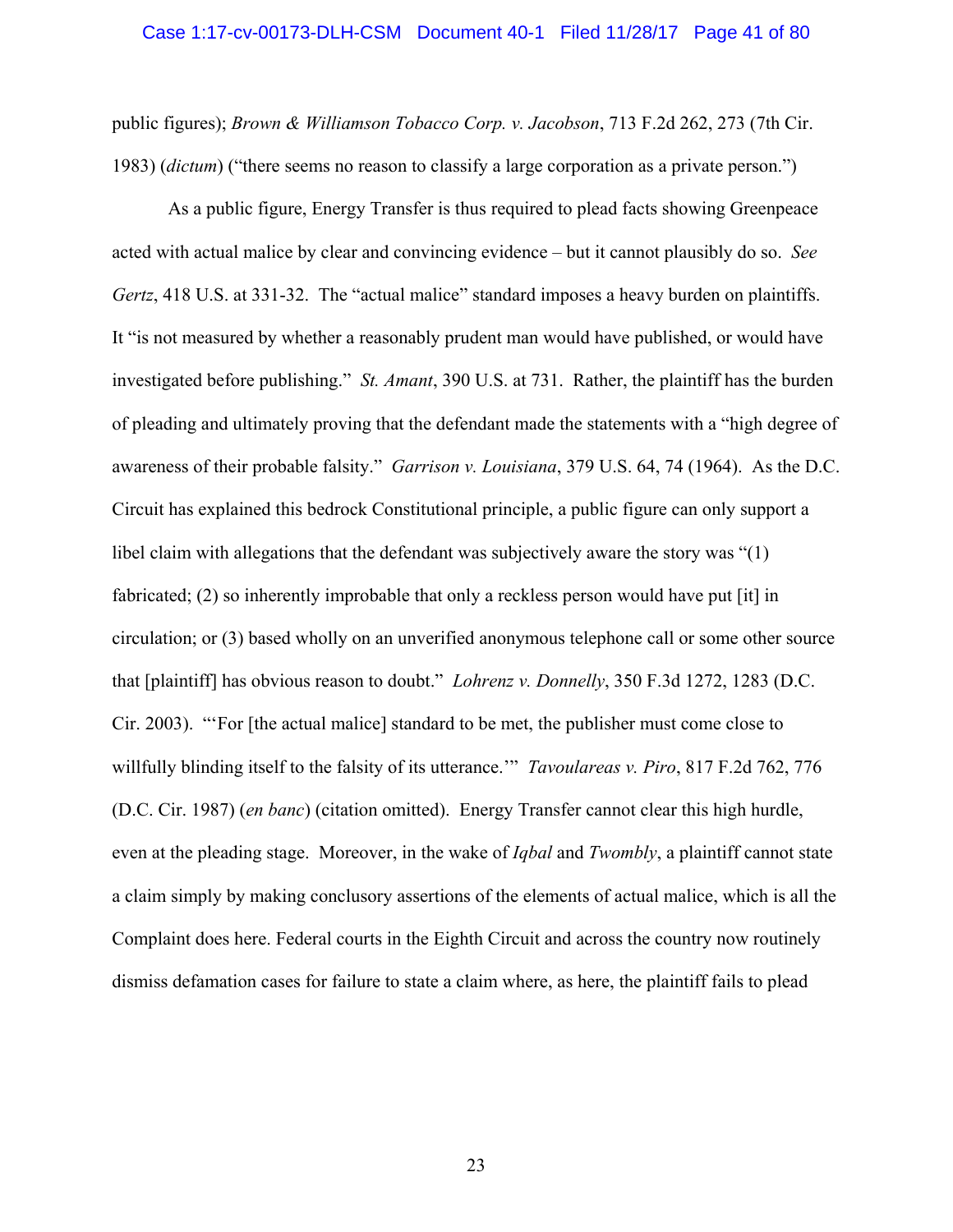public figures); *Brown & Williamson Tobacco Corp. v. Jacobson*, 713 F.2d 262, 273 (7th Cir. 1983) (*dictum*) ("there seems no reason to classify a large corporation as a private person.")

As a public figure, Energy Transfer is thus required to plead facts showing Greenpeace acted with actual malice by clear and convincing evidence – but it cannot plausibly do so. *See Gertz*, 418 U.S. at 331-32. The "actual malice" standard imposes a heavy burden on plaintiffs. It "is not measured by whether a reasonably prudent man would have published, or would have investigated before publishing." *St. Amant*, 390 U.S. at 731. Rather, the plaintiff has the burden of pleading and ultimately proving that the defendant made the statements with a "high degree of awareness of their probable falsity." *Garrison v. Louisiana*, 379 U.S. 64, 74 (1964). As the D.C. Circuit has explained this bedrock Constitutional principle, a public figure can only support a libel claim with allegations that the defendant was subjectively aware the story was "(1) fabricated; (2) so inherently improbable that only a reckless person would have put [it] in circulation; or (3) based wholly on an unverified anonymous telephone call or some other source that [plaintiff] has obvious reason to doubt." *Lohrenz v. Donnelly*, 350 F.3d 1272, 1283 (D.C. Cir. 2003). "'For [the actual malice] standard to be met, the publisher must come close to willfully blinding itself to the falsity of its utterance.'" *Tavoulareas v. Piro*, 817 F.2d 762, 776 (D.C. Cir. 1987) (*en banc*) (citation omitted). Energy Transfer cannot clear this high hurdle, even at the pleading stage. Moreover, in the wake of *Iqbal* and *Twombly*, a plaintiff cannot state a claim simply by making conclusory assertions of the elements of actual malice, which is all the Complaint does here. Federal courts in the Eighth Circuit and across the country now routinely dismiss defamation cases for failure to state a claim where, as here, the plaintiff fails to plead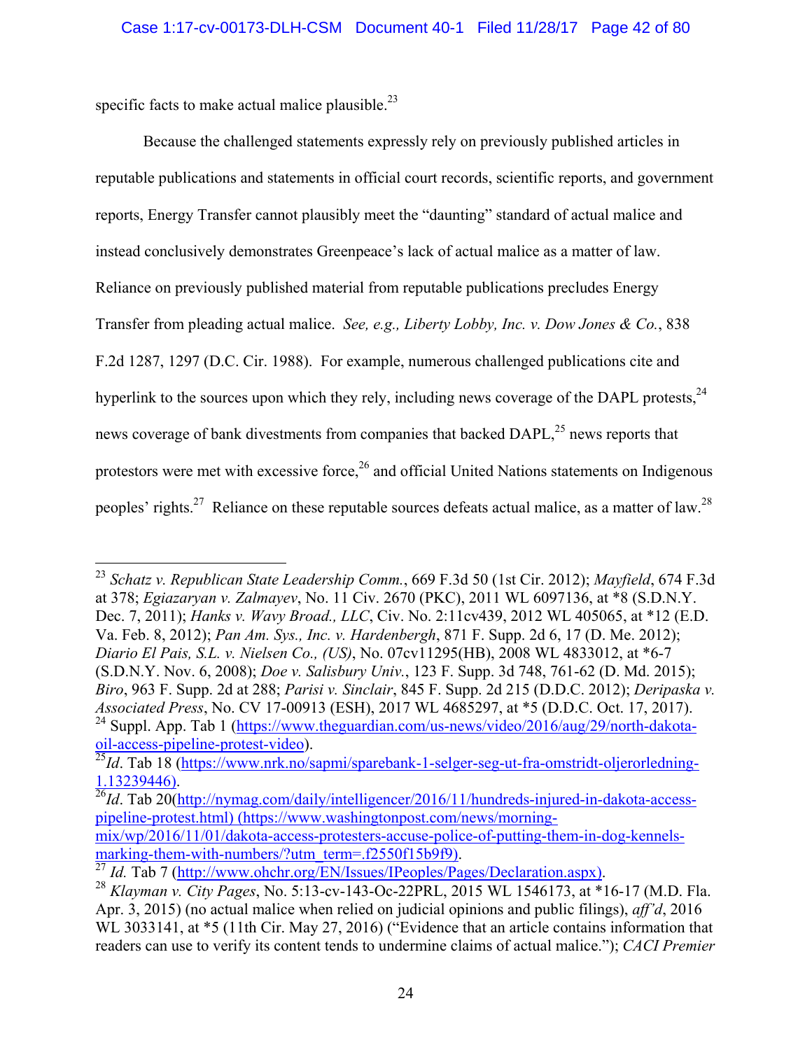specific facts to make actual malice plausible.[23]

Because the challenged statements expressly rely on previously published articles in reputable publications and statements in official court records, scientific reports, and government reports, Energy Transfer cannot plausibly meet the "daunting" standard of actual malice and instead conclusively demonstrates Greenpeace's lack of actual malice as a matter of law. Reliance on previously published material from reputable publications precludes Energy Transfer from pleading actual malice. *See, e.g., Liberty Lobby, Inc. v. Dow Jones & Co.*, 838 F.2d 1287, 1297 (D.C. Cir. 1988). For example, numerous challenged publications cite and hyperlink to the sources upon which they rely, including news coverage of the DAPL protests,[24] news coverage of bank divestments from companies that backed DAPL,[25] news reports that protestors were met with excessive force,[26] and official United Nations statements on Indigenous peoples' rights.[27] Reliance on these reputable sources defeats actual malice, as a matter of law.[28]

---

[23] *Schatz v. Republican State Leadership Comm.*, 669 F.3d 50 (1st Cir. 2012); *Mayfield*, 674 F.3d at 378; *Egiazaryan v. Zalmayev*, No. 11 Civ. 2670 (PKC), 2011 WL 6097136, at *8 (S.D.N.Y. Dec. 7, 2011); *Hanks v. Wavy Broad., LLC*, Civ. No. 2:11cv439, 2012 WL 405065, at *12 (E.D. Va. Feb. 8, 2012); *Pan Am. Sys., Inc. v. Hardenbergh*, 871 F. Supp. 2d 6, 17 (D. Me. 2012); *Diario El Pais, S.L. v. Nielsen Co., (US)*, No. 07cv11295(HB), 2008 WL 4833012, at *6-7 (S.D.N.Y. Nov. 6, 2008); *Doe v. Salisbury Univ.*, 123 F. Supp. 3d 748, 761-62 (D. Md. 2015); *Biro*, 963 F. Supp. 2d at 288; *Parisi v. Sinclair*, 845 F. Supp. 2d 215 (D.D.C. 2012); *Deripaska v. Associated Press*, No. CV 17-00913 (ESH), 2017 WL 4685297, at *5 (D.D.C. Oct. 17, 2017).

[24] Suppl. App. Tab 1 (https://www.theguardian.com/us-news/video/2016/aug/29/north-dakota-oil-access-pipeline-protest-video).

[25] *Id*. Tab 18 (https://www.nrk.no/sapmi/sparebank-1-selger-seg-ut-fra-omstridt-oljerorledning-1.13239446).

[26] *Id*. Tab 20(http://nymag.com/daily/intelligencer/2016/11/hundreds-injured-in-dakota-access-pipeline-protest.html) (https://www.washingtonpost.com/news/morning-mix/wp/2016/11/01/dakota-access-protesters-accuse-police-of-putting-them-in-dog-kennels-marking-them-with-numbers/?utm_term=.f2550f15b9f9).

[27] *Id.* Tab 7 (http://www.ohchr.org/EN/Issues/IPeoples/Pages/Declaration.aspx).

[28] *Klayman v. City Pages*, No. 5:13-cv-143-Oc-22PRL, 2015 WL 1546173, at *16-17 (M.D. Fla. Apr. 3, 2015) (no actual malice when relied on judicial opinions and public filings), *aff'd*, 2016 WL 3033141, at *5 (11th Cir. May 27, 2016) ("Evidence that an article contains information that readers can use to verify its content tends to undermine claims of actual malice."); *CACI Premier*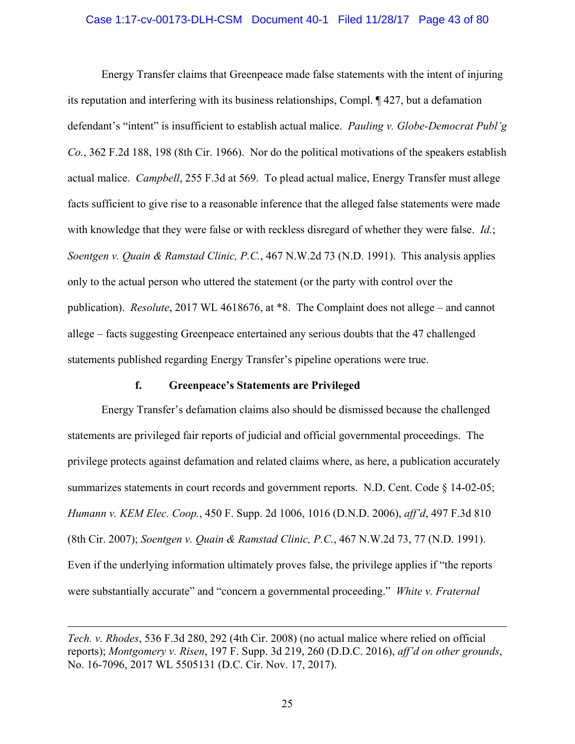Energy Transfer claims that Greenpeace made false statements with the intent of injuring its reputation and interfering with its business relationships, Compl. ¶ 427, but a defamation defendant's "intent" is insufficient to establish actual malice. *Pauling v. Globe-Democrat Publ'g Co.*, 362 F.2d 188, 198 (8th Cir. 1966). Nor do the political motivations of the speakers establish actual malice. *Campbell*, 255 F.3d at 569. To plead actual malice, Energy Transfer must allege facts sufficient to give rise to a reasonable inference that the alleged false statements were made with knowledge that they were false or with reckless disregard of whether they were false. *Id.*; *Soentgen v. Quain & Ramstad Clinic, P.C.*, 467 N.W.2d 73 (N.D. 1991). This analysis applies only to the actual person who uttered the statement (or the party with control over the publication). *Resolute*, 2017 WL 4618676, at *8. The Complaint does not allege – and cannot allege – facts suggesting Greenpeace entertained any serious doubts that the 47 challenged statements published regarding Energy Transfer's pipeline operations were true.

#### f. Greenpeace's Statements are Privileged

Energy Transfer's defamation claims also should be dismissed because the challenged statements are privileged fair reports of judicial and official governmental proceedings. The privilege protects against defamation and related claims where, as here, a publication accurately summarizes statements in court records and government reports. N.D. Cent. Code § 14-02-05; *Humann v. KEM Elec. Coop.*, 450 F. Supp. 2d 1006, 1016 (D.N.D. 2006), *aff'd*, 497 F.3d 810 (8th Cir. 2007); *Soentgen v. Quain & Ramstad Clinic, P.C.*, 467 N.W.2d 73, 77 (N.D. 1991). Even if the underlying information ultimately proves false, the privilege applies if "the reports were substantially accurate" and "concern a governmental proceeding." *White v. Fraternal*

---

*Tech. v. Rhodes*, 536 F.3d 280, 292 (4th Cir. 2008) (no actual malice where relied on official reports); *Montgomery v. Risen*, 197 F. Supp. 3d 219, 260 (D.D.C. 2016), *aff'd on other grounds*, No. 16-7096, 2017 WL 5505131 (D.C. Cir. Nov. 17, 2017).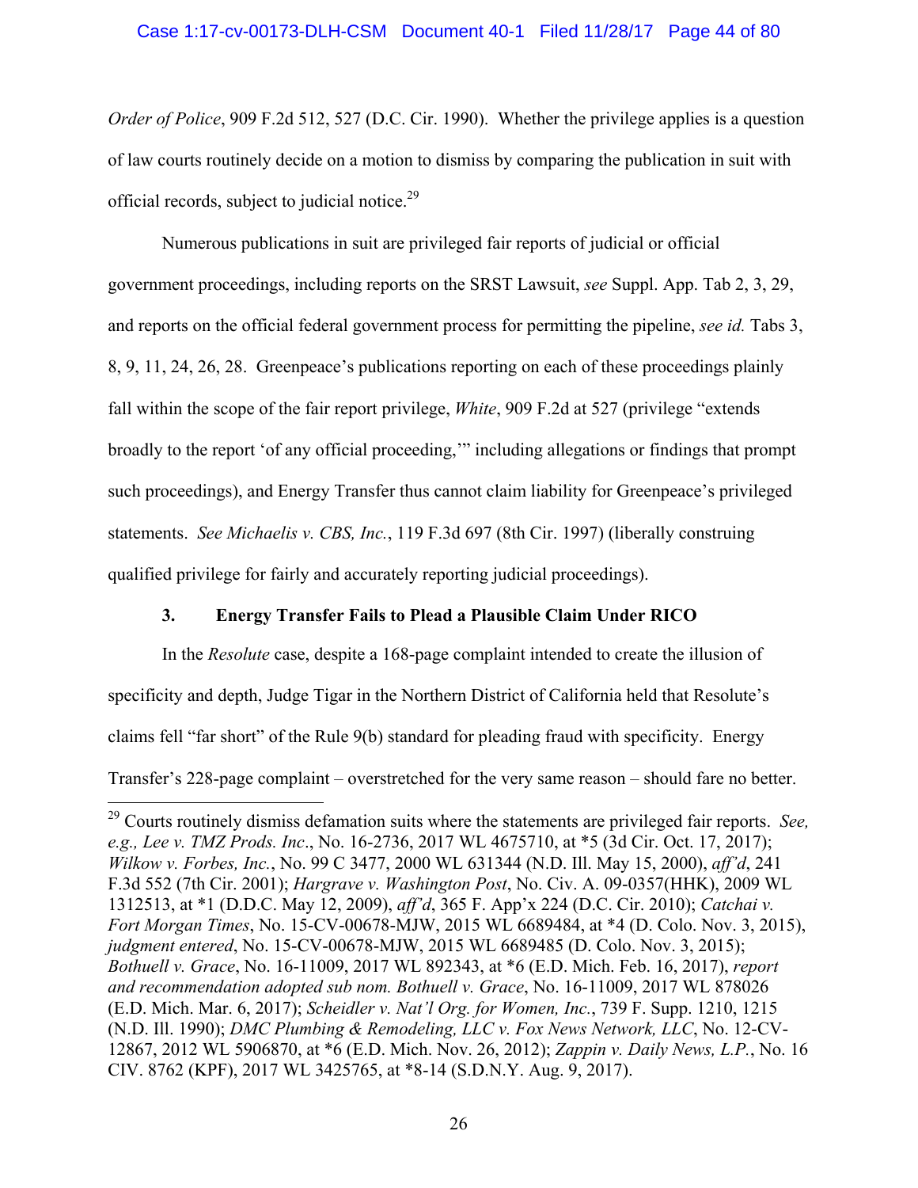*Order of Police*, 909 F.2d 512, 527 (D.C. Cir. 1990). Whether the privilege applies is a question of law courts routinely decide on a motion to dismiss by comparing the publication in suit with official records, subject to judicial notice.[29]

Numerous publications in suit are privileged fair reports of judicial or official government proceedings, including reports on the SRST Lawsuit, *see* Suppl. App. Tab 2, 3, 29, and reports on the official federal government process for permitting the pipeline, *see id.* Tabs 3, 8, 9, 11, 24, 26, 28. Greenpeace's publications reporting on each of these proceedings plainly fall within the scope of the fair report privilege, *White*, 909 F.2d at 527 (privilege "extends broadly to the report 'of any official proceeding,'" including allegations or findings that prompt such proceedings), and Energy Transfer thus cannot claim liability for Greenpeace's privileged statements. *See Michaelis v. CBS, Inc.*, 119 F.3d 697 (8th Cir. 1997) (liberally construing qualified privilege for fairly and accurately reporting judicial proceedings).

### 3. Energy Transfer Fails to Plead a Plausible Claim Under RICO

In the *Resolute* case, despite a 168-page complaint intended to create the illusion of specificity and depth, Judge Tigar in the Northern District of California held that Resolute's claims fell "far short" of the Rule 9(b) standard for pleading fraud with specificity. Energy Transfer's 228-page complaint – overstretched for the very same reason – should fare no better.

---

[29] Courts routinely dismiss defamation suits where the statements are privileged fair reports. *See, e.g., Lee v. TMZ Prods. Inc*., No. 16-2736, 2017 WL 4675710, at *5 (3d Cir. Oct. 17, 2017); *Wilkow v. Forbes, Inc.*, No. 99 C 3477, 2000 WL 631344 (N.D. Ill. May 15, 2000), *aff'd*, 241 F.3d 552 (7th Cir. 2001); *Hargrave v. Washington Post*, No. Civ. A. 09-0357(HHK), 2009 WL 1312513, at *1 (D.D.C. May 12, 2009), *aff'd*, 365 F. App'x 224 (D.C. Cir. 2010); *Catchai v. Fort Morgan Times*, No. 15-CV-00678-MJW, 2015 WL 6689484, at *4 (D. Colo. Nov. 3, 2015), *judgment entered*, No. 15-CV-00678-MJW, 2015 WL 6689485 (D. Colo. Nov. 3, 2015); *Bothuell v. Grace*, No. 16-11009, 2017 WL 892343, at *6 (E.D. Mich. Feb. 16, 2017), *report and recommendation adopted sub nom. Bothuell v. Grace*, No. 16-11009, 2017 WL 878026 (E.D. Mich. Mar. 6, 2017); *Scheidler v. Nat'l Org. for Women, Inc.*, 739 F. Supp. 1210, 1215 (N.D. Ill. 1990); *DMC Plumbing & Remodeling, LLC v. Fox News Network, LLC*, No. 12-CV-12867, 2012 WL 5906870, at *6 (E.D. Mich. Nov. 26, 2012); *Zappin v. Daily News, L.P.*, No. 16 CIV. 8762 (KPF), 2017 WL 3425765, at *8-14 (S.D.N.Y. Aug. 9, 2017).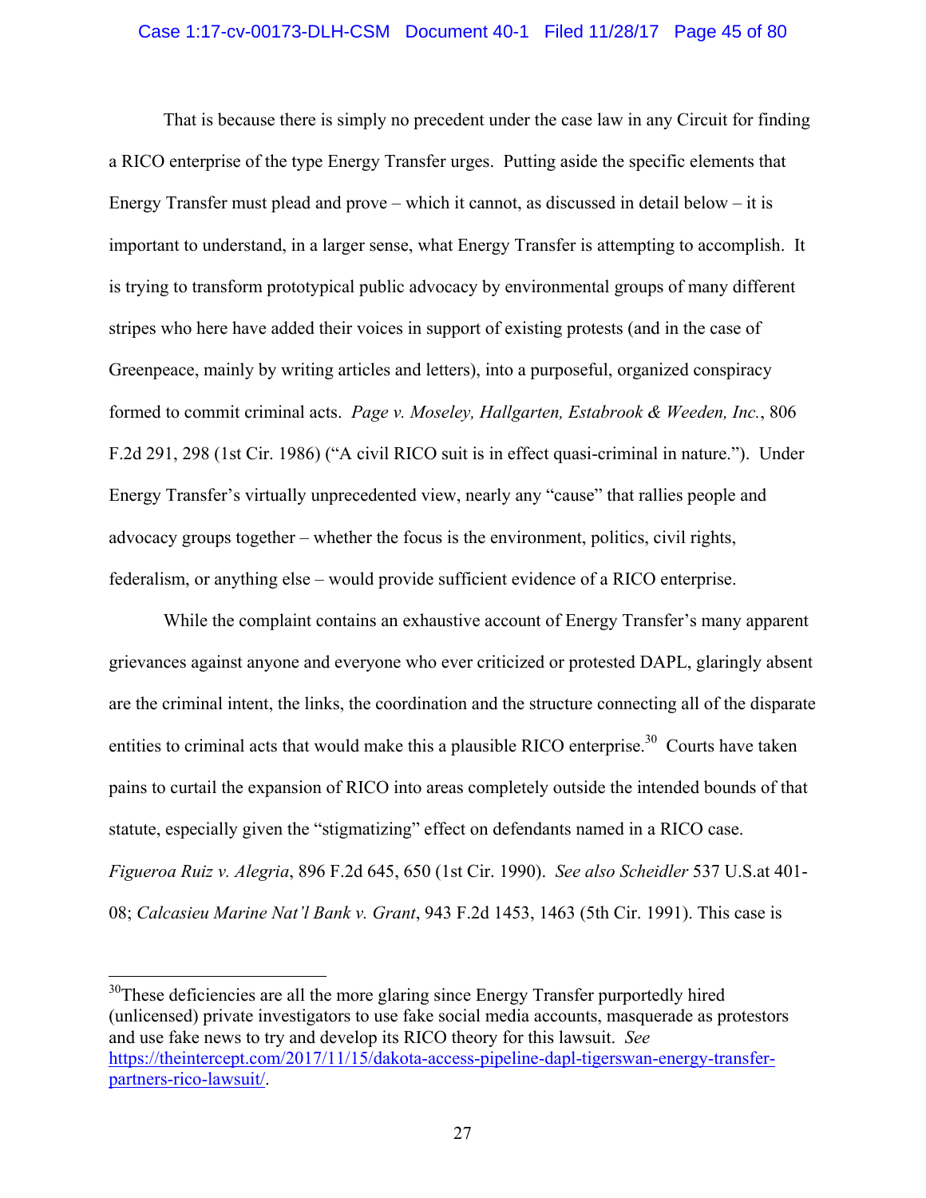That is because there is simply no precedent under the case law in any Circuit for finding a RICO enterprise of the type Energy Transfer urges. Putting aside the specific elements that Energy Transfer must plead and prove – which it cannot, as discussed in detail below – it is important to understand, in a larger sense, what Energy Transfer is attempting to accomplish. It is trying to transform prototypical public advocacy by environmental groups of many different stripes who here have added their voices in support of existing protests (and in the case of Greenpeace, mainly by writing articles and letters), into a purposeful, organized conspiracy formed to commit criminal acts. *Page v. Moseley, Hallgarten, Estabrook & Weeden, Inc.*, 806 F.2d 291, 298 (1st Cir. 1986) ("A civil RICO suit is in effect quasi-criminal in nature."). Under Energy Transfer's virtually unprecedented view, nearly any "cause" that rallies people and advocacy groups together – whether the focus is the environment, politics, civil rights, federalism, or anything else – would provide sufficient evidence of a RICO enterprise.

While the complaint contains an exhaustive account of Energy Transfer's many apparent grievances against anyone and everyone who ever criticized or protested DAPL, glaringly absent are the criminal intent, the links, the coordination and the structure connecting all of the disparate entities to criminal acts that would make this a plausible RICO enterprise.[30] Courts have taken pains to curtail the expansion of RICO into areas completely outside the intended bounds of that statute, especially given the "stigmatizing" effect on defendants named in a RICO case. *Figueroa Ruiz v. Alegria*, 896 F.2d 645, 650 (1st Cir. 1990). *See also Scheidler* 537 U.S.at 401-08; *Calcasieu Marine Nat'l Bank v. Grant*, 943 F.2d 1453, 1463 (5th Cir. 1991). This case is

[30] These deficiencies are all the more glaring since Energy Transfer purportedly hired (unlicensed) private investigators to use fake social media accounts, masquerade as protestors and use fake news to try and develop its RICO theory for this lawsuit. *See* https://theintercept.com/2017/11/15/dakota-access-pipeline-dapl-tigerswan-energy-transfer-partners-rico-lawsuit/.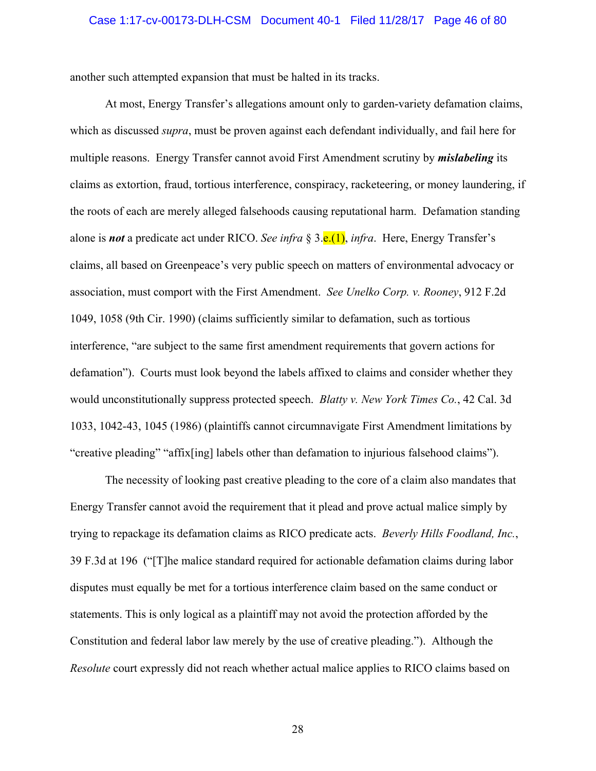another such attempted expansion that must be halted in its tracks.

At most, Energy Transfer's allegations amount only to garden-variety defamation claims, which as discussed *supra*, must be proven against each defendant individually, and fail here for multiple reasons. Energy Transfer cannot avoid First Amendment scrutiny by ***mislabeling*** its claims as extortion, fraud, tortious interference, conspiracy, racketeering, or money laundering, if the roots of each are merely alleged falsehoods causing reputational harm. Defamation standing alone is ***not*** a predicate act under RICO. *See infra* § 3.e.(1), *infra*. Here, Energy Transfer's claims, all based on Greenpeace's very public speech on matters of environmental advocacy or association, must comport with the First Amendment. *See Unelko Corp. v. Rooney*, 912 F.2d 1049, 1058 (9th Cir. 1990) (claims sufficiently similar to defamation, such as tortious interference, "are subject to the same first amendment requirements that govern actions for defamation"). Courts must look beyond the labels affixed to claims and consider whether they would unconstitutionally suppress protected speech. *Blatty v. New York Times Co.*, 42 Cal. 3d 1033, 1042-43, 1045 (1986) (plaintiffs cannot circumnavigate First Amendment limitations by "creative pleading" "affix[ing] labels other than defamation to injurious falsehood claims").

The necessity of looking past creative pleading to the core of a claim also mandates that Energy Transfer cannot avoid the requirement that it plead and prove actual malice simply by trying to repackage its defamation claims as RICO predicate acts. *Beverly Hills Foodland, Inc.*, 39 F.3d at 196 ("[T]he malice standard required for actionable defamation claims during labor disputes must equally be met for a tortious interference claim based on the same conduct or statements. This is only logical as a plaintiff may not avoid the protection afforded by the Constitution and federal labor law merely by the use of creative pleading."). Although the *Resolute* court expressly did not reach whether actual malice applies to RICO claims based on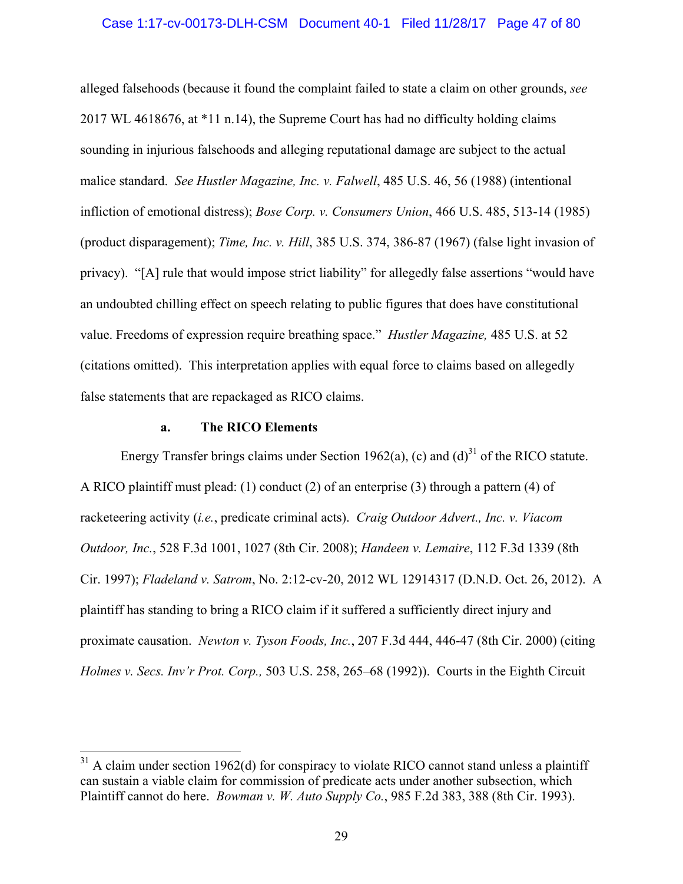alleged falsehoods (because it found the complaint failed to state a claim on other grounds, *see* 2017 WL 4618676, at *11 n.14), the Supreme Court has had no difficulty holding claims sounding in injurious falsehoods and alleging reputational damage are subject to the actual malice standard. *See Hustler Magazine, Inc. v. Falwell*, 485 U.S. 46, 56 (1988) (intentional infliction of emotional distress); *Bose Corp. v. Consumers Union*, 466 U.S. 485, 513-14 (1985) (product disparagement); *Time, Inc. v. Hill*, 385 U.S. 374, 386-87 (1967) (false light invasion of privacy). "[A] rule that would impose strict liability" for allegedly false assertions "would have an undoubted chilling effect on speech relating to public figures that does have constitutional value. Freedoms of expression require breathing space." *Hustler Magazine,* 485 U.S. at 52 (citations omitted). This interpretation applies with equal force to claims based on allegedly false statements that are repackaged as RICO claims.

**a. The RICO Elements**

Energy Transfer brings claims under Section 1962(a), (c) and (d)[31] of the RICO statute. A RICO plaintiff must plead: (1) conduct (2) of an enterprise (3) through a pattern (4) of racketeering activity (*i.e.*, predicate criminal acts). *Craig Outdoor Advert., Inc. v. Viacom Outdoor, Inc.*, 528 F.3d 1001, 1027 (8th Cir. 2008); *Handeen v. Lemaire*, 112 F.3d 1339 (8th Cir. 1997); *Fladeland v. Satrom*, No. 2:12-cv-20, 2012 WL 12914317 (D.N.D. Oct. 26, 2012). A plaintiff has standing to bring a RICO claim if it suffered a sufficiently direct injury and proximate causation. *Newton v. Tyson Foods, Inc.*, 207 F.3d 444, 446-47 (8th Cir. 2000) (citing *Holmes v. Secs. Inv'r Prot. Corp.,* 503 U.S. 258, 265–68 (1992)). Courts in the Eighth Circuit

[31] A claim under section 1962(d) for conspiracy to violate RICO cannot stand unless a plaintiff can sustain a viable claim for commission of predicate acts under another subsection, which Plaintiff cannot do here. *Bowman v. W. Auto Supply Co.*, 985 F.2d 383, 388 (8th Cir. 1993).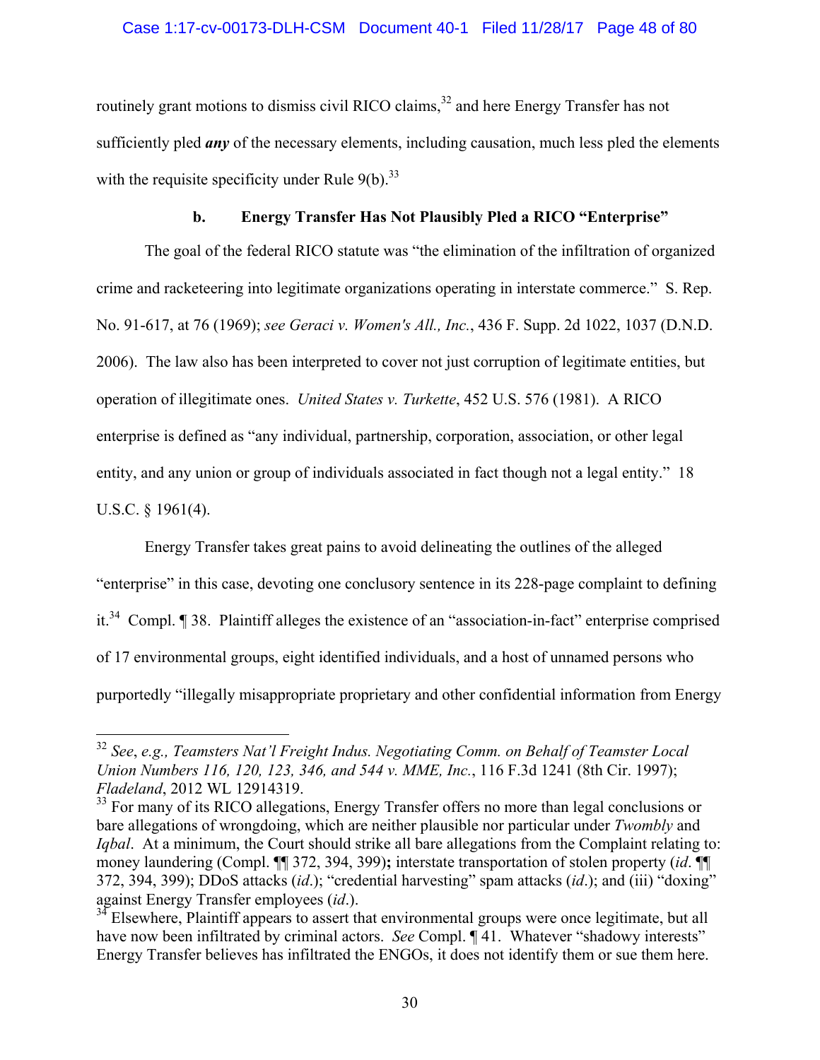routinely grant motions to dismiss civil RICO claims,[32] and here Energy Transfer has not sufficiently pled ***any*** of the necessary elements, including causation, much less pled the elements with the requisite specificity under Rule 9(b).[33]

### b. Energy Transfer Has Not Plausibly Pled a RICO "Enterprise"

The goal of the federal RICO statute was "the elimination of the infiltration of organized crime and racketeering into legitimate organizations operating in interstate commerce." S. Rep. No. 91-617, at 76 (1969); *see Geraci v. Women's All., Inc.*, 436 F. Supp. 2d 1022, 1037 (D.N.D. 2006). The law also has been interpreted to cover not just corruption of legitimate entities, but operation of illegitimate ones. *United States v. Turkette*, 452 U.S. 576 (1981). A RICO enterprise is defined as "any individual, partnership, corporation, association, or other legal entity, and any union or group of individuals associated in fact though not a legal entity." 18 U.S.C. § 1961(4).

Energy Transfer takes great pains to avoid delineating the outlines of the alleged "enterprise" in this case, devoting one conclusory sentence in its 228-page complaint to defining it.[34] Compl. ¶ 38. Plaintiff alleges the existence of an "association-in-fact" enterprise comprised of 17 environmental groups, eight identified individuals, and a host of unnamed persons who purportedly "illegally misappropriate proprietary and other confidential information from Energy

---

[32] *See*, *e.g.*, *Teamsters Nat'l Freight Indus. Negotiating Comm. on Behalf of Teamster Local Union Numbers 116, 120, 123, 346, and 544 v. MME, Inc.*, 116 F.3d 1241 (8th Cir. 1997); *Fladeland*, 2012 WL 12914319.

[33] For many of its RICO allegations, Energy Transfer offers no more than legal conclusions or bare allegations of wrongdoing, which are neither plausible nor particular under *Twombly* and *Iqbal*. At a minimum, the Court should strike all bare allegations from the Complaint relating to: money laundering (Compl. ¶¶ 372, 394, 399); interstate transportation of stolen property (*id*. ¶¶ 372, 394, 399); DDoS attacks (*id*.); "credential harvesting" spam attacks (*id*.); and (iii) "doxing" against Energy Transfer employees (*id*.).

[34] Elsewhere, Plaintiff appears to assert that environmental groups were once legitimate, but all have now been infiltrated by criminal actors. *See* Compl. ¶ 41. Whatever "shadowy interests" Energy Transfer believes has infiltrated the ENGOs, it does not identify them or sue them here.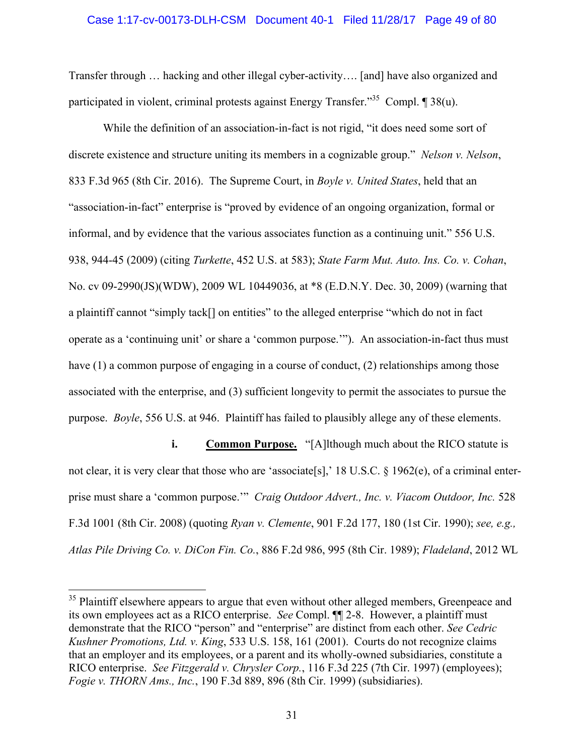Transfer through … hacking and other illegal cyber-activity…. [and] have also organized and participated in violent, criminal protests against Energy Transfer."[35] Compl. ¶ 38(u).

While the definition of an association-in-fact is not rigid, "it does need some sort of discrete existence and structure uniting its members in a cognizable group." *Nelson v. Nelson*, 833 F.3d 965 (8th Cir. 2016). The Supreme Court, in *Boyle v. United States*, held that an "association-in-fact" enterprise is "proved by evidence of an ongoing organization, formal or informal, and by evidence that the various associates function as a continuing unit." 556 U.S. 938, 944-45 (2009) (citing *Turkette*, 452 U.S. at 583); *State Farm Mut. Auto. Ins. Co. v. Cohan*, No. cv 09-2990(JS)(WDW), 2009 WL 10449036, at *8 (E.D.N.Y. Dec. 30, 2009) (warning that a plaintiff cannot "simply tack[] on entities" to the alleged enterprise "which do not in fact operate as a 'continuing unit' or share a 'common purpose.'"). An association-in-fact thus must have (1) a common purpose of engaging in a course of conduct, (2) relationships among those associated with the enterprise, and (3) sufficient longevity to permit the associates to pursue the purpose. *Boyle*, 556 U.S. at 946. Plaintiff has failed to plausibly allege any of these elements.

**i. <u>Common Purpose.</u>** "[A]lthough much about the RICO statute is not clear, it is very clear that those who are 'associate[s],' 18 U.S.C. § 1962(e), of a criminal enterprise must share a 'common purpose.'" *Craig Outdoor Advert., Inc. v. Viacom Outdoor, Inc.* 528 F.3d 1001 (8th Cir. 2008) (quoting *Ryan v. Clemente*, 901 F.2d 177, 180 (1st Cir. 1990); *see, e.g., Atlas Pile Driving Co. v. DiCon Fin. Co.*, 886 F.2d 986, 995 (8th Cir. 1989); *Fladeland*, 2012 WL

---

[35] Plaintiff elsewhere appears to argue that even without other alleged members, Greenpeace and its own employees act as a RICO enterprise. *See* Compl. ¶¶ 2-8. However, a plaintiff must demonstrate that the RICO "person" and "enterprise" are distinct from each other. *See Cedric Kushner Promotions, Ltd. v. King*, 533 U.S. 158, 161 (2001). Courts do not recognize claims that an employer and its employees, or a parent and its wholly-owned subsidiaries, constitute a RICO enterprise. *See Fitzgerald v. Chrysler Corp.*, 116 F.3d 225 (7th Cir. 1997) (employees); *Fogie v. THORN Ams., Inc.*, 190 F.3d 889, 896 (8th Cir. 1999) (subsidiaries).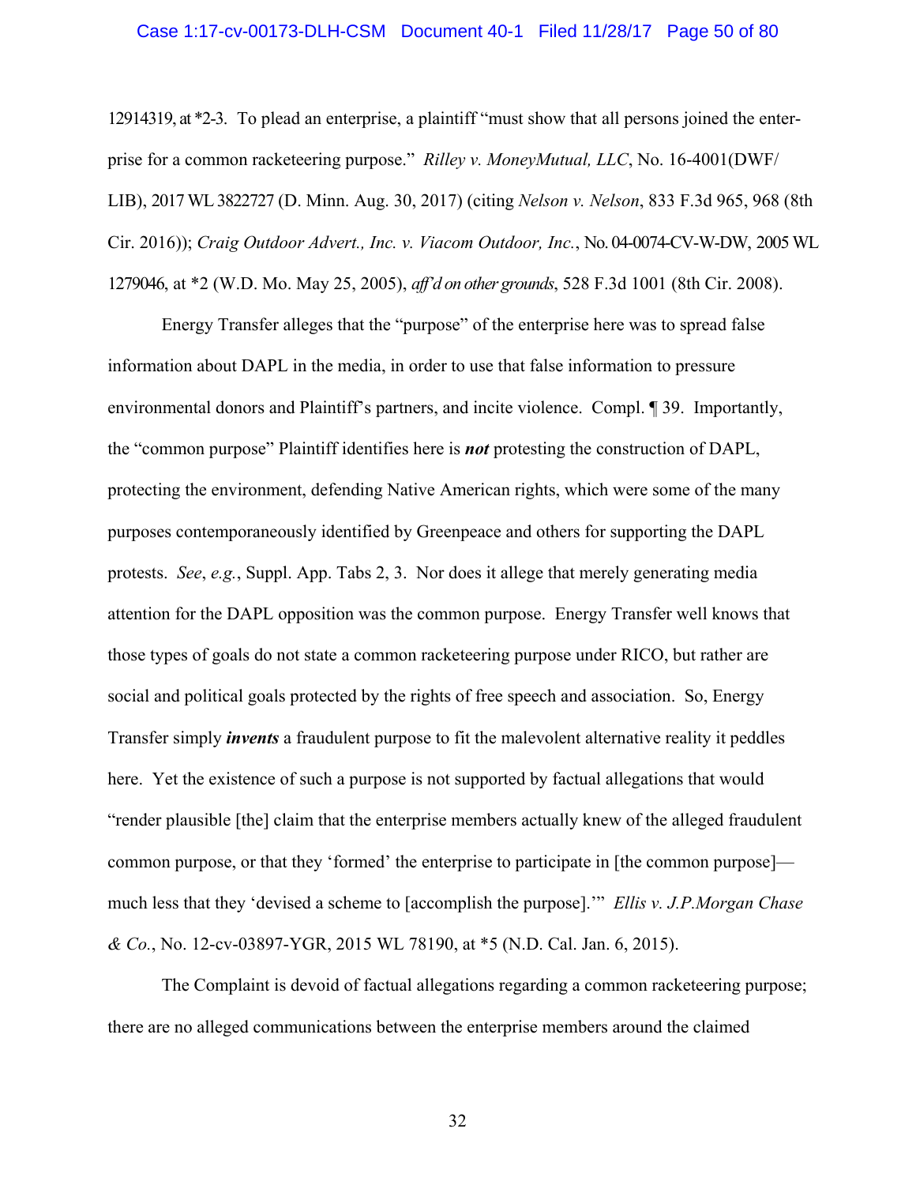12914319, at *2-3. To plead an enterprise, a plaintiff "must show that all persons joined the enterprise for a common racketeering purpose." *Rilley v. MoneyMutual, LLC*, No. 16-4001(DWF/LIB), 2017 WL 3822727 (D. Minn. Aug. 30, 2017) (citing *Nelson v. Nelson*, 833 F.3d 965, 968 (8th Cir. 2016)); *Craig Outdoor Advert., Inc. v. Viacom Outdoor, Inc.*, No. 04-0074-CV-W-DW, 2005 WL 1279046, at *2 (W.D. Mo. May 25, 2005), *aff'd on other grounds*, 528 F.3d 1001 (8th Cir. 2008).

Energy Transfer alleges that the "purpose" of the enterprise here was to spread false information about DAPL in the media, in order to use that false information to pressure environmental donors and Plaintiff's partners, and incite violence. Compl. ¶ 39. Importantly, the "common purpose" Plaintiff identifies here is ***not*** protesting the construction of DAPL, protecting the environment, defending Native American rights, which were some of the many purposes contemporaneously identified by Greenpeace and others for supporting the DAPL protests. *See*, *e.g.*, Suppl. App. Tabs 2, 3. Nor does it allege that merely generating media attention for the DAPL opposition was the common purpose. Energy Transfer well knows that those types of goals do not state a common racketeering purpose under RICO, but rather are social and political goals protected by the rights of free speech and association. So, Energy Transfer simply ***invents*** a fraudulent purpose to fit the malevolent alternative reality it peddles here. Yet the existence of such a purpose is not supported by factual allegations that would "render plausible [the] claim that the enterprise members actually knew of the alleged fraudulent common purpose, or that they 'formed' the enterprise to participate in [the common purpose]—much less that they 'devised a scheme to [accomplish the purpose].'" *Ellis v. J.P.Morgan Chase & Co.*, No. 12-cv-03897-YGR, 2015 WL 78190, at *5 (N.D. Cal. Jan. 6, 2015).

The Complaint is devoid of factual allegations regarding a common racketeering purpose; there are no alleged communications between the enterprise members around the claimed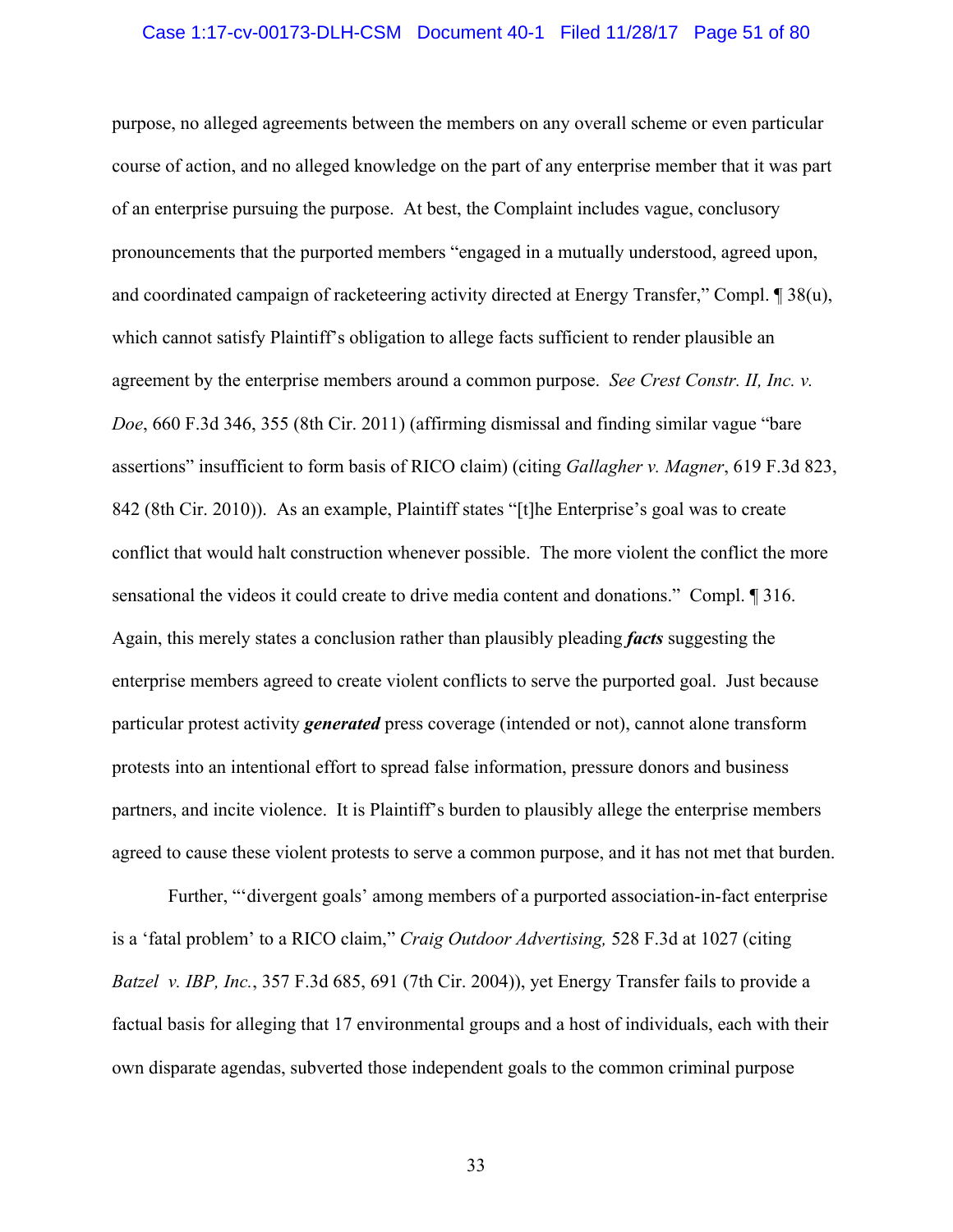purpose, no alleged agreements between the members on any overall scheme or even particular course of action, and no alleged knowledge on the part of any enterprise member that it was part of an enterprise pursuing the purpose. At best, the Complaint includes vague, conclusory pronouncements that the purported members "engaged in a mutually understood, agreed upon, and coordinated campaign of racketeering activity directed at Energy Transfer," Compl. ¶ 38(u), which cannot satisfy Plaintiff's obligation to allege facts sufficient to render plausible an agreement by the enterprise members around a common purpose. *See Crest Constr. II, Inc. v. Doe*, 660 F.3d 346, 355 (8th Cir. 2011) (affirming dismissal and finding similar vague "bare assertions" insufficient to form basis of RICO claim) (citing *Gallagher v. Magner*, 619 F.3d 823, 842 (8th Cir. 2010)). As an example, Plaintiff states "[t]he Enterprise's goal was to create conflict that would halt construction whenever possible. The more violent the conflict the more sensational the videos it could create to drive media content and donations." Compl. ¶ 316. Again, this merely states a conclusion rather than plausibly pleading ***facts*** suggesting the enterprise members agreed to create violent conflicts to serve the purported goal. Just because particular protest activity ***generated*** press coverage (intended or not), cannot alone transform protests into an intentional effort to spread false information, pressure donors and business partners, and incite violence. It is Plaintiff's burden to plausibly allege the enterprise members agreed to cause these violent protests to serve a common purpose, and it has not met that burden.

Further, "'divergent goals' among members of a purported association-in-fact enterprise is a 'fatal problem' to a RICO claim," *Craig Outdoor Advertising,* 528 F.3d at 1027 (citing *Batzel v. IBP, Inc.*, 357 F.3d 685, 691 (7th Cir. 2004)), yet Energy Transfer fails to provide a factual basis for alleging that 17 environmental groups and a host of individuals, each with their own disparate agendas, subverted those independent goals to the common criminal purpose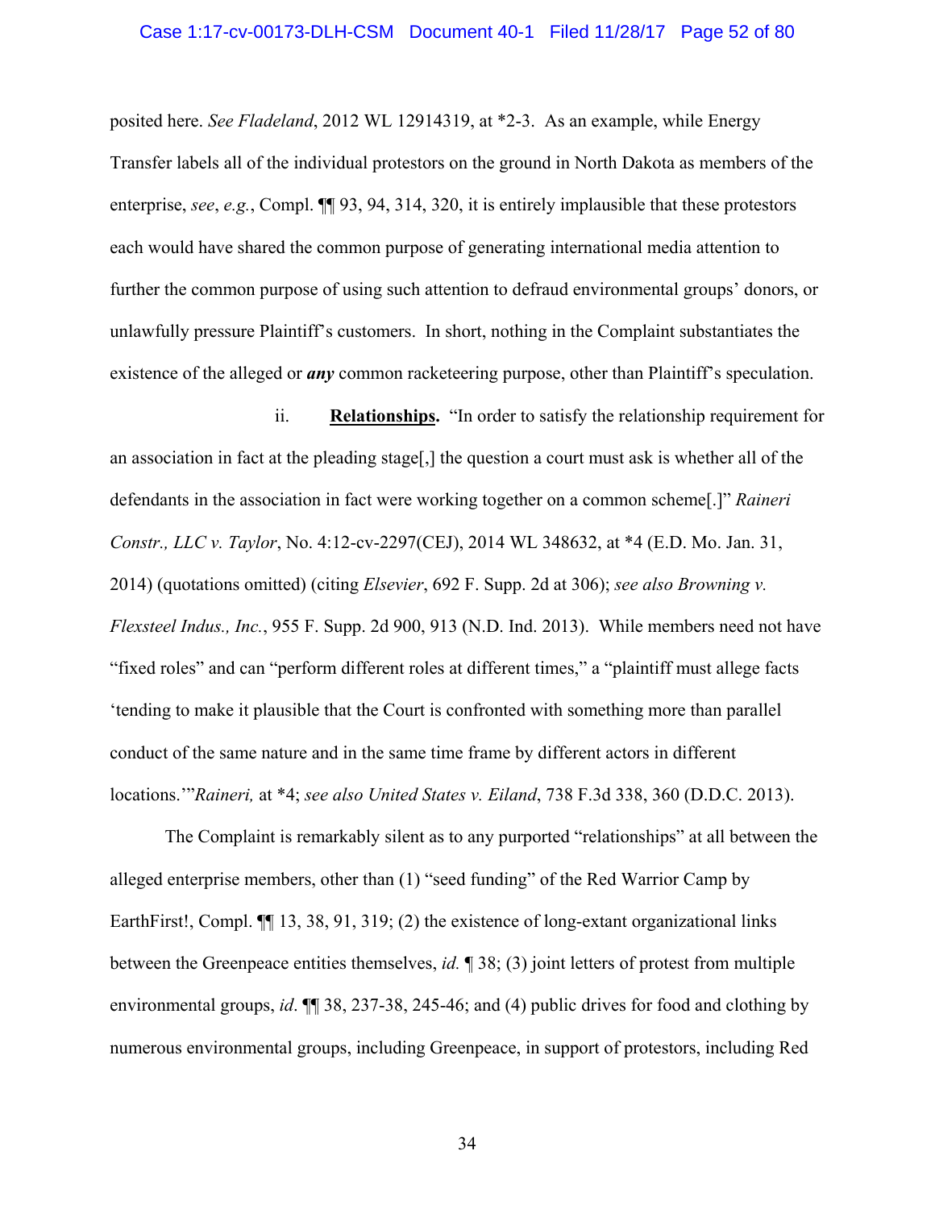posited here. *See Fladeland*, 2012 WL 12914319, at *2-3. As an example, while Energy Transfer labels all of the individual protestors on the ground in North Dakota as members of the enterprise, *see*, *e.g.*, Compl. ¶¶ 93, 94, 314, 320, it is entirely implausible that these protestors each would have shared the common purpose of generating international media attention to further the common purpose of using such attention to defraud environmental groups' donors, or unlawfully pressure Plaintiff's customers. In short, nothing in the Complaint substantiates the existence of the alleged or ***any*** common racketeering purpose, other than Plaintiff's speculation.

ii. **Relationships.** "In order to satisfy the relationship requirement for an association in fact at the pleading stage[,] the question a court must ask is whether all of the defendants in the association in fact were working together on a common scheme[.]" *Raineri Constr., LLC v. Taylor*, No. 4:12-cv-2297(CEJ), 2014 WL 348632, at *4 (E.D. Mo. Jan. 31, 2014) (quotations omitted) (citing *Elsevier*, 692 F. Supp. 2d at 306); *see also Browning v. Flexsteel Indus., Inc.*, 955 F. Supp. 2d 900, 913 (N.D. Ind. 2013). While members need not have "fixed roles" and can "perform different roles at different times," a "plaintiff must allege facts 'tending to make it plausible that the Court is confronted with something more than parallel conduct of the same nature and in the same time frame by different actors in different locations.'" *Raineri,* at *4; *see also United States v. Eiland*, 738 F.3d 338, 360 (D.D.C. 2013).

The Complaint is remarkably silent as to any purported "relationships" at all between the alleged enterprise members, other than (1) "seed funding" of the Red Warrior Camp by EarthFirst!, Compl. ¶¶ 13, 38, 91, 319; (2) the existence of long-extant organizational links between the Greenpeace entities themselves, *id.* ¶ 38; (3) joint letters of protest from multiple environmental groups, *id*. ¶¶ 38, 237-38, 245-46; and (4) public drives for food and clothing by numerous environmental groups, including Greenpeace, in support of protestors, including Red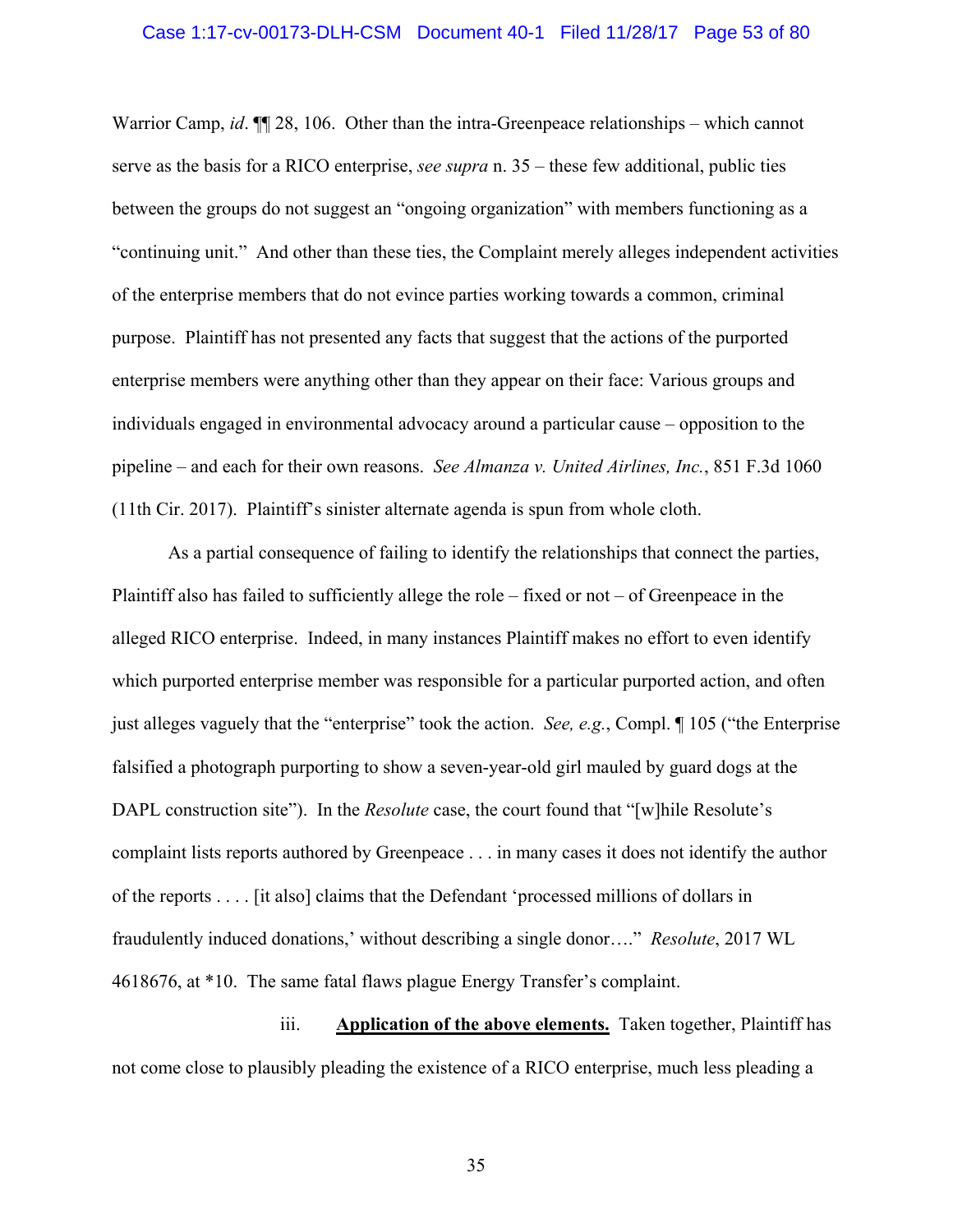Warrior Camp, *id*. ¶¶ 28, 106. Other than the intra-Greenpeace relationships – which cannot serve as the basis for a RICO enterprise, *see supra* n. 35 – these few additional, public ties between the groups do not suggest an "ongoing organization" with members functioning as a "continuing unit." And other than these ties, the Complaint merely alleges independent activities of the enterprise members that do not evince parties working towards a common, criminal purpose. Plaintiff has not presented any facts that suggest that the actions of the purported enterprise members were anything other than they appear on their face: Various groups and individuals engaged in environmental advocacy around a particular cause – opposition to the pipeline – and each for their own reasons. *See Almanza v. United Airlines, Inc.*, 851 F.3d 1060 (11th Cir. 2017). Plaintiff's sinister alternate agenda is spun from whole cloth.

As a partial consequence of failing to identify the relationships that connect the parties, Plaintiff also has failed to sufficiently allege the role – fixed or not – of Greenpeace in the alleged RICO enterprise. Indeed, in many instances Plaintiff makes no effort to even identify which purported enterprise member was responsible for a particular purported action, and often just alleges vaguely that the "enterprise" took the action. *See, e.g.*, Compl. ¶ 105 ("the Enterprise falsified a photograph purporting to show a seven-year-old girl mauled by guard dogs at the DAPL construction site"). In the *Resolute* case, the court found that "[w]hile Resolute's complaint lists reports authored by Greenpeace . . . in many cases it does not identify the author of the reports . . . . [it also] claims that the Defendant 'processed millions of dollars in fraudulently induced donations,' without describing a single donor…." *Resolute*, 2017 WL 4618676, at *10. The same fatal flaws plague Energy Transfer's complaint.

iii. **Application of the above elements.** Taken together, Plaintiff has not come close to plausibly pleading the existence of a RICO enterprise, much less pleading a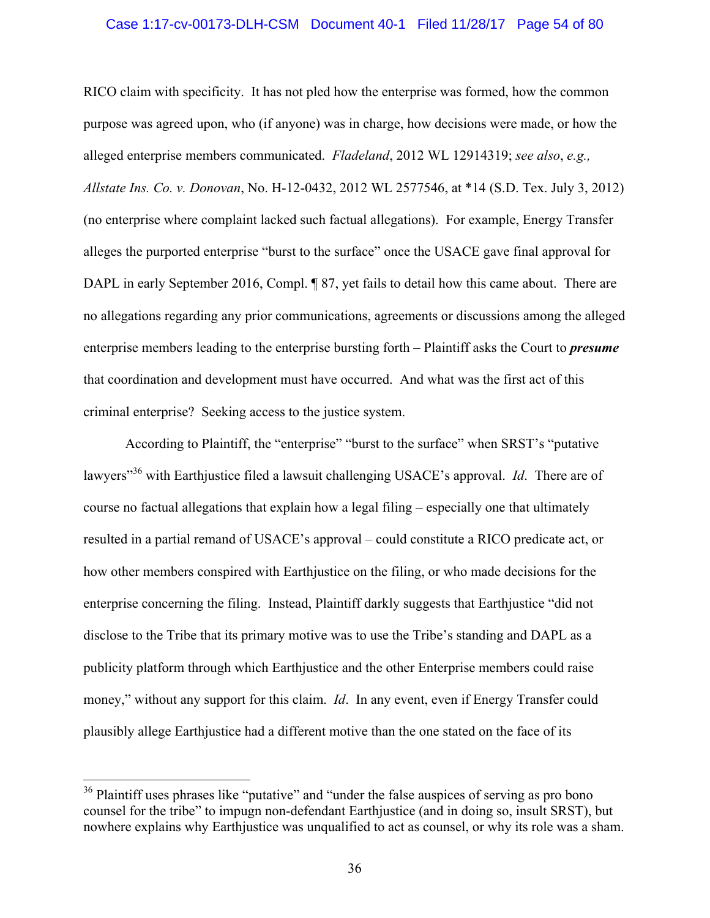RICO claim with specificity. It has not pled how the enterprise was formed, how the common purpose was agreed upon, who (if anyone) was in charge, how decisions were made, or how the alleged enterprise members communicated. *Fladeland*, 2012 WL 12914319; *see also*, *e.g., Allstate Ins. Co. v. Donovan*, No. H-12-0432, 2012 WL 2577546, at *14 (S.D. Tex. July 3, 2012) (no enterprise where complaint lacked such factual allegations). For example, Energy Transfer alleges the purported enterprise "burst to the surface" once the USACE gave final approval for DAPL in early September 2016, Compl. ¶ 87, yet fails to detail how this came about. There are no allegations regarding any prior communications, agreements or discussions among the alleged enterprise members leading to the enterprise bursting forth – Plaintiff asks the Court to ***presume*** that coordination and development must have occurred. And what was the first act of this criminal enterprise? Seeking access to the justice system.

According to Plaintiff, the "enterprise" "burst to the surface" when SRST's "putative lawyers"[36] with Earthjustice filed a lawsuit challenging USACE's approval. *Id*. There are of course no factual allegations that explain how a legal filing – especially one that ultimately resulted in a partial remand of USACE's approval – could constitute a RICO predicate act, or how other members conspired with Earthjustice on the filing, or who made decisions for the enterprise concerning the filing. Instead, Plaintiff darkly suggests that Earthjustice "did not disclose to the Tribe that its primary motive was to use the Tribe's standing and DAPL as a publicity platform through which Earthjustice and the other Enterprise members could raise money," without any support for this claim. *Id*. In any event, even if Energy Transfer could plausibly allege Earthjustice had a different motive than the one stated on the face of its

---

[36] Plaintiff uses phrases like "putative" and "under the false auspices of serving as pro bono counsel for the tribe" to impugn non-defendant Earthjustice (and in doing so, insult SRST), but nowhere explains why Earthjustice was unqualified to act as counsel, or why its role was a sham.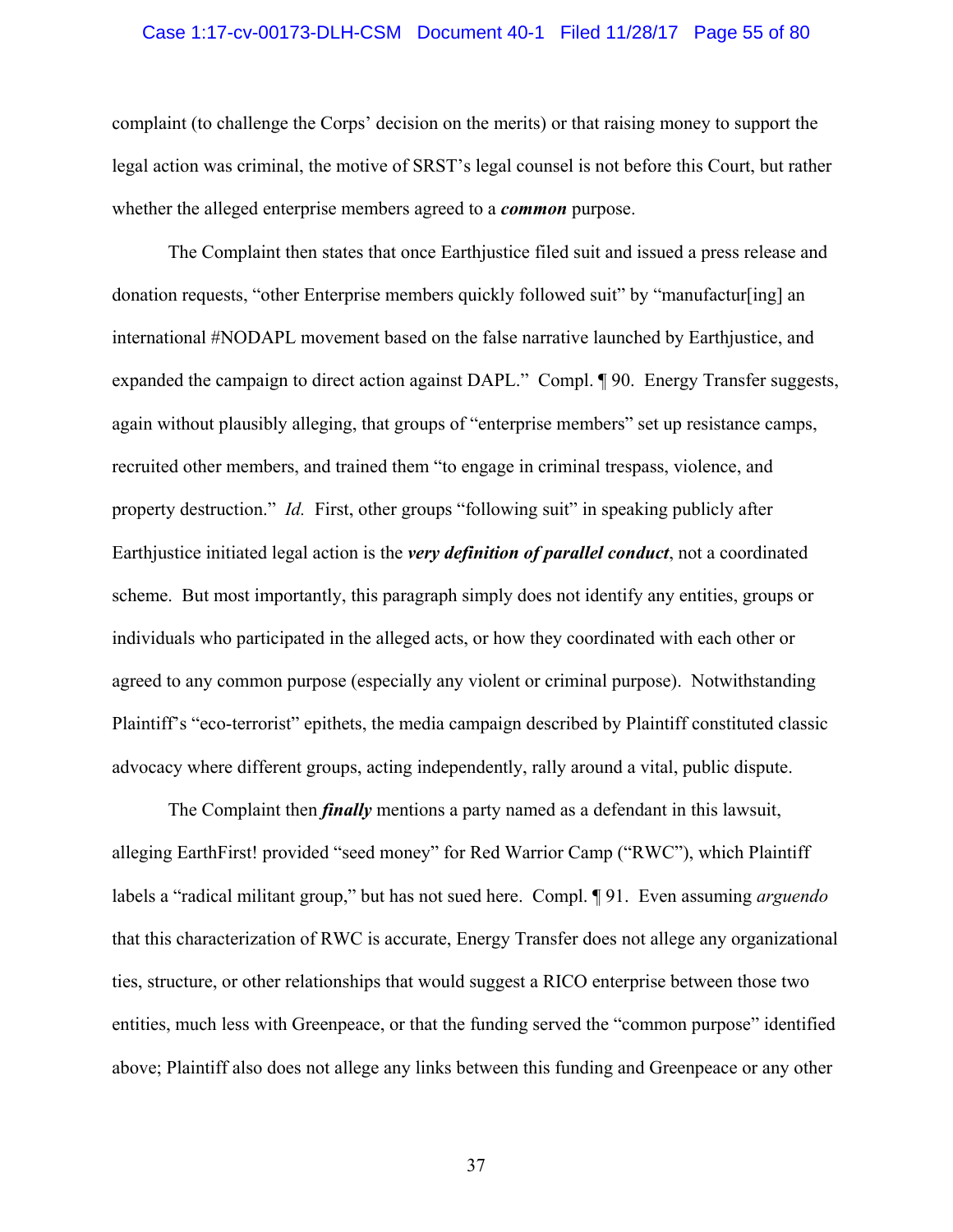complaint (to challenge the Corps' decision on the merits) or that raising money to support the legal action was criminal, the motive of SRST's legal counsel is not before this Court, but rather whether the alleged enterprise members agreed to a ***common*** purpose.

The Complaint then states that once Earthjustice filed suit and issued a press release and donation requests, "other Enterprise members quickly followed suit" by "manufactur[ing] an international #NODAPL movement based on the false narrative launched by Earthjustice, and expanded the campaign to direct action against DAPL." Compl. ¶ 90. Energy Transfer suggests, again without plausibly alleging, that groups of "enterprise members" set up resistance camps, recruited other members, and trained them "to engage in criminal trespass, violence, and property destruction." *Id.* First, other groups "following suit" in speaking publicly after Earthjustice initiated legal action is the ***very definition of parallel conduct***, not a coordinated scheme. But most importantly, this paragraph simply does not identify any entities, groups or individuals who participated in the alleged acts, or how they coordinated with each other or agreed to any common purpose (especially any violent or criminal purpose). Notwithstanding Plaintiff's "eco-terrorist" epithets, the media campaign described by Plaintiff constituted classic advocacy where different groups, acting independently, rally around a vital, public dispute.

The Complaint then ***finally*** mentions a party named as a defendant in this lawsuit, alleging EarthFirst! provided "seed money" for Red Warrior Camp ("RWC"), which Plaintiff labels a "radical militant group," but has not sued here. Compl. ¶ 91. Even assuming *arguendo* that this characterization of RWC is accurate, Energy Transfer does not allege any organizational ties, structure, or other relationships that would suggest a RICO enterprise between those two entities, much less with Greenpeace, or that the funding served the "common purpose" identified above; Plaintiff also does not allege any links between this funding and Greenpeace or any other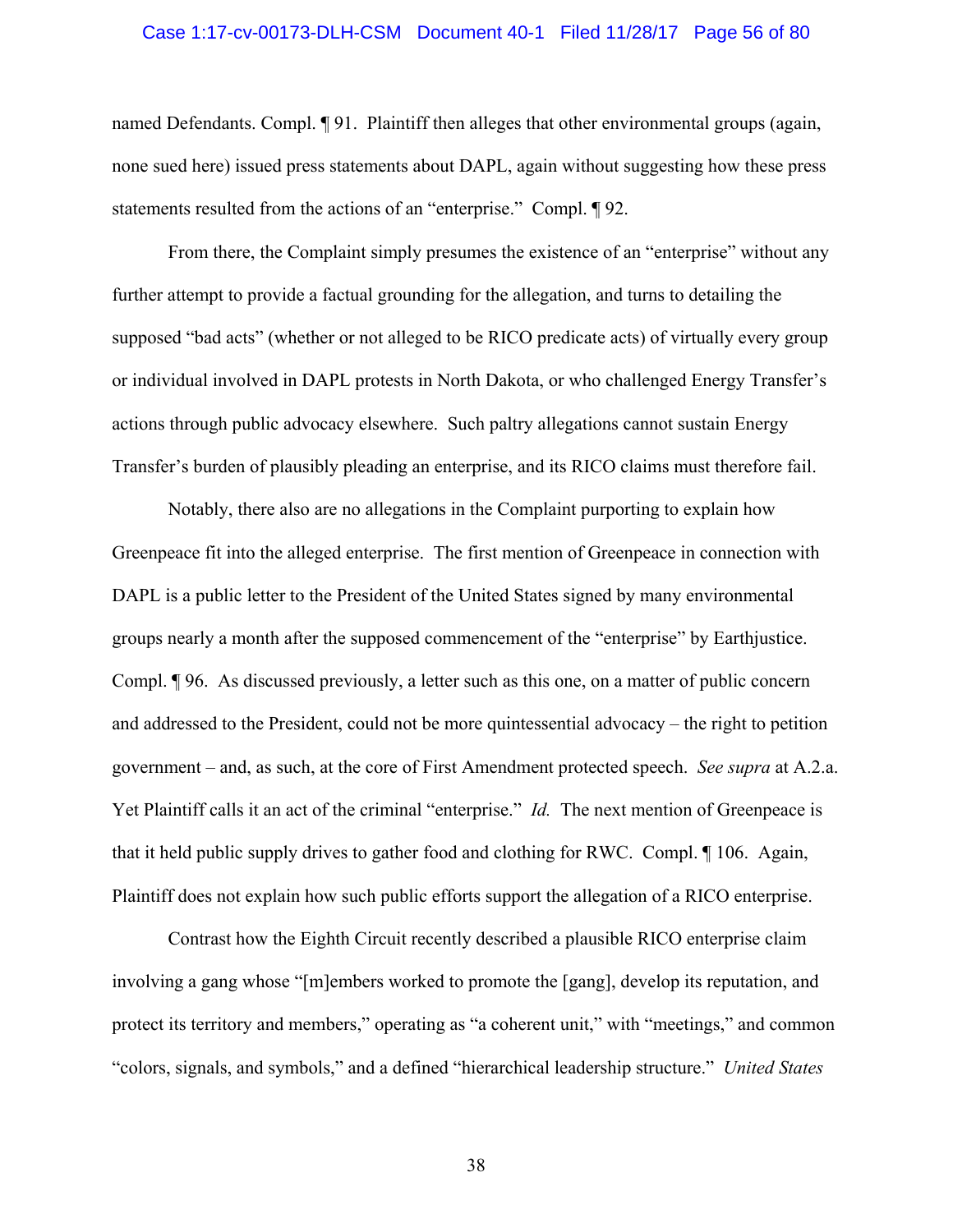named Defendants. Compl. ¶ 91. Plaintiff then alleges that other environmental groups (again, none sued here) issued press statements about DAPL, again without suggesting how these press statements resulted from the actions of an "enterprise." Compl. ¶ 92.

From there, the Complaint simply presumes the existence of an "enterprise" without any further attempt to provide a factual grounding for the allegation, and turns to detailing the supposed "bad acts" (whether or not alleged to be RICO predicate acts) of virtually every group or individual involved in DAPL protests in North Dakota, or who challenged Energy Transfer's actions through public advocacy elsewhere. Such paltry allegations cannot sustain Energy Transfer's burden of plausibly pleading an enterprise, and its RICO claims must therefore fail.

Notably, there also are no allegations in the Complaint purporting to explain how Greenpeace fit into the alleged enterprise. The first mention of Greenpeace in connection with DAPL is a public letter to the President of the United States signed by many environmental groups nearly a month after the supposed commencement of the "enterprise" by Earthjustice. Compl. ¶ 96. As discussed previously, a letter such as this one, on a matter of public concern and addressed to the President, could not be more quintessential advocacy – the right to petition government – and, as such, at the core of First Amendment protected speech. *See supra* at A.2.a. Yet Plaintiff calls it an act of the criminal "enterprise." *Id.* The next mention of Greenpeace is that it held public supply drives to gather food and clothing for RWC. Compl. ¶ 106. Again, Plaintiff does not explain how such public efforts support the allegation of a RICO enterprise.

Contrast how the Eighth Circuit recently described a plausible RICO enterprise claim involving a gang whose "[m]embers worked to promote the [gang], develop its reputation, and protect its territory and members," operating as "a coherent unit," with "meetings," and common "colors, signals, and symbols," and a defined "hierarchical leadership structure." *United States*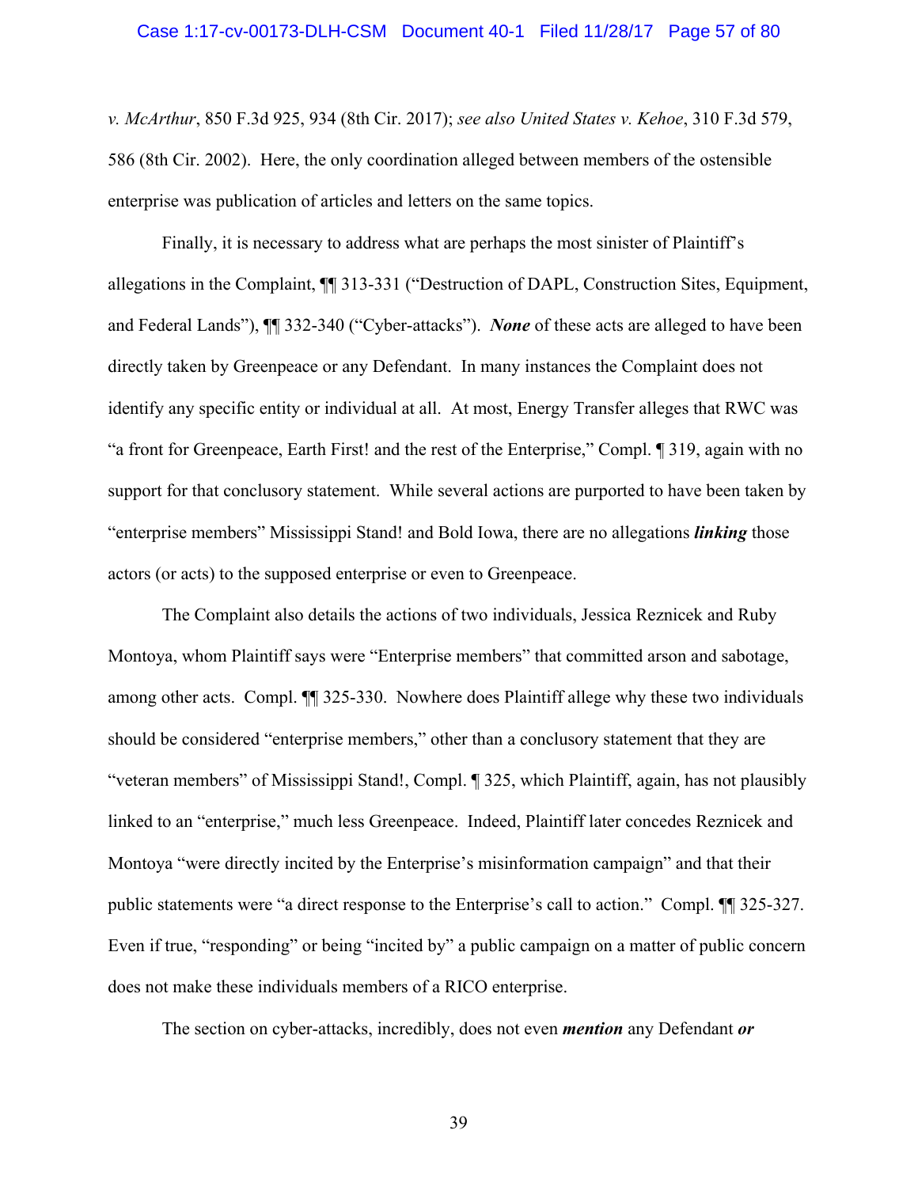*v. McArthur*, 850 F.3d 925, 934 (8th Cir. 2017); *see also United States v. Kehoe*, 310 F.3d 579, 586 (8th Cir. 2002). Here, the only coordination alleged between members of the ostensible enterprise was publication of articles and letters on the same topics.

Finally, it is necessary to address what are perhaps the most sinister of Plaintiff's allegations in the Complaint, ¶¶ 313-331 ("Destruction of DAPL, Construction Sites, Equipment, and Federal Lands"), ¶¶ 332-340 ("Cyber-attacks"). ***None*** of these acts are alleged to have been directly taken by Greenpeace or any Defendant. In many instances the Complaint does not identify any specific entity or individual at all. At most, Energy Transfer alleges that RWC was "a front for Greenpeace, Earth First! and the rest of the Enterprise," Compl. ¶ 319, again with no support for that conclusory statement. While several actions are purported to have been taken by "enterprise members" Mississippi Stand! and Bold Iowa, there are no allegations ***linking*** those actors (or acts) to the supposed enterprise or even to Greenpeace.

The Complaint also details the actions of two individuals, Jessica Reznicek and Ruby Montoya, whom Plaintiff says were "Enterprise members" that committed arson and sabotage, among other acts. Compl. ¶¶ 325-330. Nowhere does Plaintiff allege why these two individuals should be considered "enterprise members," other than a conclusory statement that they are "veteran members" of Mississippi Stand!, Compl. ¶ 325, which Plaintiff, again, has not plausibly linked to an "enterprise," much less Greenpeace. Indeed, Plaintiff later concedes Reznicek and Montoya "were directly incited by the Enterprise's misinformation campaign" and that their public statements were "a direct response to the Enterprise's call to action." Compl. ¶¶ 325-327. Even if true, "responding" or being "incited by" a public campaign on a matter of public concern does not make these individuals members of a RICO enterprise.

The section on cyber-attacks, incredibly, does not even ***mention*** any Defendant ***or***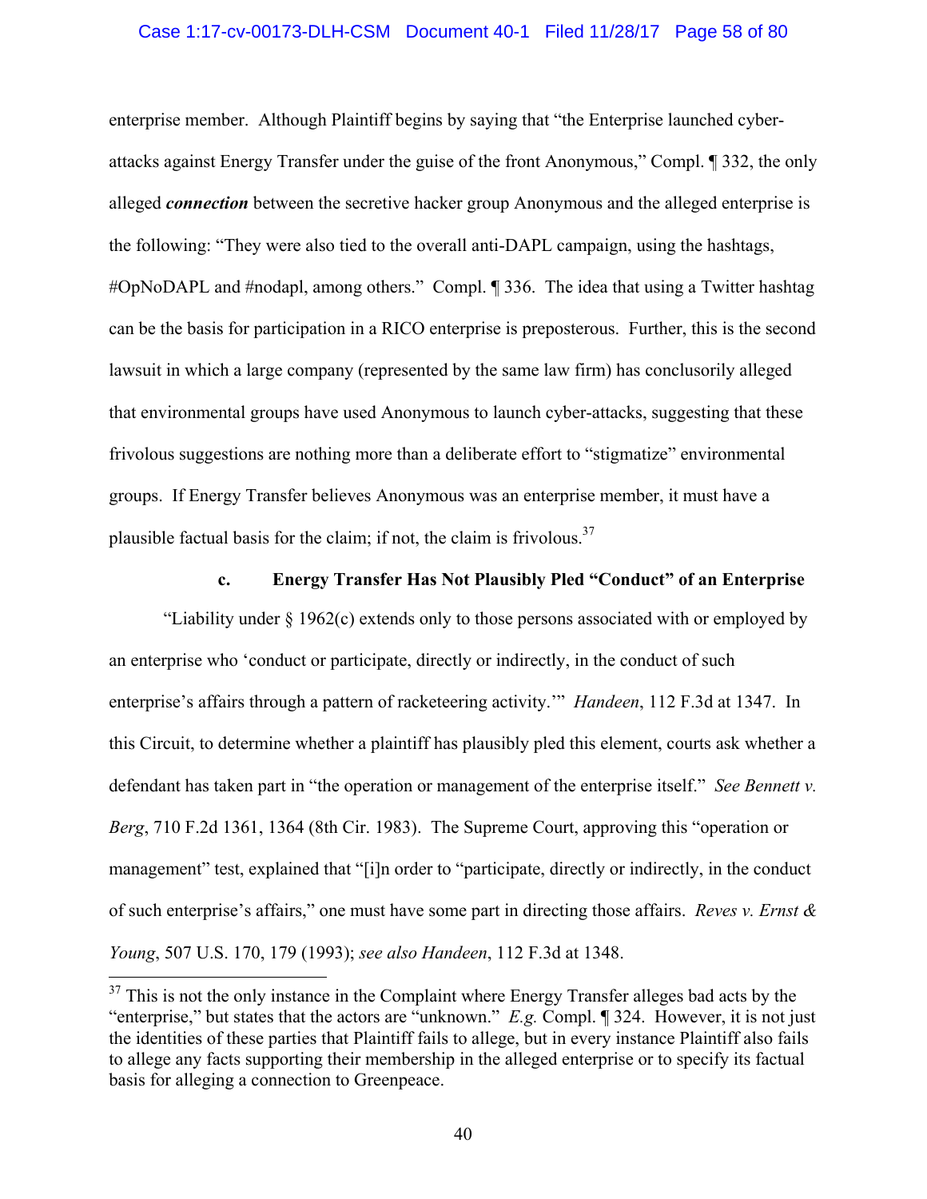enterprise member. Although Plaintiff begins by saying that "the Enterprise launched cyber-attacks against Energy Transfer under the guise of the front Anonymous," Compl. ¶ 332, the only alleged ***connection*** between the secretive hacker group Anonymous and the alleged enterprise is the following: "They were also tied to the overall anti-DAPL campaign, using the hashtags, #OpNoDAPL and #nodapl, among others." Compl. ¶ 336. The idea that using a Twitter hashtag can be the basis for participation in a RICO enterprise is preposterous. Further, this is the second lawsuit in which a large company (represented by the same law firm) has conclusorily alleged that environmental groups have used Anonymous to launch cyber-attacks, suggesting that these frivolous suggestions are nothing more than a deliberate effort to "stigmatize" environmental groups. If Energy Transfer believes Anonymous was an enterprise member, it must have a plausible factual basis for the claim; if not, the claim is frivolous.[37]

#### c. Energy Transfer Has Not Plausibly Pled "Conduct" of an Enterprise

"Liability under § 1962(c) extends only to those persons associated with or employed by an enterprise who 'conduct or participate, directly or indirectly, in the conduct of such enterprise's affairs through a pattern of racketeering activity.'" *Handeen*, 112 F.3d at 1347. In this Circuit, to determine whether a plaintiff has plausibly pled this element, courts ask whether a defendant has taken part in "the operation or management of the enterprise itself." *See Bennett v. Berg*, 710 F.2d 1361, 1364 (8th Cir. 1983). The Supreme Court, approving this "operation or management" test, explained that "[i]n order to "participate, directly or indirectly, in the conduct of such enterprise's affairs," one must have some part in directing those affairs. *Reves v. Ernst & Young*, 507 U.S. 170, 179 (1993); *see also Handeen*, 112 F.3d at 1348.

---

[37] This is not the only instance in the Complaint where Energy Transfer alleges bad acts by the "enterprise," but states that the actors are "unknown." *E.g.* Compl. ¶ 324. However, it is not just the identities of these parties that Plaintiff fails to allege, but in every instance Plaintiff also fails to allege any facts supporting their membership in the alleged enterprise or to specify its factual basis for alleging a connection to Greenpeace.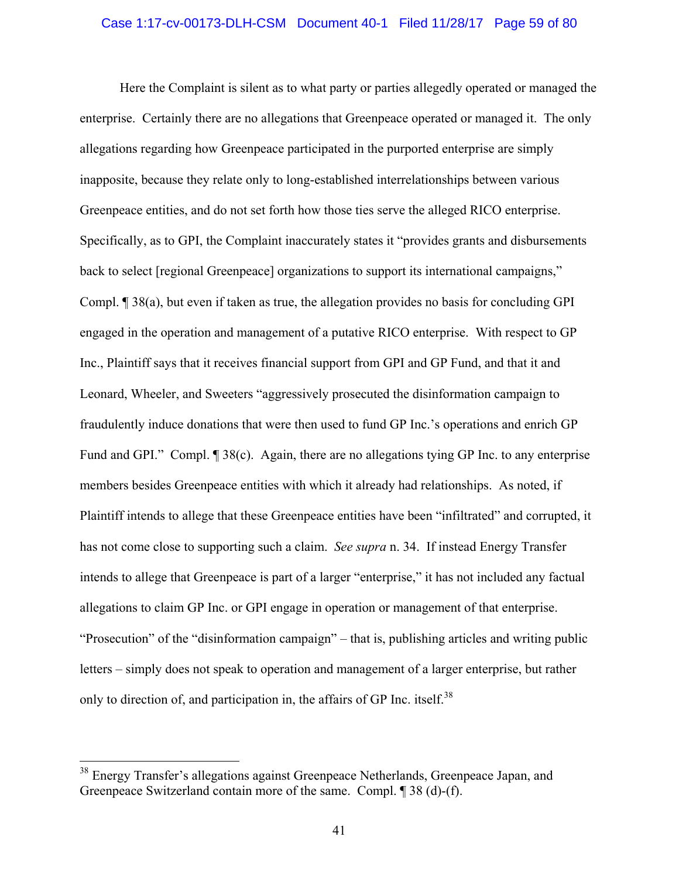Here the Complaint is silent as to what party or parties allegedly operated or managed the enterprise. Certainly there are no allegations that Greenpeace operated or managed it. The only allegations regarding how Greenpeace participated in the purported enterprise are simply inapposite, because they relate only to long-established interrelationships between various Greenpeace entities, and do not set forth how those ties serve the alleged RICO enterprise. Specifically, as to GPI, the Complaint inaccurately states it "provides grants and disbursements back to select [regional Greenpeace] organizations to support its international campaigns," Compl. ¶ 38(a), but even if taken as true, the allegation provides no basis for concluding GPI engaged in the operation and management of a putative RICO enterprise. With respect to GP Inc., Plaintiff says that it receives financial support from GPI and GP Fund, and that it and Leonard, Wheeler, and Sweeters "aggressively prosecuted the disinformation campaign to fraudulently induce donations that were then used to fund GP Inc.'s operations and enrich GP Fund and GPI." Compl. ¶ 38(c). Again, there are no allegations tying GP Inc. to any enterprise members besides Greenpeace entities with which it already had relationships. As noted, if Plaintiff intends to allege that these Greenpeace entities have been "infiltrated" and corrupted, it has not come close to supporting such a claim. *See supra* n. 34. If instead Energy Transfer intends to allege that Greenpeace is part of a larger "enterprise," it has not included any factual allegations to claim GP Inc. or GPI engage in operation or management of that enterprise. "Prosecution" of the "disinformation campaign" – that is, publishing articles and writing public letters – simply does not speak to operation and management of a larger enterprise, but rather only to direction of, and participation in, the affairs of GP Inc. itself.[38]

[38] Energy Transfer's allegations against Greenpeace Netherlands, Greenpeace Japan, and Greenpeace Switzerland contain more of the same. Compl. ¶ 38 (d)-(f).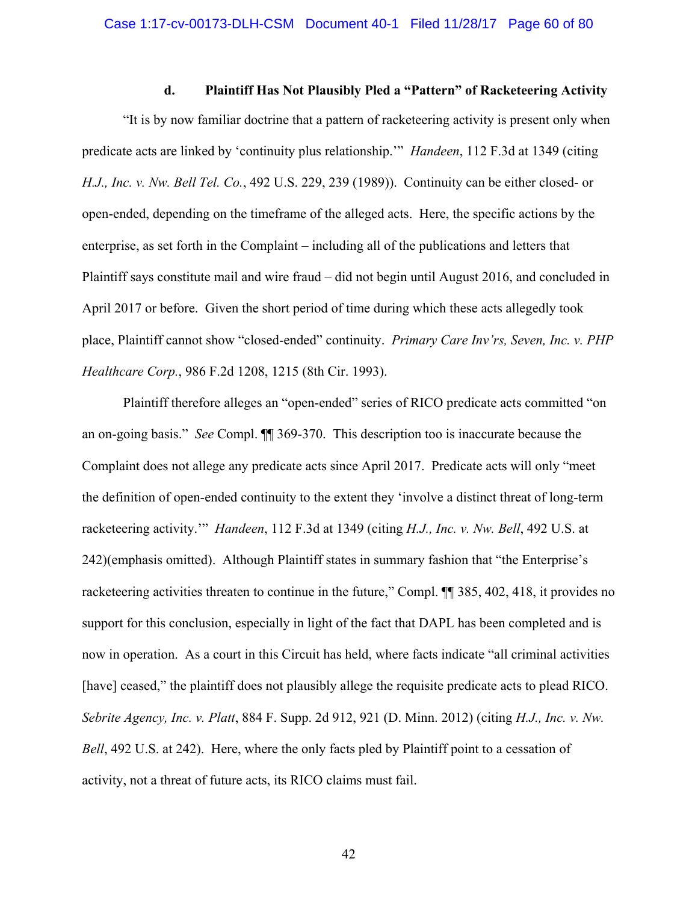#### d. Plaintiff Has Not Plausibly Pled a "Pattern" of Racketeering Activity

"It is by now familiar doctrine that a pattern of racketeering activity is present only when predicate acts are linked by 'continuity plus relationship.'" *Handeen*, 112 F.3d at 1349 (citing *H.J., Inc. v. Nw. Bell Tel. Co.*, 492 U.S. 229, 239 (1989)). Continuity can be either closed- or open-ended, depending on the timeframe of the alleged acts. Here, the specific actions by the enterprise, as set forth in the Complaint – including all of the publications and letters that Plaintiff says constitute mail and wire fraud – did not begin until August 2016, and concluded in April 2017 or before. Given the short period of time during which these acts allegedly took place, Plaintiff cannot show "closed-ended" continuity. *Primary Care Inv'rs, Seven, Inc. v. PHP Healthcare Corp.*, 986 F.2d 1208, 1215 (8th Cir. 1993).

Plaintiff therefore alleges an "open-ended" series of RICO predicate acts committed "on an on-going basis." *See* Compl. ¶¶ 369-370. This description too is inaccurate because the Complaint does not allege any predicate acts since April 2017. Predicate acts will only "meet the definition of open-ended continuity to the extent they 'involve a distinct threat of long-term racketeering activity.'" *Handeen*, 112 F.3d at 1349 (citing *H.J., Inc. v. Nw. Bell*, 492 U.S. at 242)(emphasis omitted). Although Plaintiff states in summary fashion that "the Enterprise's racketeering activities threaten to continue in the future," Compl. ¶¶ 385, 402, 418, it provides no support for this conclusion, especially in light of the fact that DAPL has been completed and is now in operation. As a court in this Circuit has held, where facts indicate "all criminal activities [have] ceased," the plaintiff does not plausibly allege the requisite predicate acts to plead RICO. *Sebrite Agency, Inc. v. Platt*, 884 F. Supp. 2d 912, 921 (D. Minn. 2012) (citing *H.J., Inc. v. Nw. Bell*, 492 U.S. at 242). Here, where the only facts pled by Plaintiff point to a cessation of activity, not a threat of future acts, its RICO claims must fail.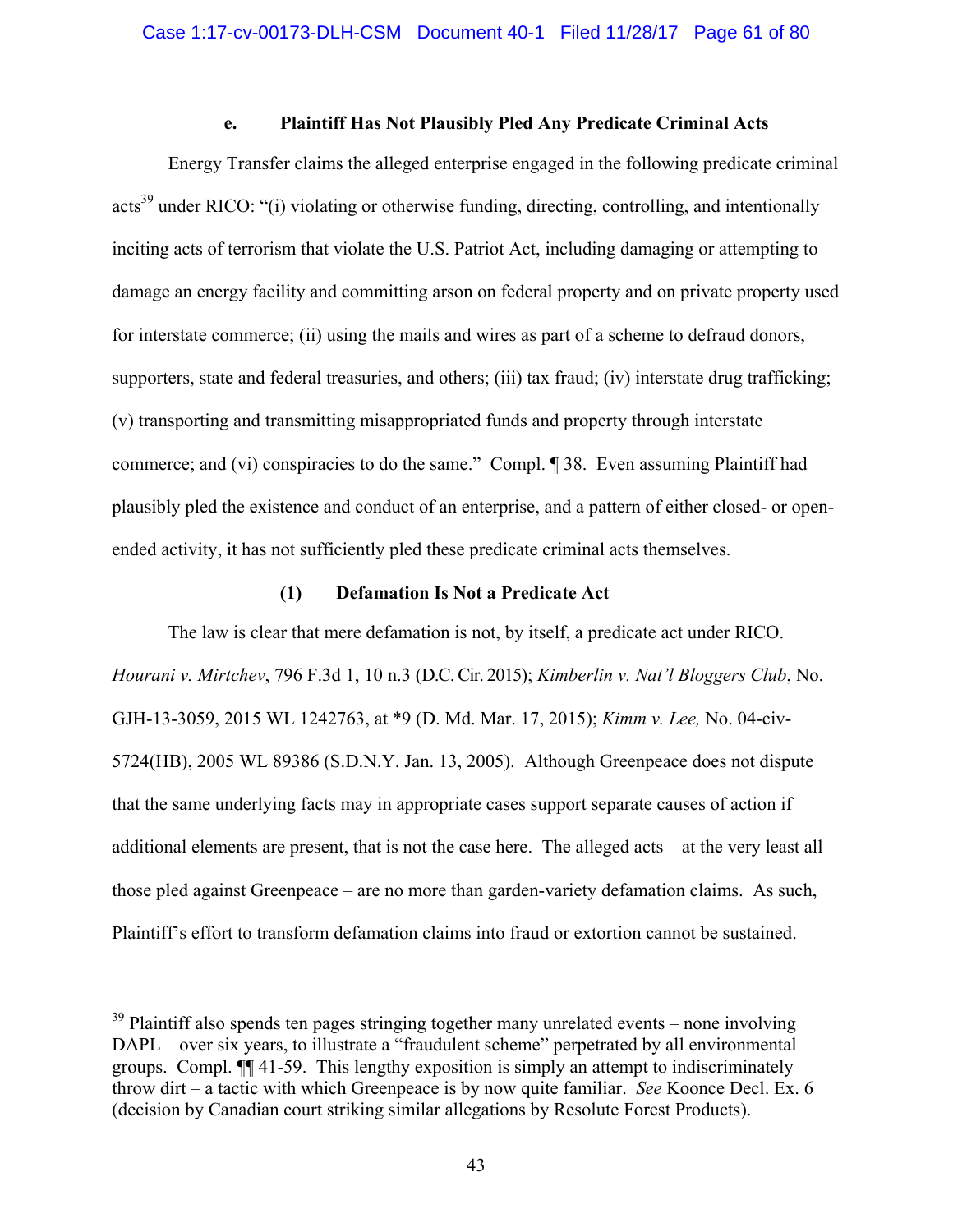#### e. Plaintiff Has Not Plausibly Pled Any Predicate Criminal Acts

Energy Transfer claims the alleged enterprise engaged in the following predicate criminal acts[39] under RICO: "(i) violating or otherwise funding, directing, controlling, and intentionally inciting acts of terrorism that violate the U.S. Patriot Act, including damaging or attempting to damage an energy facility and committing arson on federal property and on private property used for interstate commerce; (ii) using the mails and wires as part of a scheme to defraud donors, supporters, state and federal treasuries, and others; (iii) tax fraud; (iv) interstate drug trafficking; (v) transporting and transmitting misappropriated funds and property through interstate commerce; and (vi) conspiracies to do the same." Compl. ¶ 38. Even assuming Plaintiff had plausibly pled the existence and conduct of an enterprise, and a pattern of either closed- or open-ended activity, it has not sufficiently pled these predicate criminal acts themselves.

##### (1) Defamation Is Not a Predicate Act

The law is clear that mere defamation is not, by itself, a predicate act under RICO. *Hourani v. Mirtchev*, 796 F.3d 1, 10 n.3 (D.C. Cir. 2015); *Kimberlin v. Nat'l Bloggers Club*, No. GJH-13-3059, 2015 WL 1242763, at *9 (D. Md. Mar. 17, 2015); *Kimm v. Lee,* No. 04-civ-5724(HB), 2005 WL 89386 (S.D.N.Y. Jan. 13, 2005). Although Greenpeace does not dispute that the same underlying facts may in appropriate cases support separate causes of action if additional elements are present, that is not the case here. The alleged acts – at the very least all those pled against Greenpeace – are no more than garden-variety defamation claims. As such, Plaintiff's effort to transform defamation claims into fraud or extortion cannot be sustained.

---

[39] Plaintiff also spends ten pages stringing together many unrelated events – none involving DAPL – over six years, to illustrate a "fraudulent scheme" perpetrated by all environmental groups. Compl. ¶¶ 41-59. This lengthy exposition is simply an attempt to indiscriminately throw dirt – a tactic with which Greenpeace is by now quite familiar. *See* Koonce Decl. Ex. 6 (decision by Canadian court striking similar allegations by Resolute Forest Products).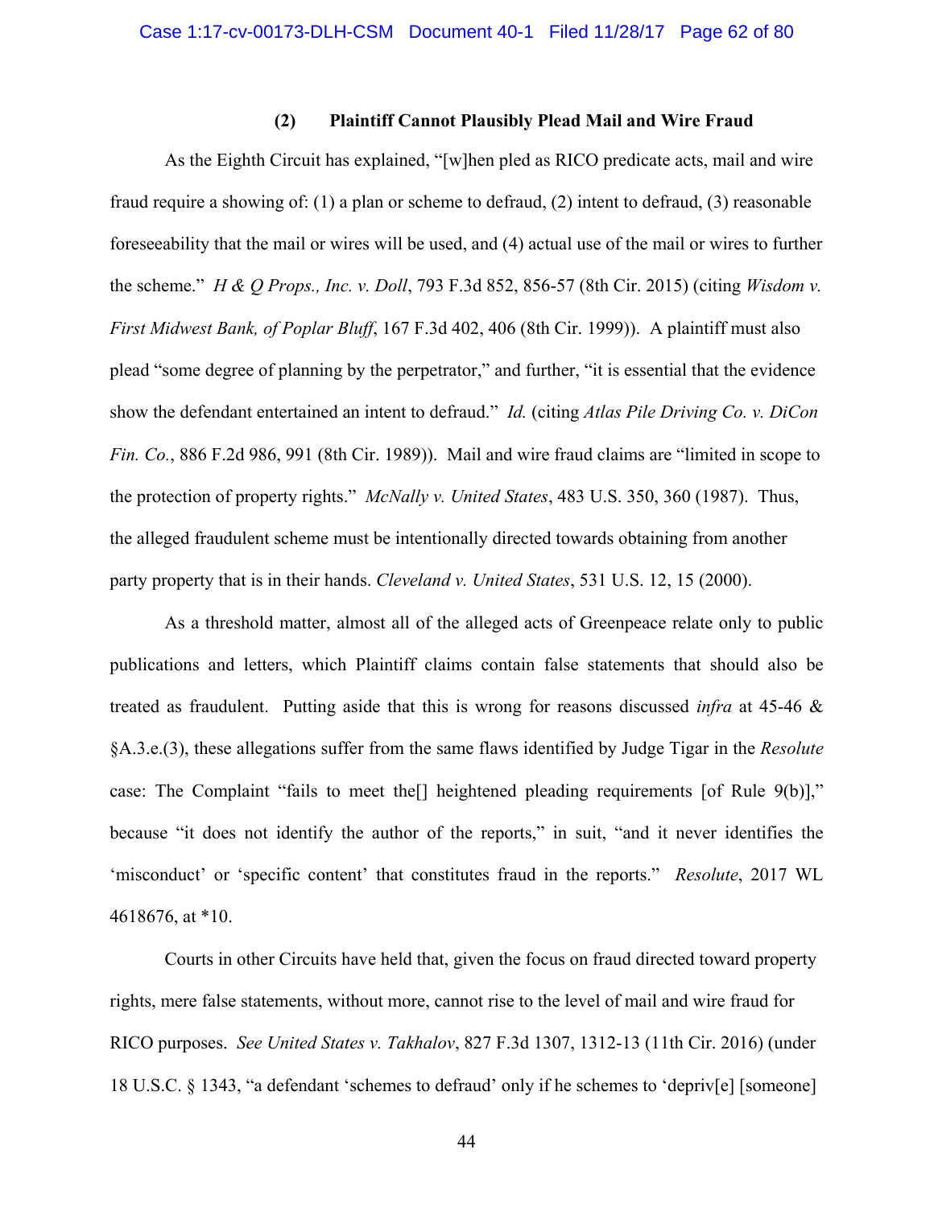### (2) Plaintiff Cannot Plausibly Plead Mail and Wire Fraud

As the Eighth Circuit has explained, "[w]hen pled as RICO predicate acts, mail and wire fraud require a showing of: (1) a plan or scheme to defraud, (2) intent to defraud, (3) reasonable foreseeability that the mail or wires will be used, and (4) actual use of the mail or wires to further the scheme." *H & Q Props., Inc. v. Doll*, 793 F.3d 852, 856-57 (8th Cir. 2015) (citing *Wisdom v. First Midwest Bank, of Poplar Bluff*, 167 F.3d 402, 406 (8th Cir. 1999)). A plaintiff must also plead "some degree of planning by the perpetrator," and further, "it is essential that the evidence show the defendant entertained an intent to defraud." *Id.* (citing *Atlas Pile Driving Co. v. DiCon Fin. Co.*, 886 F.2d 986, 991 (8th Cir. 1989)). Mail and wire fraud claims are "limited in scope to the protection of property rights." *McNally v. United States*, 483 U.S. 350, 360 (1987). Thus, the alleged fraudulent scheme must be intentionally directed towards obtaining from another party property that is in their hands. *Cleveland v. United States*, 531 U.S. 12, 15 (2000).

As a threshold matter, almost all of the alleged acts of Greenpeace relate only to public publications and letters, which Plaintiff claims contain false statements that should also be treated as fraudulent. Putting aside that this is wrong for reasons discussed *infra* at 45-46 & §A.3.e.(3), these allegations suffer from the same flaws identified by Judge Tigar in the *Resolute* case: The Complaint "fails to meet the[] heightened pleading requirements [of Rule 9(b)]," because "it does not identify the author of the reports," in suit, "and it never identifies the 'misconduct' or 'specific content' that constitutes fraud in the reports." *Resolute*, 2017 WL 4618676, at *10.

Courts in other Circuits have held that, given the focus on fraud directed toward property rights, mere false statements, without more, cannot rise to the level of mail and wire fraud for RICO purposes. *See United States v. Takhalov*, 827 F.3d 1307, 1312-13 (11th Cir. 2016) (under 18 U.S.C. § 1343, "a defendant 'schemes to defraud' only if he schemes to 'depriv[e] [someone]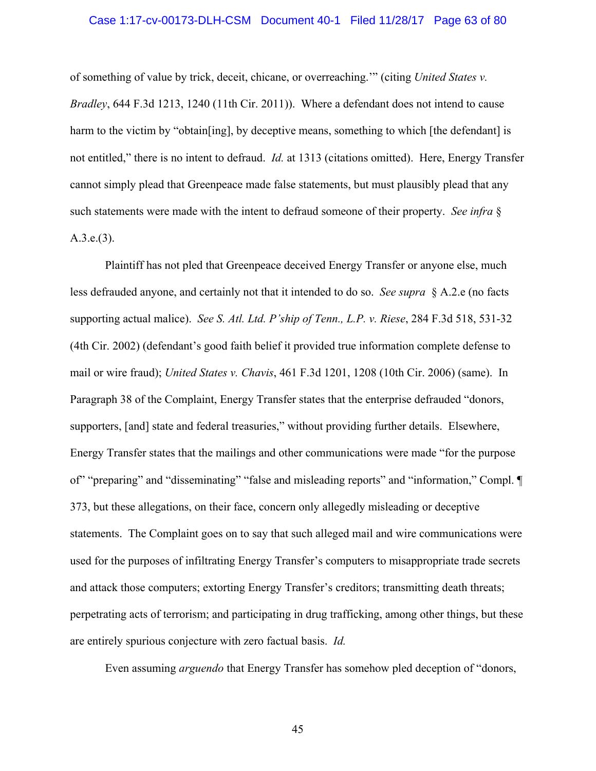of something of value by trick, deceit, chicane, or overreaching.'" (citing *United States v. Bradley*, 644 F.3d 1213, 1240 (11th Cir. 2011)). Where a defendant does not intend to cause harm to the victim by "obtain[ing], by deceptive means, something to which [the defendant] is not entitled," there is no intent to defraud. *Id.* at 1313 (citations omitted). Here, Energy Transfer cannot simply plead that Greenpeace made false statements, but must plausibly plead that any such statements were made with the intent to defraud someone of their property. *See infra* § A.3.e.(3).

Plaintiff has not pled that Greenpeace deceived Energy Transfer or anyone else, much less defrauded anyone, and certainly not that it intended to do so. *See supra* § A.2.e (no facts supporting actual malice). *See S. Atl. Ltd. P'ship of Tenn., L.P. v. Riese*, 284 F.3d 518, 531-32 (4th Cir. 2002) (defendant's good faith belief it provided true information complete defense to mail or wire fraud); *United States v. Chavis*, 461 F.3d 1201, 1208 (10th Cir. 2006) (same). In Paragraph 38 of the Complaint, Energy Transfer states that the enterprise defrauded "donors, supporters, [and] state and federal treasuries," without providing further details. Elsewhere, Energy Transfer states that the mailings and other communications were made "for the purpose of" "preparing" and "disseminating" "false and misleading reports" and "information," Compl. ¶ 373, but these allegations, on their face, concern only allegedly misleading or deceptive statements. The Complaint goes on to say that such alleged mail and wire communications were used for the purposes of infiltrating Energy Transfer's computers to misappropriate trade secrets and attack those computers; extorting Energy Transfer's creditors; transmitting death threats; perpetrating acts of terrorism; and participating in drug trafficking, among other things, but these are entirely spurious conjecture with zero factual basis. *Id.*

Even assuming *arguendo* that Energy Transfer has somehow pled deception of "donors,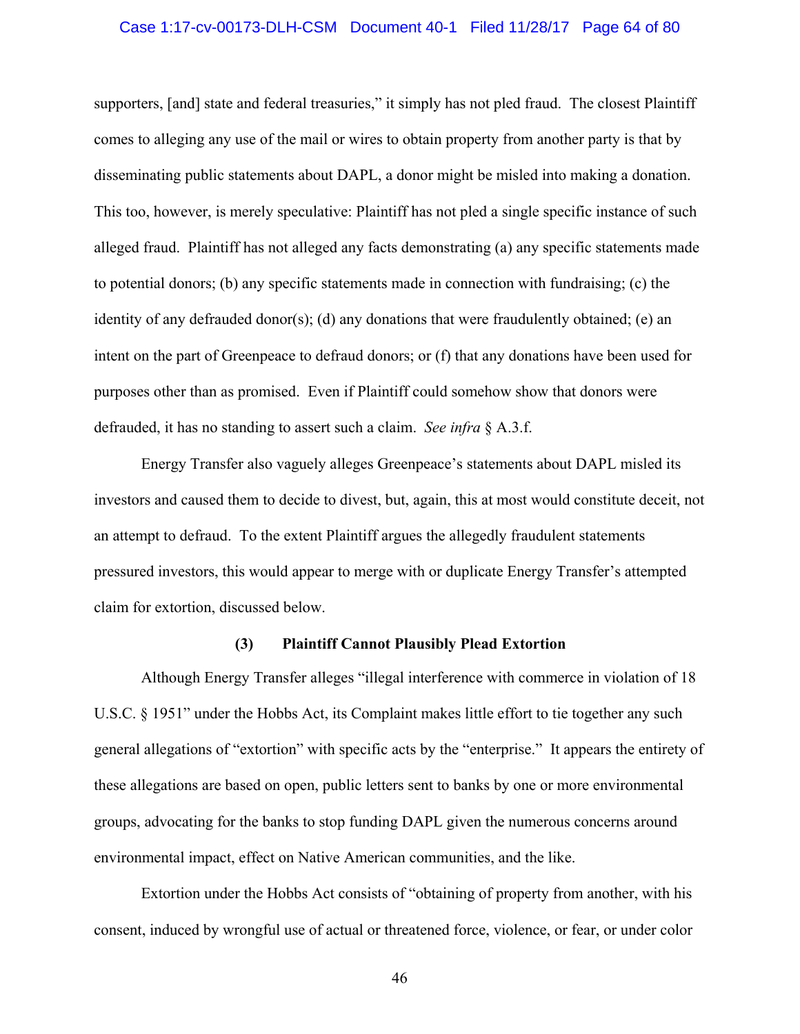supporters, [and] state and federal treasuries," it simply has not pled fraud. The closest Plaintiff comes to alleging any use of the mail or wires to obtain property from another party is that by disseminating public statements about DAPL, a donor might be misled into making a donation. This too, however, is merely speculative: Plaintiff has not pled a single specific instance of such alleged fraud. Plaintiff has not alleged any facts demonstrating (a) any specific statements made to potential donors; (b) any specific statements made in connection with fundraising; (c) the identity of any defrauded donor(s); (d) any donations that were fraudulently obtained; (e) an intent on the part of Greenpeace to defraud donors; or (f) that any donations have been used for purposes other than as promised. Even if Plaintiff could somehow show that donors were defrauded, it has no standing to assert such a claim. *See infra* § A.3.f.

Energy Transfer also vaguely alleges Greenpeace's statements about DAPL misled its investors and caused them to decide to divest, but, again, this at most would constitute deceit, not an attempt to defraud. To the extent Plaintiff argues the allegedly fraudulent statements pressured investors, this would appear to merge with or duplicate Energy Transfer's attempted claim for extortion, discussed below.

**(3) Plaintiff Cannot Plausibly Plead Extortion**

Although Energy Transfer alleges "illegal interference with commerce in violation of 18 U.S.C. § 1951" under the Hobbs Act, its Complaint makes little effort to tie together any such general allegations of "extortion" with specific acts by the "enterprise." It appears the entirety of these allegations are based on open, public letters sent to banks by one or more environmental groups, advocating for the banks to stop funding DAPL given the numerous concerns around environmental impact, effect on Native American communities, and the like.

Extortion under the Hobbs Act consists of "obtaining of property from another, with his consent, induced by wrongful use of actual or threatened force, violence, or fear, or under color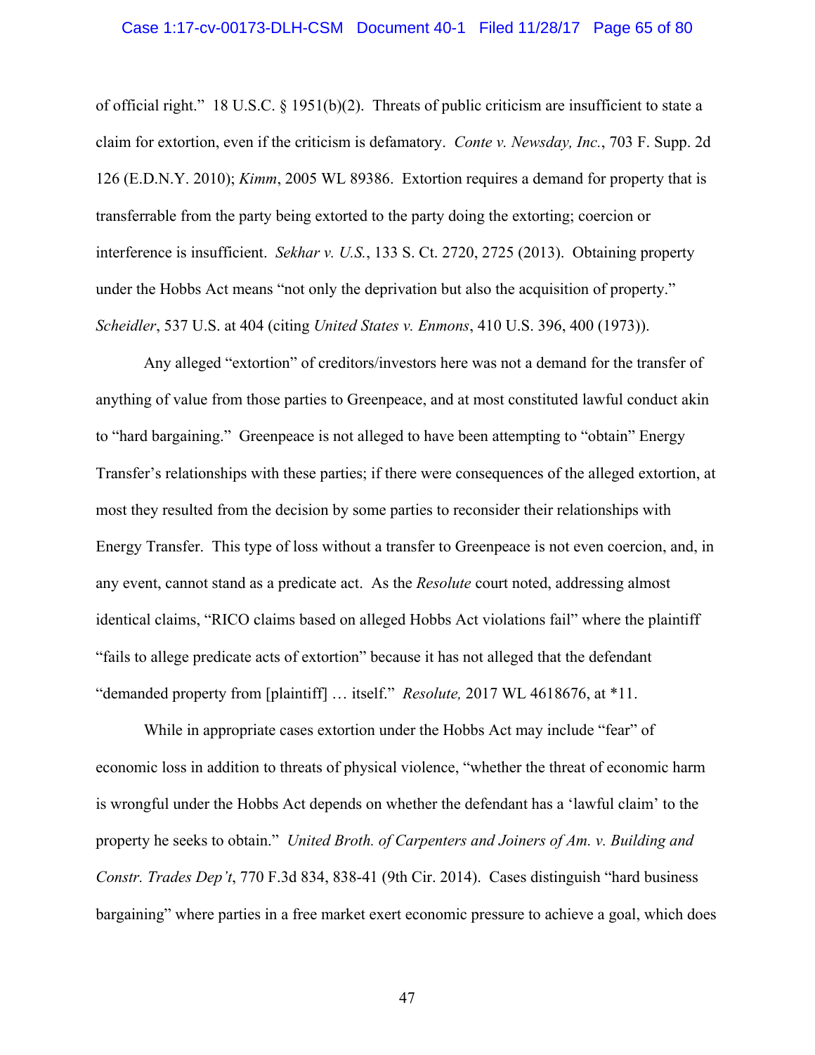of official right." 18 U.S.C. § 1951(b)(2). Threats of public criticism are insufficient to state a claim for extortion, even if the criticism is defamatory. *Conte v. Newsday, Inc.*, 703 F. Supp. 2d 126 (E.D.N.Y. 2010); *Kimm*, 2005 WL 89386. Extortion requires a demand for property that is transferrable from the party being extorted to the party doing the extorting; coercion or interference is insufficient. *Sekhar v. U.S.*, 133 S. Ct. 2720, 2725 (2013). Obtaining property under the Hobbs Act means "not only the deprivation but also the acquisition of property." *Scheidler*, 537 U.S. at 404 (citing *United States v. Enmons*, 410 U.S. 396, 400 (1973)).

Any alleged "extortion" of creditors/investors here was not a demand for the transfer of anything of value from those parties to Greenpeace, and at most constituted lawful conduct akin to "hard bargaining." Greenpeace is not alleged to have been attempting to "obtain" Energy Transfer's relationships with these parties; if there were consequences of the alleged extortion, at most they resulted from the decision by some parties to reconsider their relationships with Energy Transfer. This type of loss without a transfer to Greenpeace is not even coercion, and, in any event, cannot stand as a predicate act. As the *Resolute* court noted, addressing almost identical claims, "RICO claims based on alleged Hobbs Act violations fail" where the plaintiff "fails to allege predicate acts of extortion" because it has not alleged that the defendant "demanded property from [plaintiff] … itself." *Resolute,* 2017 WL 4618676, at *11.

While in appropriate cases extortion under the Hobbs Act may include "fear" of economic loss in addition to threats of physical violence, "whether the threat of economic harm is wrongful under the Hobbs Act depends on whether the defendant has a 'lawful claim' to the property he seeks to obtain." *United Broth. of Carpenters and Joiners of Am. v. Building and Constr. Trades Dep't*, 770 F.3d 834, 838-41 (9th Cir. 2014). Cases distinguish "hard business bargaining" where parties in a free market exert economic pressure to achieve a goal, which does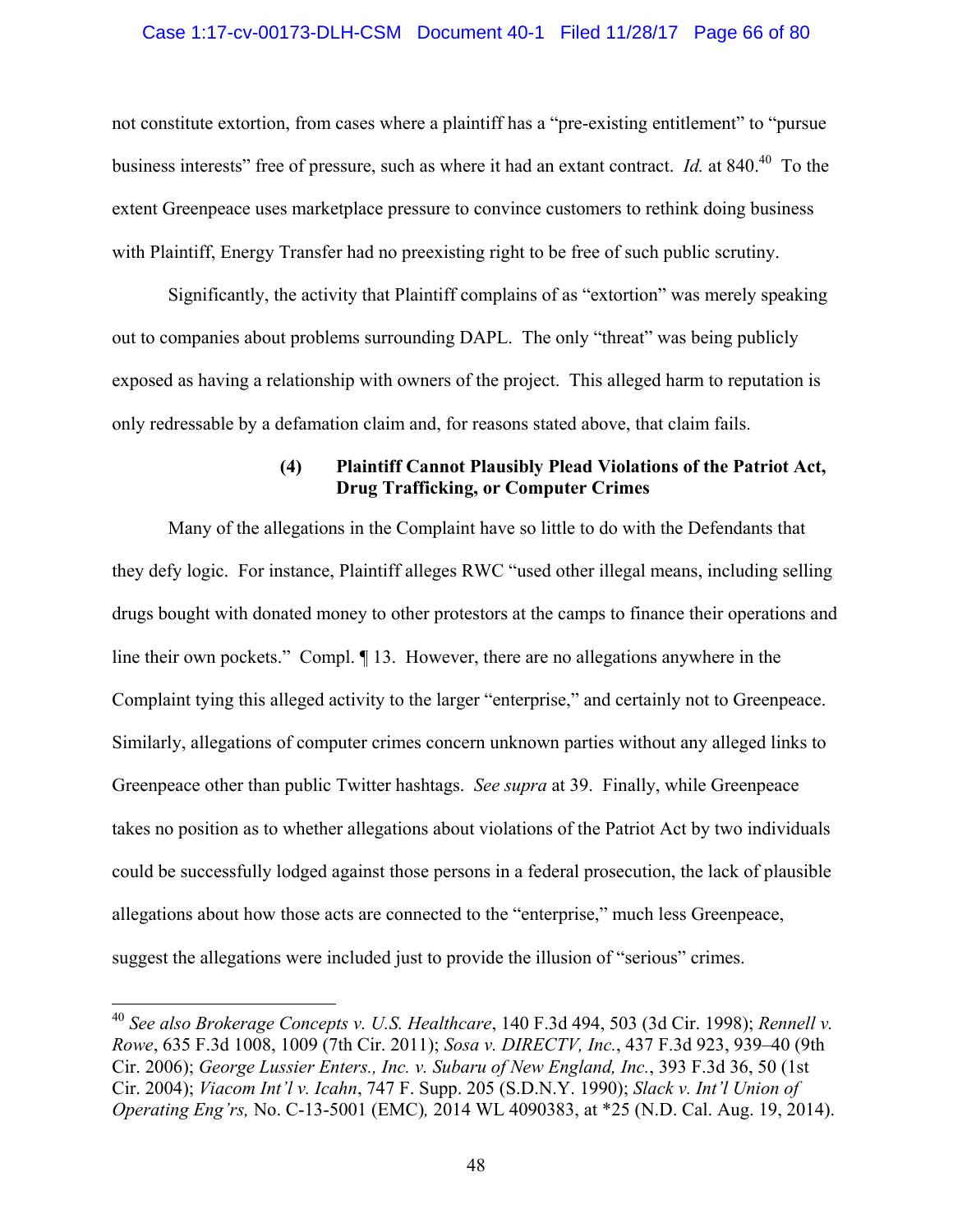not constitute extortion, from cases where a plaintiff has a "pre-existing entitlement" to "pursue business interests" free of pressure, such as where it had an extant contract. *Id.* at 840.[40] To the extent Greenpeace uses marketplace pressure to convince customers to rethink doing business with Plaintiff, Energy Transfer had no preexisting right to be free of such public scrutiny.

Significantly, the activity that Plaintiff complains of as "extortion" was merely speaking out to companies about problems surrounding DAPL. The only "threat" was being publicly exposed as having a relationship with owners of the project. This alleged harm to reputation is only redressable by a defamation claim and, for reasons stated above, that claim fails.

**(4) Plaintiff Cannot Plausibly Plead Violations of the Patriot Act, Drug Trafficking, or Computer Crimes**

Many of the allegations in the Complaint have so little to do with the Defendants that they defy logic. For instance, Plaintiff alleges RWC "used other illegal means, including selling drugs bought with donated money to other protestors at the camps to finance their operations and line their own pockets." Compl. ¶ 13. However, there are no allegations anywhere in the Complaint tying this alleged activity to the larger "enterprise," and certainly not to Greenpeace. Similarly, allegations of computer crimes concern unknown parties without any alleged links to Greenpeace other than public Twitter hashtags. *See supra* at 39. Finally, while Greenpeace takes no position as to whether allegations about violations of the Patriot Act by two individuals could be successfully lodged against those persons in a federal prosecution, the lack of plausible allegations about how those acts are connected to the "enterprise," much less Greenpeace, suggest the allegations were included just to provide the illusion of "serious" crimes.

---

[40] *See also Brokerage Concepts v. U.S. Healthcare*, 140 F.3d 494, 503 (3d Cir. 1998); *Rennell v. Rowe*, 635 F.3d 1008, 1009 (7th Cir. 2011); *Sosa v. DIRECTV, Inc.*, 437 F.3d 923, 939–40 (9th Cir. 2006); *George Lussier Enters., Inc. v. Subaru of New England, Inc.*, 393 F.3d 36, 50 (1st Cir. 2004); *Viacom Int'l v. Icahn*, 747 F. Supp. 205 (S.D.N.Y. 1990); *Slack v. Int'l Union of Operating Eng'rs,* No. C-13-5001 (EMC)*,* 2014 WL 4090383, at *25 (N.D. Cal. Aug. 19, 2014).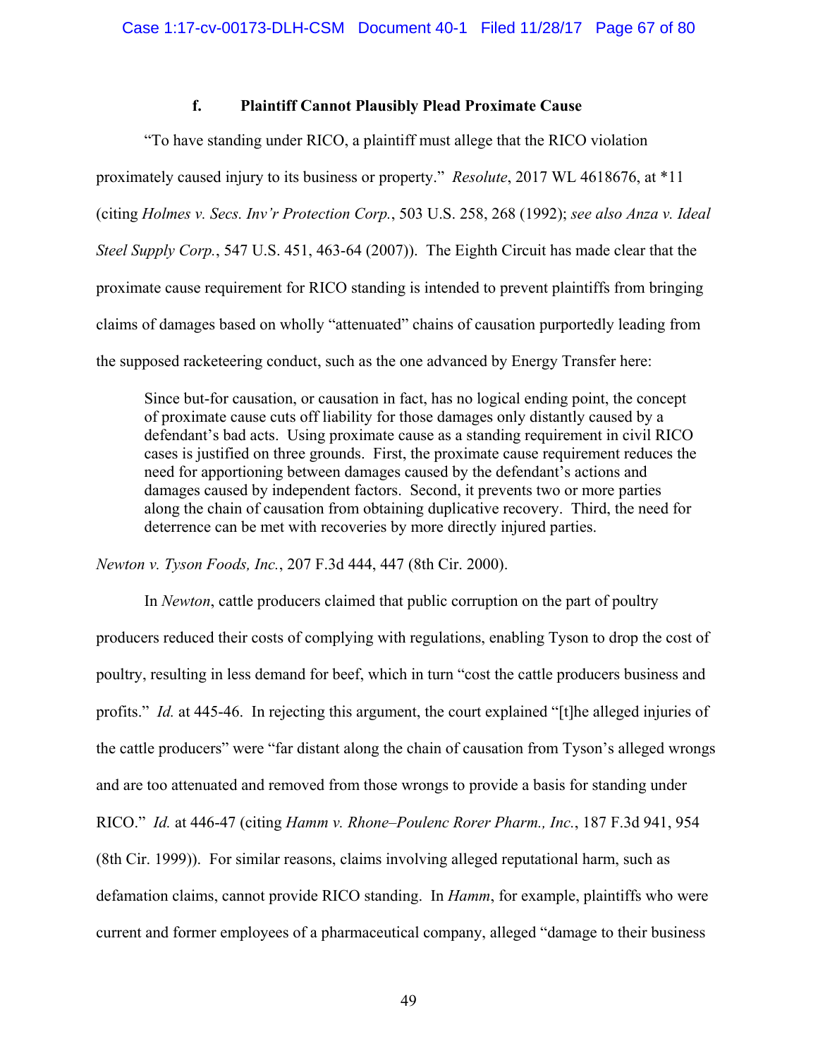#### f. Plaintiff Cannot Plausibly Plead Proximate Cause

"To have standing under RICO, a plaintiff must allege that the RICO violation proximately caused injury to its business or property." *Resolute*, 2017 WL 4618676, at *11 (citing *Holmes v. Secs. Inv'r Protection Corp.*, 503 U.S. 258, 268 (1992); *see also Anza v. Ideal Steel Supply Corp.*, 547 U.S. 451, 463-64 (2007)). The Eighth Circuit has made clear that the proximate cause requirement for RICO standing is intended to prevent plaintiffs from bringing claims of damages based on wholly "attenuated" chains of causation purportedly leading from the supposed racketeering conduct, such as the one advanced by Energy Transfer here:

> Since but-for causation, or causation in fact, has no logical ending point, the concept of proximate cause cuts off liability for those damages only distantly caused by a defendant's bad acts. Using proximate cause as a standing requirement in civil RICO cases is justified on three grounds. First, the proximate cause requirement reduces the need for apportioning between damages caused by the defendant's actions and damages caused by independent factors. Second, it prevents two or more parties along the chain of causation from obtaining duplicative recovery. Third, the need for deterrence can be met with recoveries by more directly injured parties.

*Newton v. Tyson Foods, Inc.*, 207 F.3d 444, 447 (8th Cir. 2000).

In *Newton*, cattle producers claimed that public corruption on the part of poultry producers reduced their costs of complying with regulations, enabling Tyson to drop the cost of poultry, resulting in less demand for beef, which in turn "cost the cattle producers business and profits." *Id.* at 445-46. In rejecting this argument, the court explained "[t]he alleged injuries of the cattle producers" were "far distant along the chain of causation from Tyson's alleged wrongs and are too attenuated and removed from those wrongs to provide a basis for standing under RICO." *Id.* at 446-47 (citing *Hamm v. Rhone–Poulenc Rorer Pharm., Inc.*, 187 F.3d 941, 954 (8th Cir. 1999)). For similar reasons, claims involving alleged reputational harm, such as defamation claims, cannot provide RICO standing. In *Hamm*, for example, plaintiffs who were current and former employees of a pharmaceutical company, alleged "damage to their business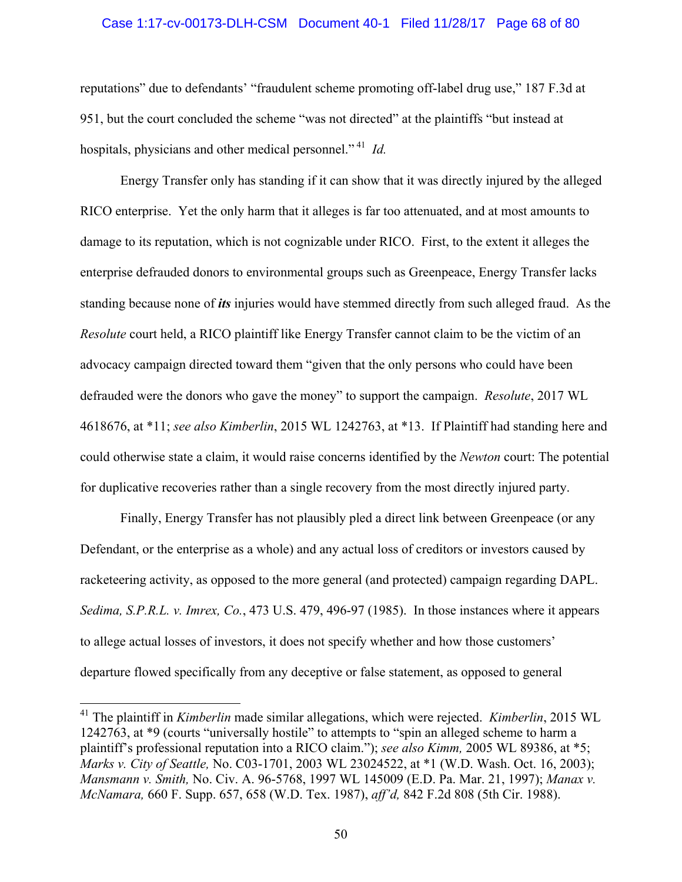reputations" due to defendants' "fraudulent scheme promoting off-label drug use," 187 F.3d at 951, but the court concluded the scheme "was not directed" at the plaintiffs "but instead at hospitals, physicians and other medical personnel."[41] *Id.*

Energy Transfer only has standing if it can show that it was directly injured by the alleged RICO enterprise. Yet the only harm that it alleges is far too attenuated, and at most amounts to damage to its reputation, which is not cognizable under RICO. First, to the extent it alleges the enterprise defrauded donors to environmental groups such as Greenpeace, Energy Transfer lacks standing because none of ***its*** injuries would have stemmed directly from such alleged fraud. As the *Resolute* court held, a RICO plaintiff like Energy Transfer cannot claim to be the victim of an advocacy campaign directed toward them "given that the only persons who could have been defrauded were the donors who gave the money" to support the campaign. *Resolute*, 2017 WL 4618676, at *11; *see also Kimberlin*, 2015 WL 1242763, at *13. If Plaintiff had standing here and could otherwise state a claim, it would raise concerns identified by the *Newton* court: The potential for duplicative recoveries rather than a single recovery from the most directly injured party.

Finally, Energy Transfer has not plausibly pled a direct link between Greenpeace (or any Defendant, or the enterprise as a whole) and any actual loss of creditors or investors caused by racketeering activity, as opposed to the more general (and protected) campaign regarding DAPL. *Sedima, S.P.R.L. v. Imrex, Co.*, 473 U.S. 479, 496-97 (1985). In those instances where it appears to allege actual losses of investors, it does not specify whether and how those customers' departure flowed specifically from any deceptive or false statement, as opposed to general

---

[41] The plaintiff in *Kimberlin* made similar allegations, which were rejected. *Kimberlin*, 2015 WL 1242763, at *9 (courts "universally hostile" to attempts to "spin an alleged scheme to harm a plaintiff's professional reputation into a RICO claim."); *see also Kimm,* 2005 WL 89386, at *5; *Marks v. City of Seattle,* No. C03-1701, 2003 WL 23024522, at *1 (W.D. Wash. Oct. 16, 2003); *Mansmann v. Smith,* No. Civ. A. 96-5768, 1997 WL 145009 (E.D. Pa. Mar. 21, 1997); *Manax v. McNamara,* 660 F. Supp. 657, 658 (W.D. Tex. 1987), *aff'd,* 842 F.2d 808 (5th Cir. 1988).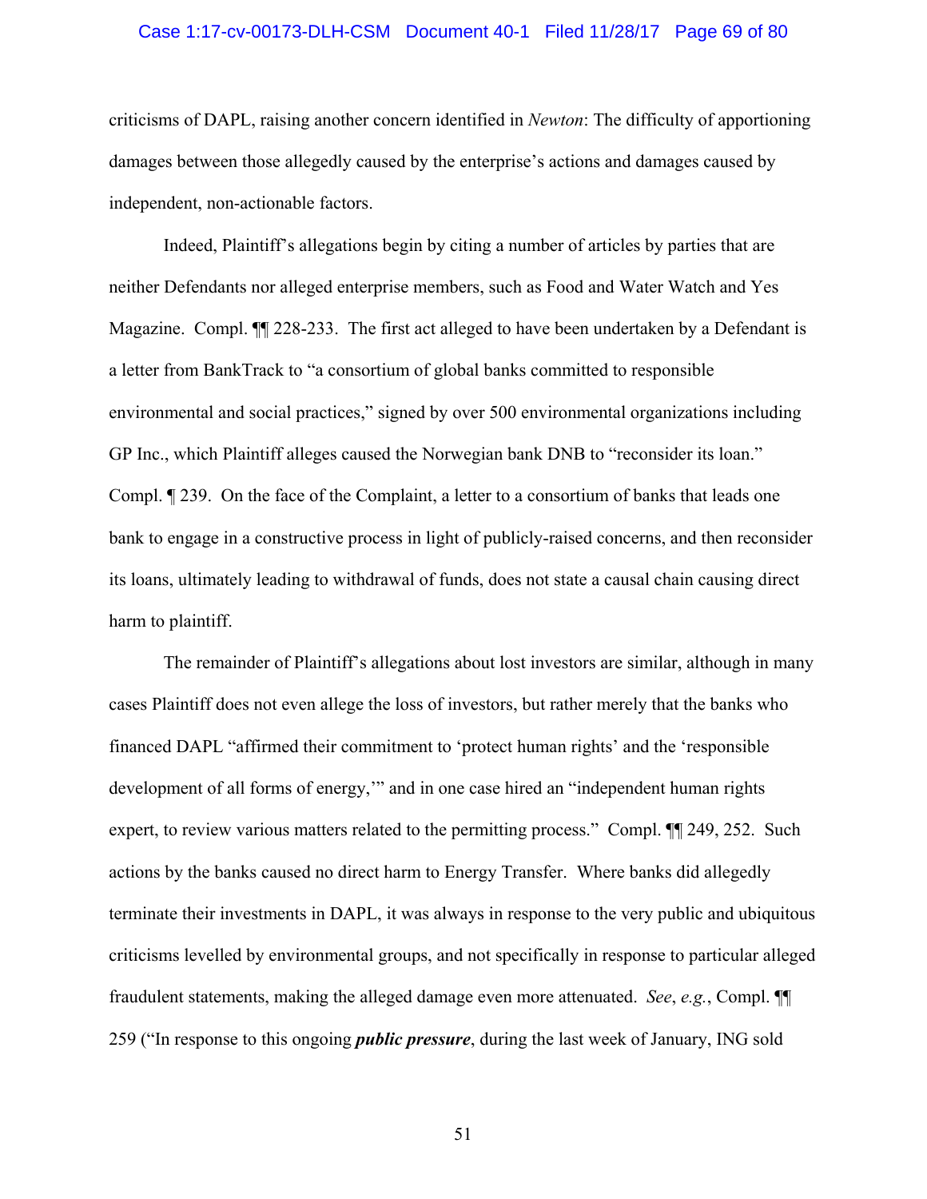criticisms of DAPL, raising another concern identified in *Newton*: The difficulty of apportioning damages between those allegedly caused by the enterprise's actions and damages caused by independent, non-actionable factors.

Indeed, Plaintiff's allegations begin by citing a number of articles by parties that are neither Defendants nor alleged enterprise members, such as Food and Water Watch and Yes Magazine. Compl. ¶¶ 228-233. The first act alleged to have been undertaken by a Defendant is a letter from BankTrack to "a consortium of global banks committed to responsible environmental and social practices," signed by over 500 environmental organizations including GP Inc., which Plaintiff alleges caused the Norwegian bank DNB to "reconsider its loan." Compl. ¶ 239. On the face of the Complaint, a letter to a consortium of banks that leads one bank to engage in a constructive process in light of publicly-raised concerns, and then reconsider its loans, ultimately leading to withdrawal of funds, does not state a causal chain causing direct harm to plaintiff.

The remainder of Plaintiff's allegations about lost investors are similar, although in many cases Plaintiff does not even allege the loss of investors, but rather merely that the banks who financed DAPL "affirmed their commitment to 'protect human rights' and the 'responsible development of all forms of energy,'" and in one case hired an "independent human rights expert, to review various matters related to the permitting process." Compl. ¶¶ 249, 252. Such actions by the banks caused no direct harm to Energy Transfer. Where banks did allegedly terminate their investments in DAPL, it was always in response to the very public and ubiquitous criticisms levelled by environmental groups, and not specifically in response to particular alleged fraudulent statements, making the alleged damage even more attenuated. *See*, *e.g.*, Compl. ¶¶ 259 ("In response to this ongoing ***public pressure***, during the last week of January, ING sold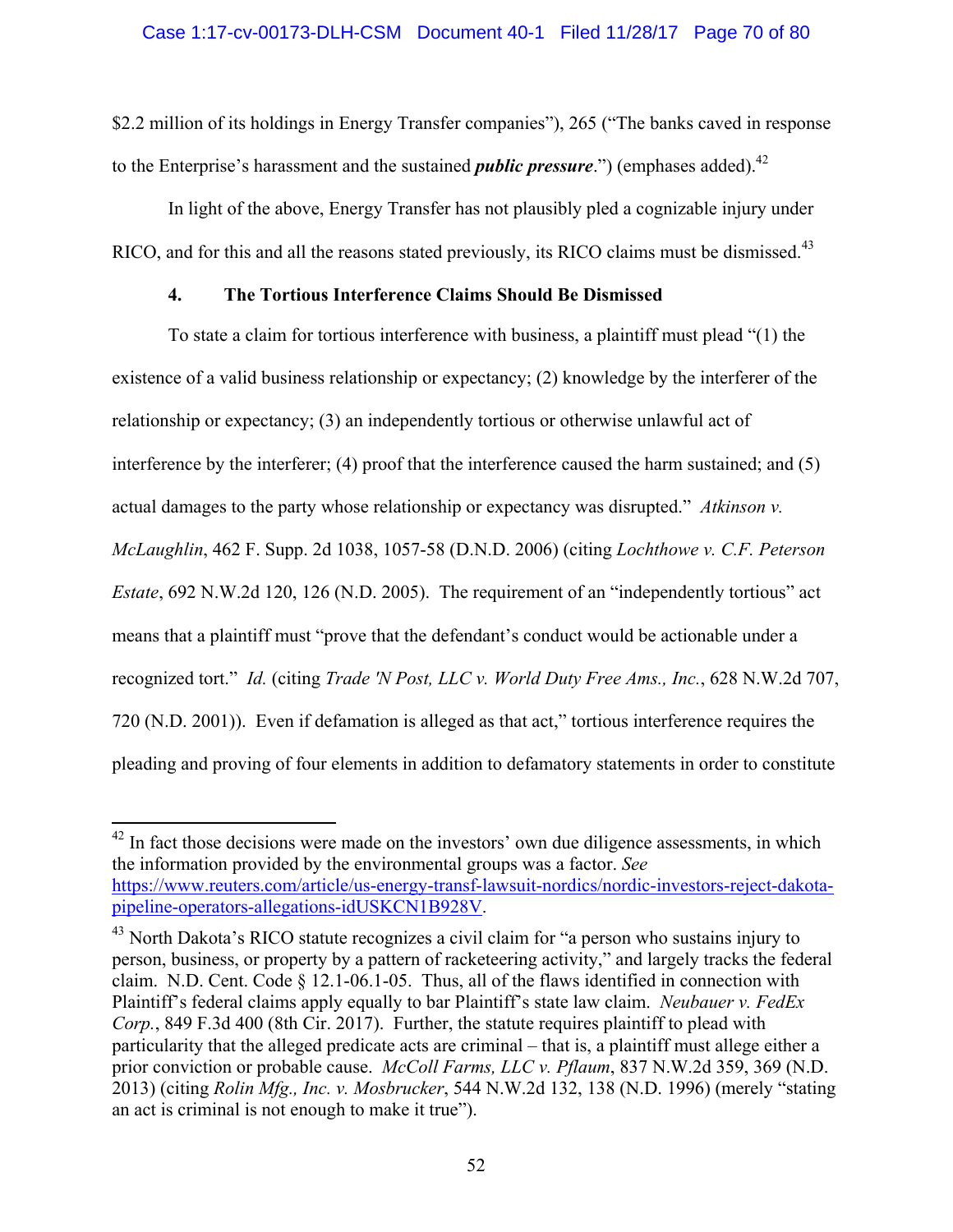$2.2 million of its holdings in Energy Transfer companies"), 265 ("The banks caved in response to the Enterprise's harassment and the sustained ***public pressure***.") (emphases added).[42]

In light of the above, Energy Transfer has not plausibly pled a cognizable injury under RICO, and for this and all the reasons stated previously, its RICO claims must be dismissed.[43]

#### 4. The Tortious Interference Claims Should Be Dismissed

To state a claim for tortious interference with business, a plaintiff must plead "(1) the existence of a valid business relationship or expectancy; (2) knowledge by the interferer of the relationship or expectancy; (3) an independently tortious or otherwise unlawful act of interference by the interferer; (4) proof that the interference caused the harm sustained; and (5) actual damages to the party whose relationship or expectancy was disrupted." *Atkinson v. McLaughlin*, 462 F. Supp. 2d 1038, 1057-58 (D.N.D. 2006) (citing *Lochthowe v. C.F. Peterson Estate*, 692 N.W.2d 120, 126 (N.D. 2005). The requirement of an "independently tortious" act means that a plaintiff must "prove that the defendant's conduct would be actionable under a recognized tort." *Id.* (citing *Trade 'N Post, LLC v. World Duty Free Ams., Inc.*, 628 N.W.2d 707, 720 (N.D. 2001)). Even if defamation is alleged as that act," tortious interference requires the pleading and proving of four elements in addition to defamatory statements in order to constitute

---

[42] In fact those decisions were made on the investors' own due diligence assessments, in which the information provided by the environmental groups was a factor. *See* https://www.reuters.com/article/us-energy-transf-lawsuit-nordics/nordic-investors-reject-dakota-pipeline-operators-allegations-idUSKCN1B928V.

[43] North Dakota's RICO statute recognizes a civil claim for "a person who sustains injury to person, business, or property by a pattern of racketeering activity," and largely tracks the federal claim. N.D. Cent. Code § 12.1-06.1-05. Thus, all of the flaws identified in connection with Plaintiff's federal claims apply equally to bar Plaintiff's state law claim. *Neubauer v. FedEx Corp.*, 849 F.3d 400 (8th Cir. 2017). Further, the statute requires plaintiff to plead with particularity that the alleged predicate acts are criminal – that is, a plaintiff must allege either a prior conviction or probable cause. *McColl Farms, LLC v. Pflaum*, 837 N.W.2d 359, 369 (N.D. 2013) (citing *Rolin Mfg., Inc. v. Mosbrucker*, 544 N.W.2d 132, 138 (N.D. 1996) (merely "stating an act is criminal is not enough to make it true").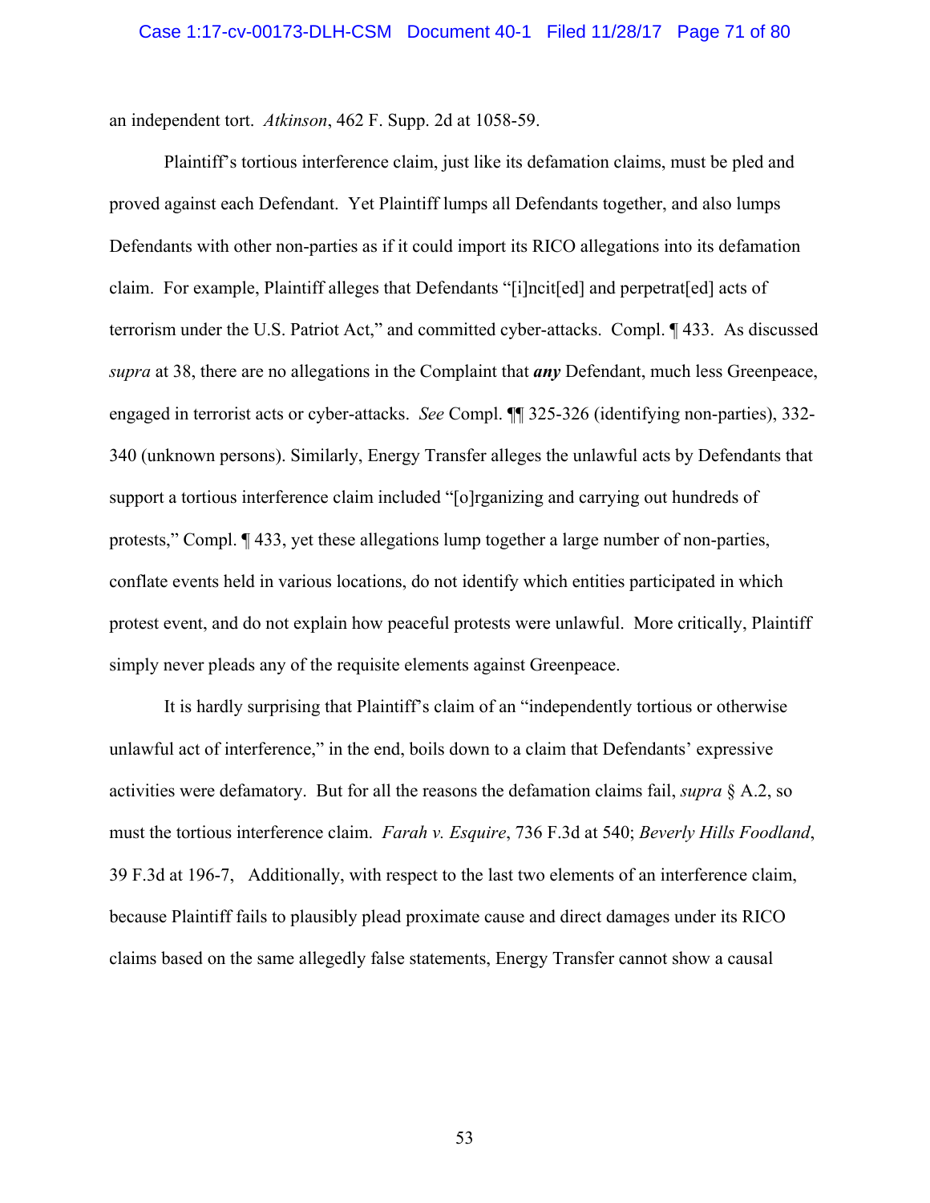an independent tort. *Atkinson*, 462 F. Supp. 2d at 1058-59.

Plaintiff's tortious interference claim, just like its defamation claims, must be pled and proved against each Defendant. Yet Plaintiff lumps all Defendants together, and also lumps Defendants with other non-parties as if it could import its RICO allegations into its defamation claim. For example, Plaintiff alleges that Defendants "[i]ncit[ed] and perpetrat[ed] acts of terrorism under the U.S. Patriot Act," and committed cyber-attacks. Compl. ¶ 433. As discussed *supra* at 38, there are no allegations in the Complaint that ***any*** Defendant, much less Greenpeace, engaged in terrorist acts or cyber-attacks. *See* Compl. ¶¶ 325-326 (identifying non-parties), 332-340 (unknown persons). Similarly, Energy Transfer alleges the unlawful acts by Defendants that support a tortious interference claim included "[o]rganizing and carrying out hundreds of protests," Compl. ¶ 433, yet these allegations lump together a large number of non-parties, conflate events held in various locations, do not identify which entities participated in which protest event, and do not explain how peaceful protests were unlawful. More critically, Plaintiff simply never pleads any of the requisite elements against Greenpeace.

It is hardly surprising that Plaintiff's claim of an "independently tortious or otherwise unlawful act of interference," in the end, boils down to a claim that Defendants' expressive activities were defamatory. But for all the reasons the defamation claims fail, *supra* § A.2, so must the tortious interference claim. *Farah v. Esquire*, 736 F.3d at 540; *Beverly Hills Foodland*, 39 F.3d at 196-7, Additionally, with respect to the last two elements of an interference claim, because Plaintiff fails to plausibly plead proximate cause and direct damages under its RICO claims based on the same allegedly false statements, Energy Transfer cannot show a causal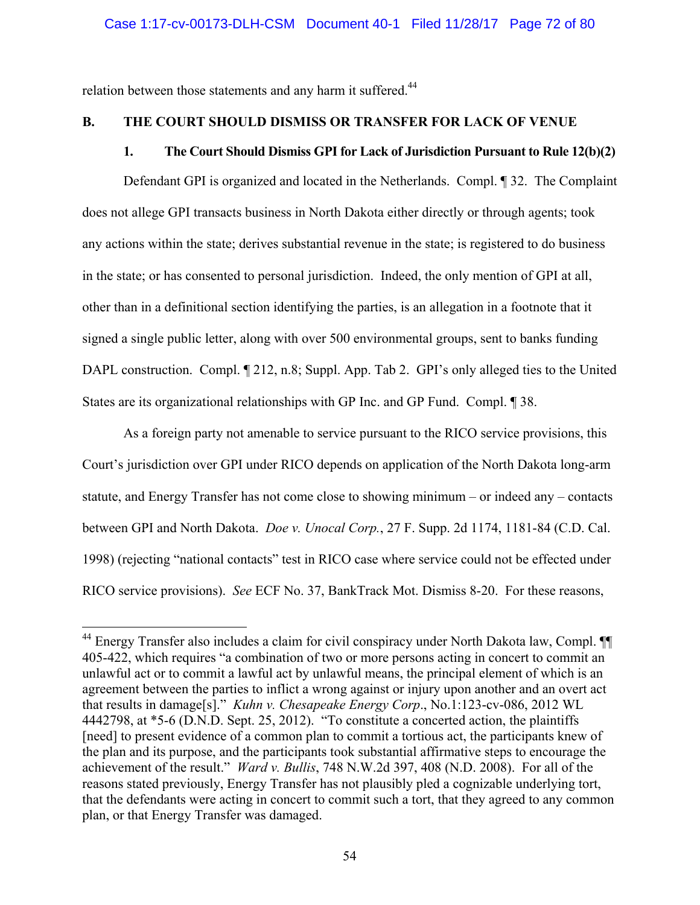relation between those statements and any harm it suffered.[44]

## B. THE COURT SHOULD DISMISS OR TRANSFER FOR LACK OF VENUE

### 1. The Court Should Dismiss GPI for Lack of Jurisdiction Pursuant to Rule 12(b)(2)

Defendant GPI is organized and located in the Netherlands. Compl. ¶ 32. The Complaint does not allege GPI transacts business in North Dakota either directly or through agents; took any actions within the state; derives substantial revenue in the state; is registered to do business in the state; or has consented to personal jurisdiction. Indeed, the only mention of GPI at all, other than in a definitional section identifying the parties, is an allegation in a footnote that it signed a single public letter, along with over 500 environmental groups, sent to banks funding DAPL construction. Compl. ¶ 212, n.8; Suppl. App. Tab 2. GPI's only alleged ties to the United States are its organizational relationships with GP Inc. and GP Fund. Compl. ¶ 38.

As a foreign party not amenable to service pursuant to the RICO service provisions, this Court's jurisdiction over GPI under RICO depends on application of the North Dakota long-arm statute, and Energy Transfer has not come close to showing minimum – or indeed any – contacts between GPI and North Dakota. *Doe v. Unocal Corp.*, 27 F. Supp. 2d 1174, 1181-84 (C.D. Cal. 1998) (rejecting "national contacts" test in RICO case where service could not be effected under RICO service provisions). *See* ECF No. 37, BankTrack Mot. Dismiss 8-20. For these reasons,

---

[44] Energy Transfer also includes a claim for civil conspiracy under North Dakota law, Compl. ¶¶ 405-422, which requires "a combination of two or more persons acting in concert to commit an unlawful act or to commit a lawful act by unlawful means, the principal element of which is an agreement between the parties to inflict a wrong against or injury upon another and an overt act that results in damage[s]." *Kuhn v. Chesapeake Energy Corp*., No.1:123-cv-086, 2012 WL 4442798, at *5-6 (D.N.D. Sept. 25, 2012). "To constitute a concerted action, the plaintiffs [need] to present evidence of a common plan to commit a tortious act, the participants knew of the plan and its purpose, and the participants took substantial affirmative steps to encourage the achievement of the result." *Ward v. Bullis*, 748 N.W.2d 397, 408 (N.D. 2008). For all of the reasons stated previously, Energy Transfer has not plausibly pled a cognizable underlying tort, that the defendants were acting in concert to commit such a tort, that they agreed to any common plan, or that Energy Transfer was damaged.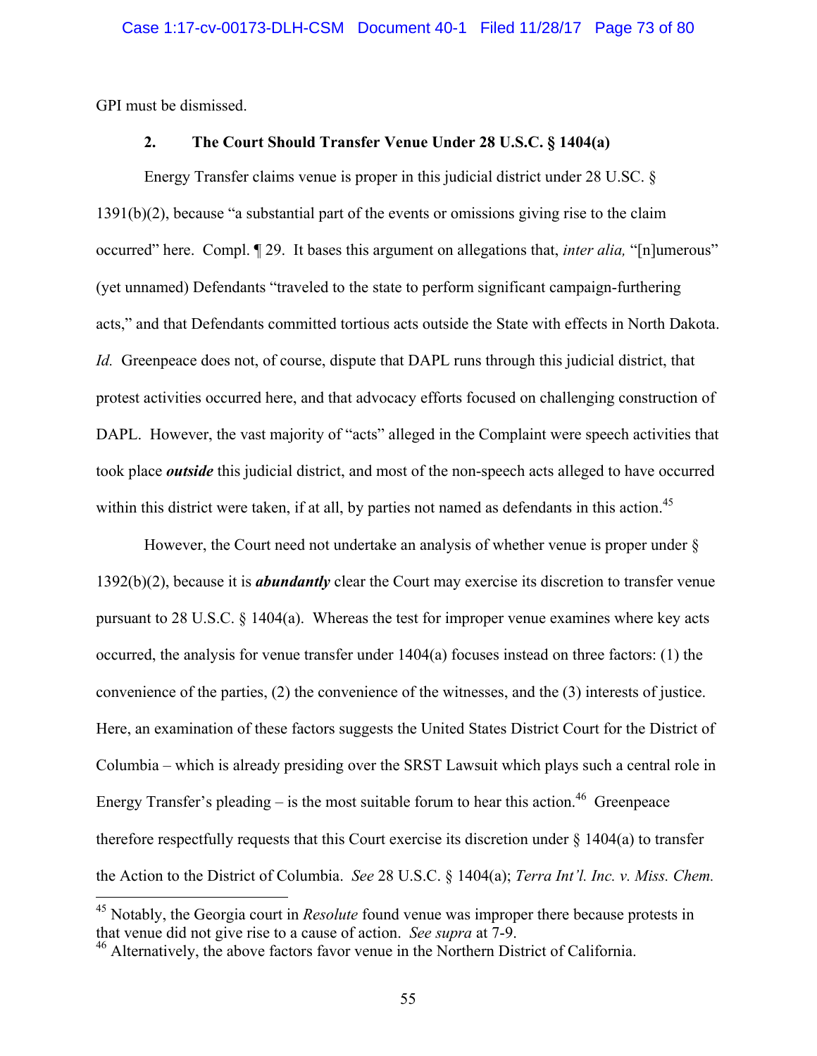GPI must be dismissed.

### 2. The Court Should Transfer Venue Under 28 7-U.S.C. § 1404(a)

Energy Transfer claims venue is proper in this judicial district under 28 U.SC. § 1391(b)(2), because "a substantial part of the events or omissions giving rise to the claim occurred" here. Compl. ¶ 29. It bases this argument on allegations that, *inter alia,* "[n]umerous" (yet unnamed) Defendants "traveled to the state to perform significant campaign-furthering acts," and that Defendants committed tortious acts outside the State with effects in North Dakota. *Id.* Greenpeace does not, of course, dispute that DAPL runs through this judicial district, that protest activities occurred here, and that advocacy efforts focused on challenging construction of DAPL. However, the vast majority of "acts" alleged in the Complaint were speech activities that took place ***outside*** this judicial district, and most of the non-speech acts alleged to have occurred within this district were taken, if at all, by parties not named as defendants in this action.[45]

However, the Court need not undertake an analysis of whether venue is proper under § 1392(b)(2), because it is ***abundantly*** clear the Court may exercise its discretion to transfer venue pursuant to 28 U.S.C. § 1404(a). Whereas the test for improper venue examines where key acts occurred, the analysis for venue transfer under 1404(a) focuses instead on three factors: (1) the convenience of the parties, (2) the convenience of the witnesses, and the (3) interests of justice. Here, an examination of these factors suggests the United States District Court for the District of Columbia – which is already presiding over the SRST Lawsuit which plays such a central role in Energy Transfer's pleading – is the most suitable forum to hear this action.[46] Greenpeace therefore respectfully requests that this Court exercise its discretion under § 1404(a) to transfer the Action to the District of Columbia. *See* 28 U.S.C. § 1404(a); *Terra Int'l. Inc. v. Miss. Chem.*

---

[45] Notably, the Georgia court in *Resolute* found venue was improper there because protests in that venue did not give rise to a cause of action. *See supra* at 7-9.

[46] Alternatively, the above factors favor venue in the Northern District of California.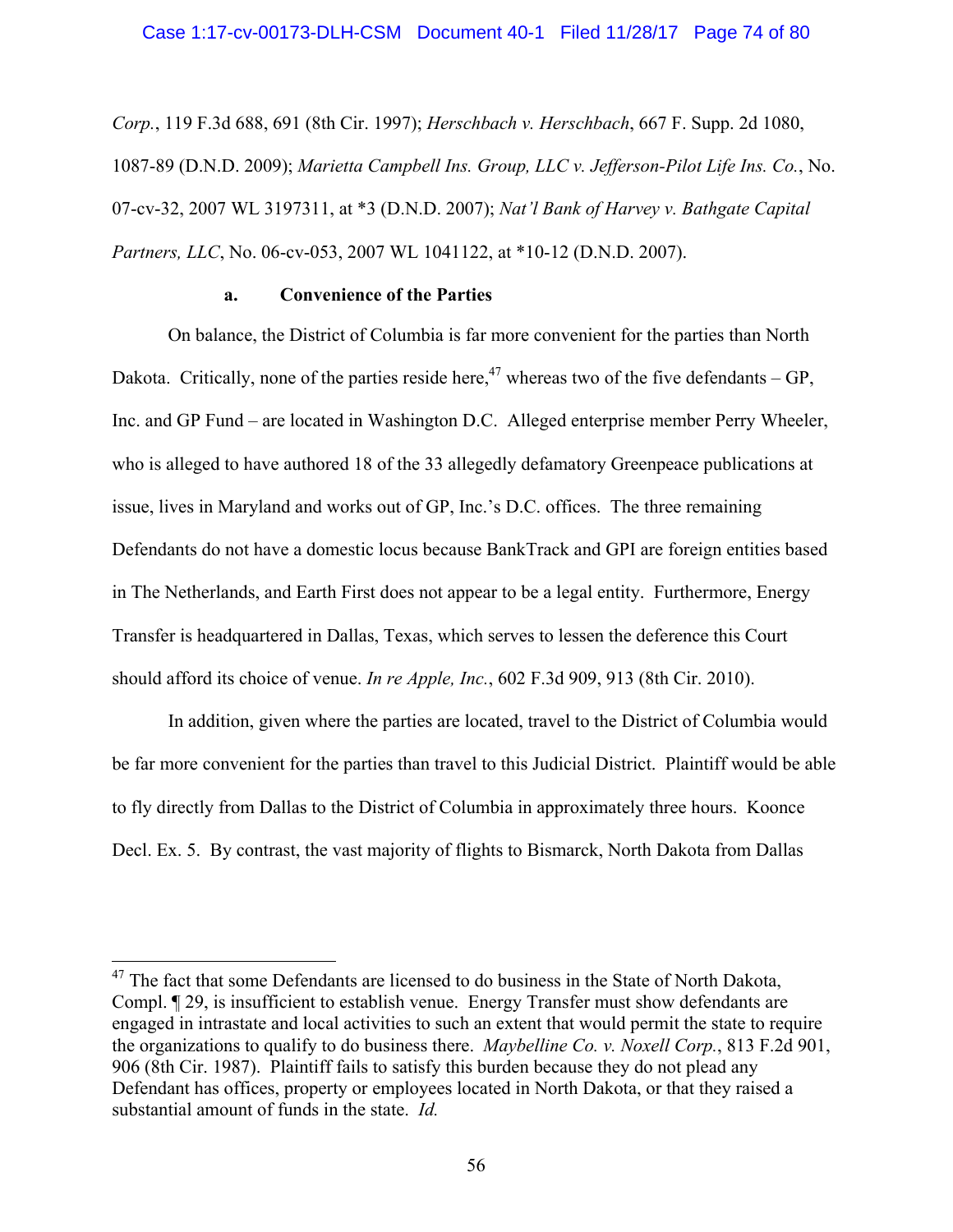*Corp.*, 119 F.3d 688, 691 (8th Cir. 1997); *Herschbach v. Herschbach*, 667 F. Supp. 2d 1080, 1087-89 (D.N.D. 2009); *Marietta Campbell Ins. Group, LLC v. Jefferson-Pilot Life Ins. Co.*, No. 07-cv-32, 2007 WL 3197311, at *3 (D.N.D. 2007); *Nat'l Bank of Harvey v. Bathgate Capital Partners, LLC*, No. 06-cv-053, 2007 WL 1041122, at *10-12 (D.N.D. 2007).

**a. Convenience of the Parties**

On balance, the District of Columbia is far more convenient for the parties than North Dakota. Critically, none of the parties reside here,[47] whereas two of the five defendants – GP, Inc. and GP Fund – are located in Washington D.C. Alleged enterprise member Perry Wheeler, who is alleged to have authored 18 of the 33 allegedly defamatory Greenpeace publications at issue, lives in Maryland and works out of GP, Inc.'s D.C. offices. The three remaining Defendants do not have a domestic locus because BankTrack and GPI are foreign entities based in The Netherlands, and Earth First does not appear to be a legal entity. Furthermore, Energy Transfer is headquartered in Dallas, Texas, which serves to lessen the deference this Court should afford its choice of venue. *In re Apple, Inc.*, 602 F.3d 909, 913 (8th Cir. 2010).

In addition, given where the parties are located, travel to the District of Columbia would be far more convenient for the parties than travel to this Judicial District. Plaintiff would be able to fly directly from Dallas to the District of Columbia in approximately three hours. Koonce Decl. Ex. 5. By contrast, the vast majority of flights to Bismarck, North Dakota from Dallas

---

[47] The fact that some Defendants are licensed to do business in the State of North Dakota, Compl. ¶ 29, is insufficient to establish venue. Energy Transfer must show defendants are engaged in intrastate and local activities to such an extent that would permit the state to require the organizations to qualify to do business there. *Maybelline Co. v. Noxell Corp.*, 813 F.2d 901, 906 (8th Cir. 1987). Plaintiff fails to satisfy this burden because they do not plead any Defendant has offices, property or employees located in North Dakota, or that they raised a substantial amount of funds in the state. *Id.*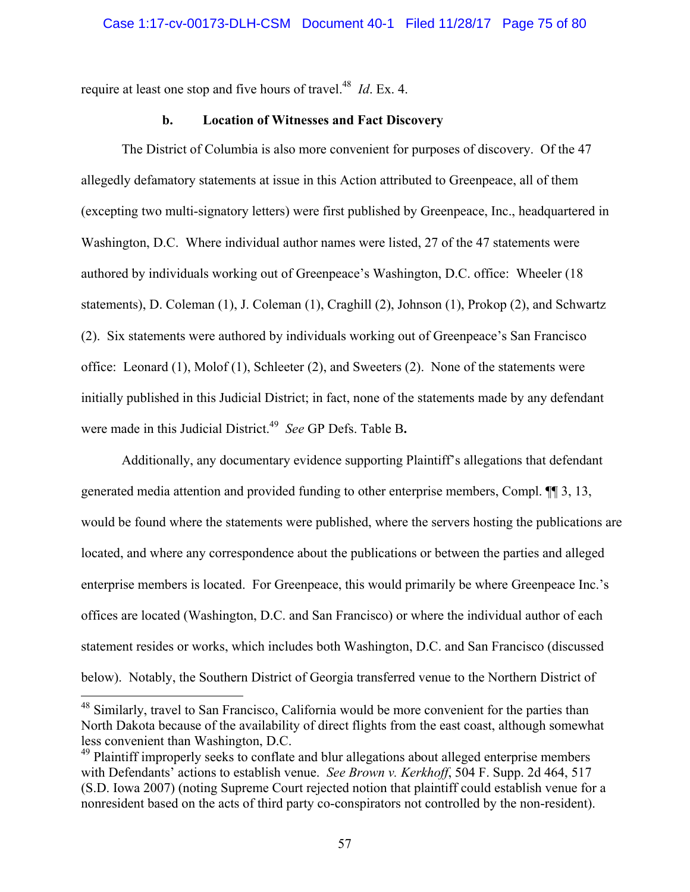require at least one stop and five hours of travel.[48] *Id*. Ex. 4.

**b. Location of Witnesses and Fact Discovery**

The District of Columbia is also more convenient for purposes of discovery. Of the 47 allegedly defamatory statements at issue in this Action attributed to Greenpeace, all of them (excepting two multi-signatory letters) were first published by Greenpeace, Inc., headquartered in Washington, D.C. Where individual author names were listed, 27 of the 47 statements were authored by individuals working out of Greenpeace's Washington, D.C. office: Wheeler (18 statements), D. Coleman (1), J. Coleman (1), Craghill (2), Johnson (1), Prokop (2), and Schwartz (2). Six statements were authored by individuals working out of Greenpeace's San Francisco office: Leonard (1), Molof (1), Schleeter (2), and Sweeters (2). None of the statements were initially published in this Judicial District; in fact, none of the statements made by any defendant were made in this Judicial District.[49] *See* GP Defs. Table B**.**

Additionally, any documentary evidence supporting Plaintiff's allegations that defendant generated media attention and provided funding to other enterprise members, Compl. ¶¶ 3, 13, would be found where the statements were published, where the servers hosting the publications are located, and where any correspondence about the publications or between the parties and alleged enterprise members is located. For Greenpeace, this would primarily be where Greenpeace Inc.'s offices are located (Washington, D.C. and San Francisco) or where the individual author of each statement resides or works, which includes both Washington, D.C. and San Francisco (discussed below). Notably, the Southern District of Georgia transferred venue to the Northern District of

---

[48] Similarly, travel to San Francisco, California would be more convenient for the parties than North Dakota because of the availability of direct flights from the east coast, although somewhat less convenient than Washington, D.C.

[49] Plaintiff improperly seeks to conflate and blur allegations about alleged enterprise members with Defendants' actions to establish venue. *See Brown v. Kerkhoff*, 504 F. Supp. 2d 464, 517 (S.D. Iowa 2007) (noting Supreme Court rejected notion that plaintiff could establish venue for a nonresident based on the acts of third party co-conspirators not controlled by the non-resident).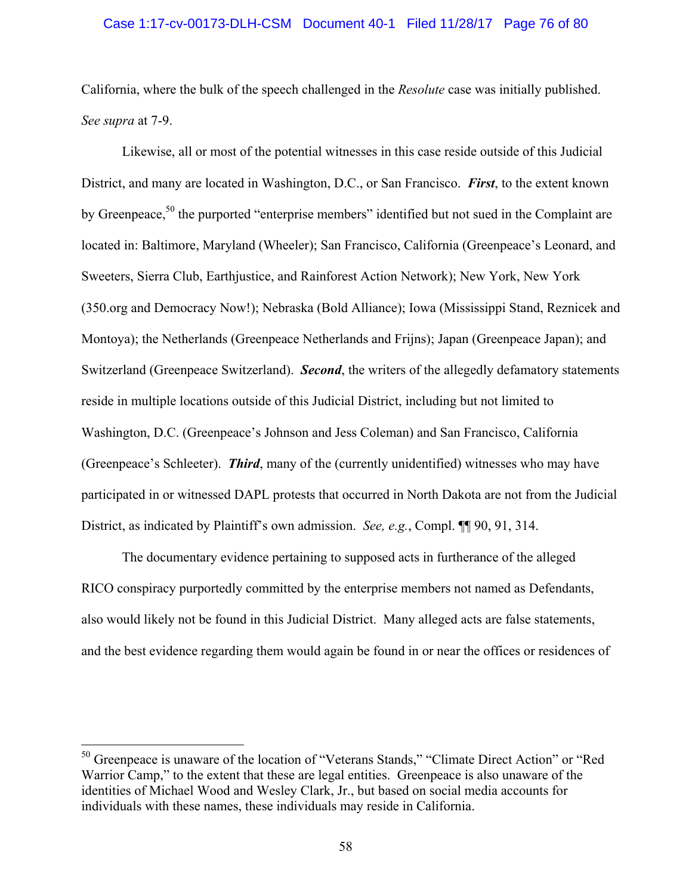California, where the bulk of the speech challenged in the *Resolute* case was initially published. *See supra* at 7-9.

Likewise, all or most of the potential witnesses in this case reside outside of this Judicial District, and many are located in Washington, D.C., or San Francisco. ***First***, to the extent known by Greenpeace,[50] the purported "enterprise members" identified but not sued in the Complaint are located in: Baltimore, Maryland (Wheeler); San Francisco, California (Greenpeace's Leonard, and Sweeters, Sierra Club, Earthjustice, and Rainforest Action Network); New York, New York (350.org and Democracy Now!); Nebraska (Bold Alliance); Iowa (Mississippi Stand, Reznicek and Montoya); the Netherlands (Greenpeace Netherlands and Frijns); Japan (Greenpeace Japan); and Switzerland (Greenpeace Switzerland). ***Second***, the writers of the allegedly defamatory statements reside in multiple locations outside of this Judicial District, including but not limited to Washington, D.C. (Greenpeace's Johnson and Jess Coleman) and San Francisco, California (Greenpeace's Schleeter). ***Third***, many of the (currently unidentified) witnesses who may have participated in or witnessed DAPL protests that occurred in North Dakota are not from the Judicial District, as indicated by Plaintiff's own admission. *See, e.g.*, Compl. ¶¶ 90, 91, 314.

The documentary evidence pertaining to supposed acts in furtherance of the alleged RICO conspiracy purportedly committed by the enterprise members not named as Defendants, also would likely not be found in this Judicial District. Many alleged acts are false statements, and the best evidence regarding them would again be found in or near the offices or residences of

---

[50] Greenpeace is unaware of the location of "Veterans Stands," "Climate Direct Action" or "Red Warrior Camp," to the extent that these are legal entities. Greenpeace is also unaware of the identities of Michael Wood and Wesley Clark, Jr., but based on social media accounts for individuals with these names, these individuals may reside in California.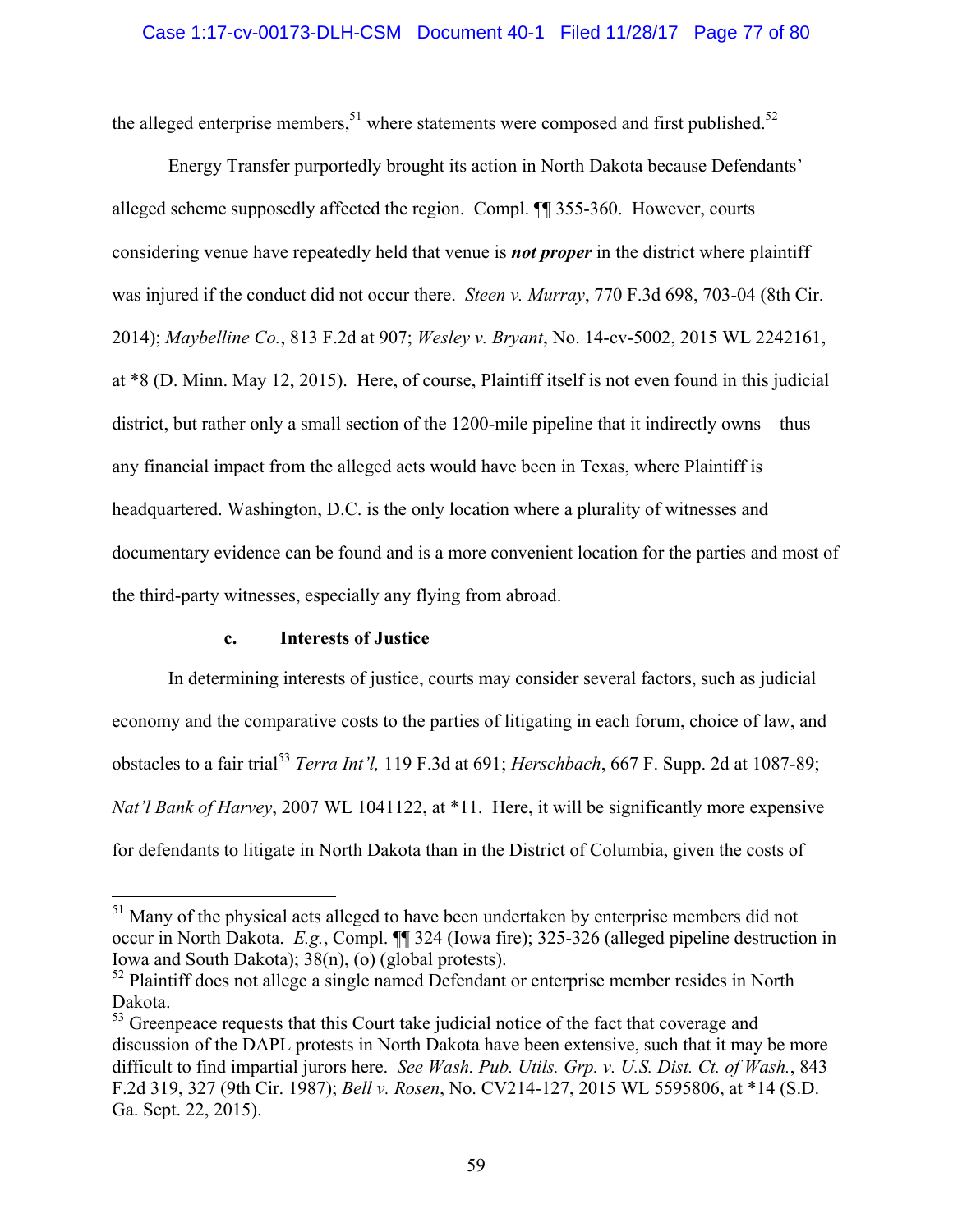the alleged enterprise members,[51] where statements were composed and first published.[52]

Energy Transfer purportedly brought its action in North Dakota because Defendants' alleged scheme supposedly affected the region. Compl. ¶¶ 355-360. However, courts considering venue have repeatedly held that venue is ***not proper*** in the district where plaintiff was injured if the conduct did not occur there. *Steen v. Murray*, 770 F.3d 698, 703-04 (8th Cir. 2014); *Maybelline Co.*, 813 F.2d at 907; *Wesley v. Bryant*, No. 14-cv-5002, 2015 WL 2242161, at *8 (D. Minn. May 12, 2015). Here, of course, Plaintiff itself is not even found in this judicial district, but rather only a small section of the 1200-mile pipeline that it indirectly owns – thus any financial impact from the alleged acts would have been in Texas, where Plaintiff is headquartered. Washington, D.C. is the only location where a plurality of witnesses and documentary evidence can be found and is a more convenient location for the parties and most of the third-party witnesses, especially any flying from abroad.

**c. Interests of Justice**

In determining interests of justice, courts may consider several factors, such as judicial economy and the comparative costs to the parties of litigating in each forum, choice of law, and obstacles to a fair trial[53] *Terra Int'l,* 119 F.3d at 691; *Herschbach*, 667 F. Supp. 2d at 1087-89; *Nat'l Bank of Harvey*, 2007 WL 1041122, at *11. Here, it will be significantly more expensive for defendants to litigate in North Dakota than in the District of Columbia, given the costs of

---

[51] Many of the physical acts alleged to have been undertaken by enterprise members did not occur in North Dakota. *E.g.*, Compl. ¶¶ 324 (Iowa fire); 325-326 (alleged pipeline destruction in Iowa and South Dakota); 38(n), (o) (global protests).

[52] Plaintiff does not allege a single named Defendant or enterprise member resides in North Dakota.

[53] Greenpeace requests that this Court take judicial notice of the fact that coverage and discussion of the DAPL protests in North Dakota have been extensive, such that it may be more difficult to find impartial jurors here. *See Wash. Pub. Utils. Grp. v. U.S. Dist. Ct. of Wash.*, 843 F.2d 319, 327 (9th Cir. 1987); *Bell v. Rosen*, No. CV214-127, 2015 WL 5595806, at *14 (S.D. Ga. Sept. 22, 2015).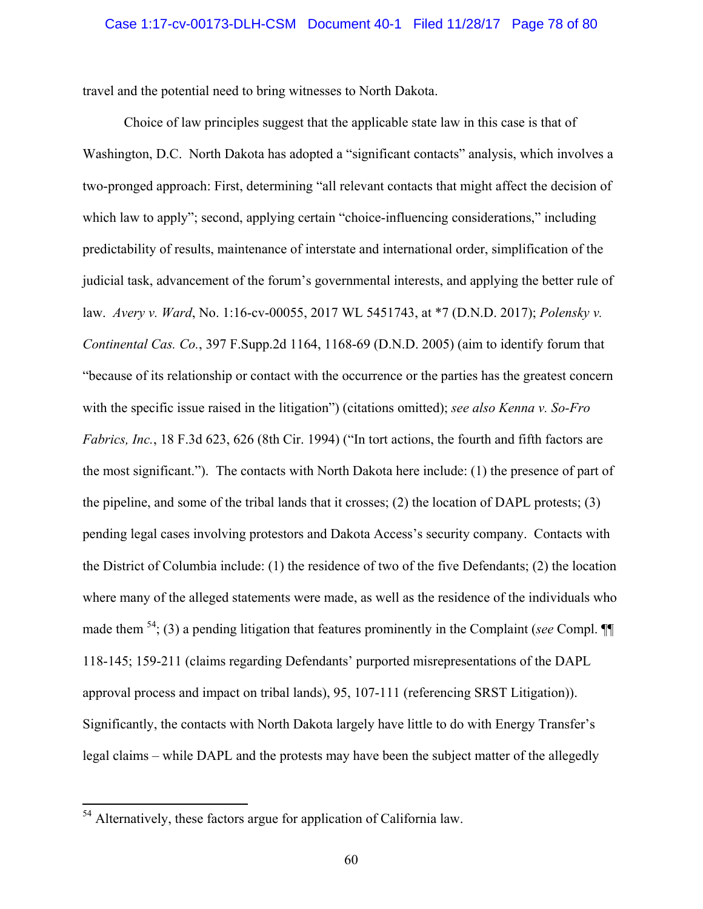travel and the potential need to bring witnesses to North Dakota.

Choice of law principles suggest that the applicable state law in this case is that of Washington, D.C. North Dakota has adopted a "significant contacts" analysis, which involves a two-pronged approach: First, determining "all relevant contacts that might affect the decision of which law to apply"; second, applying certain "choice-influencing considerations," including predictability of results, maintenance of interstate and international order, simplification of the judicial task, advancement of the forum's governmental interests, and applying the better rule of law. *Avery v. Ward*, No. 1:16-cv-00055, 2017 WL 5451743, at *7 (D.N.D. 2017); *Polensky v. Continental Cas. Co.*, 397 F.Supp.2d 1164, 1168-69 (D.N.D. 2005) (aim to identify forum that "because of its relationship or contact with the occurrence or the parties has the greatest concern with the specific issue raised in the litigation") (citations omitted); *see also Kenna v. So-Fro Fabrics, Inc.*, 18 F.3d 623, 626 (8th Cir. 1994) ("In tort actions, the fourth and fifth factors are the most significant."). The contacts with North Dakota here include: (1) the presence of part of the pipeline, and some of the tribal lands that it crosses; (2) the location of DAPL protests; (3) pending legal cases involving protestors and Dakota Access's security company. Contacts with the District of Columbia include: (1) the residence of two of the five Defendants; (2) the location where many of the alleged statements were made, as well as the residence of the individuals who made them [54]; (3) a pending litigation that features prominently in the Complaint (*see* Compl. ¶¶ 118-145; 159-211 (claims regarding Defendants' purported misrepresentations of the DAPL approval process and impact on tribal lands), 95, 107-111 (referencing SRST Litigation)). Significantly, the contacts with North Dakota largely have little to do with Energy Transfer's legal claims – while DAPL and the protests may have been the subject matter of the allegedly

[54] Alternatively, these factors argue for application of California law.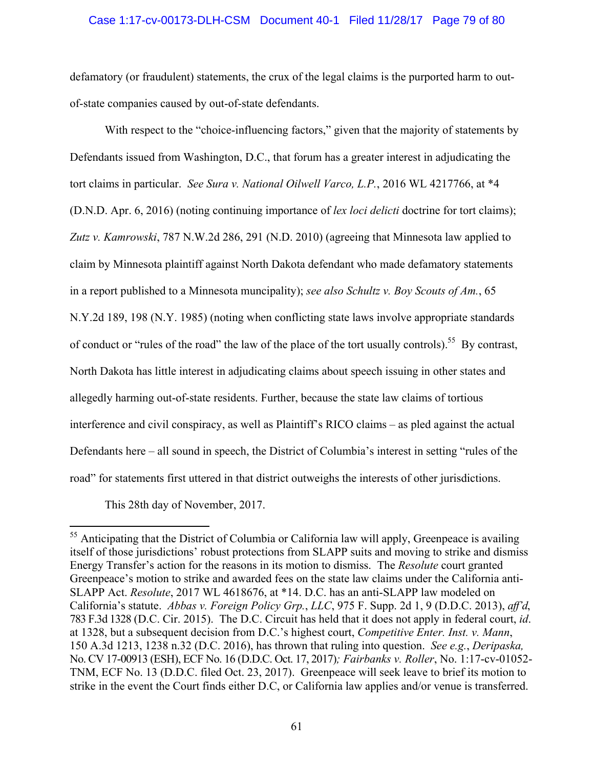defamatory (or fraudulent) statements, the crux of the legal claims is the purported harm to out-of-state companies caused by out-of-state defendants.

With respect to the "choice-influencing factors," given that the majority of statements by Defendants issued from Washington, D.C., that forum has a greater interest in adjudicating the tort claims in particular. *See Sura v. National Oilwell Varco, L.P.*, 2016 WL 4217766, at *4 (D.N.D. Apr. 6, 2016) (noting continuing importance of *lex loci delicti* doctrine for tort claims); *Zutz v. Kamrowski*, 787 N.W.2d 286, 291 (N.D. 2010) (agreeing that Minnesota law applied to claim by Minnesota plaintiff against North Dakota defendant who made defamatory statements in a report published to a Minnesota muncipality); *see also Schultz v. Boy Scouts of Am.*, 65 N.Y.2d 189, 198 (N.Y. 1985) (noting when conflicting state laws involve appropriate standards of conduct or "rules of the road" the law of the place of the tort usually controls).[55] By contrast, North Dakota has little interest in adjudicating claims about speech issuing in other states and allegedly harming out-of-state residents. Further, because the state law claims of tortious interference and civil conspiracy, as well as Plaintiff's RICO claims – as pled against the actual Defendants here – all sound in speech, the District of Columbia's interest in setting "rules of the road" for statements first uttered in that district outweighs the interests of other jurisdictions.

This 28th day of November, 2017.

---

[55] Anticipating that the District of Columbia or California law will apply, Greenpeace is availing itself of those jurisdictions' robust protections from SLAPP suits and moving to strike and dismiss Energy Transfer's action for the reasons in its motion to dismiss. The *Resolute* court granted Greenpeace's motion to strike and awarded fees on the state law claims under the California anti-SLAPP Act. *Resolute*, 2017 WL 4618676, at *14. D.C. has an anti-SLAPP law modeled on California's statute. *Abbas v. Foreign Policy Grp., LLC*, 975 F. Supp. 2d 1, 9 (D.D.C. 2013), *aff'd*, 783 F.3d 1328 (D.C. Cir. 2015). The D.C. Circuit has held that it does not apply in federal court, *id*. at 1328, but a subsequent decision from D.C.'s highest court, *Competitive Enter. Inst. v. Mann*, 150 A.3d 1213, 1238 n.32 (D.C. 2016), has thrown that ruling into question. *See e.g.*, *Deripaska,* No. CV 17-00913 (ESH), ECF No. 16 (D.D.C. Oct. 17, 2017)*; Fairbanks v. Roller*, No. 1:17-cv-01052-TNM, ECF No. 13 (D.D.C. filed Oct. 23, 2017). Greenpeace will seek leave to brief its motion to strike in the event the Court finds either D.C, or California law applies and/or venue is transferred.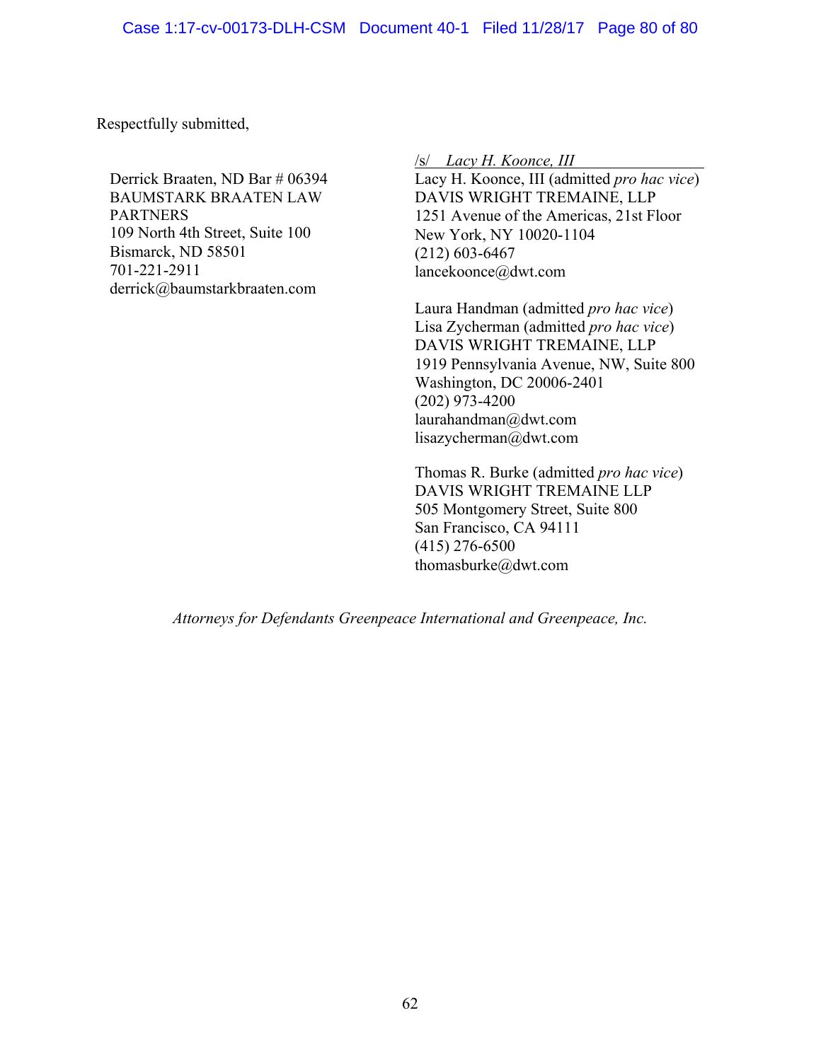Respectfully submitted,

Derrick Braaten, ND Bar # 06394
BAUMSTARK BRAATEN LAW PARTNERS
109 North 4th Street, Suite 100
Bismarck, ND 58501
701-221-2911
derrick@baumstarkbraaten.com

/s/ *Lacy H. Koonce, III*
Lacy H. Koonce, III (admitted *pro hac vice*)
DAVIS WRIGHT TREMAINE, LLP
1251 Avenue of the Americas, 21st Floor
New York, NY 10020-1104
(212) 603-6467
lancekoonce@dwt.com

Laura Handman (admitted *pro hac vice*)
Lisa Zycherman (admitted *pro hac vice*)
DAVIS WRIGHT TREMAINE, LLP
1919 Pennsylvania Avenue, NW, Suite 800
Washington, DC 20006-2401
(202) 973-4200
laurahandman@dwt.com
lisazycherman@dwt.com

Thomas R. Burke (admitted *pro hac vice*)
DAVIS WRIGHT TREMAINE LLP
505 Montgomery Street, Suite 800
San Francisco, CA 94111
(415) 276-6500
thomasburke@dwt.com

*Attorneys for Defendants Greenpeace International and Greenpeace, Inc.*